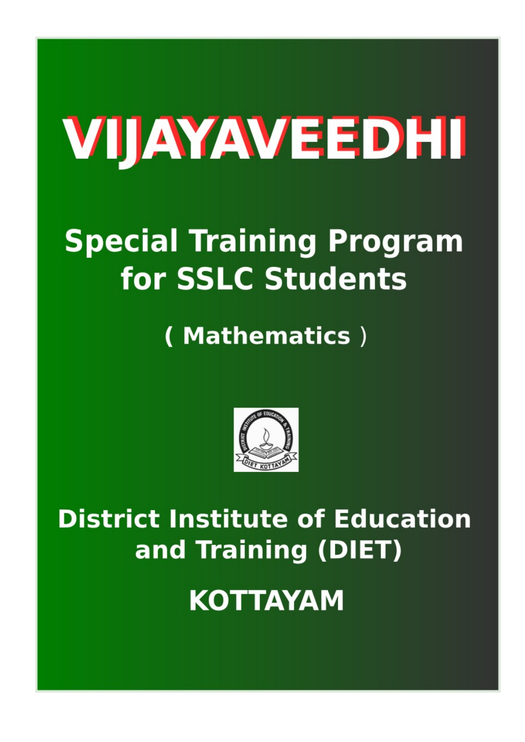# VIJAYAVEEDHI

## Special Training Program for SSLC Students

### ( Mathematics )

## District Institute of Education and Training (DIET)

## KOTTAYAM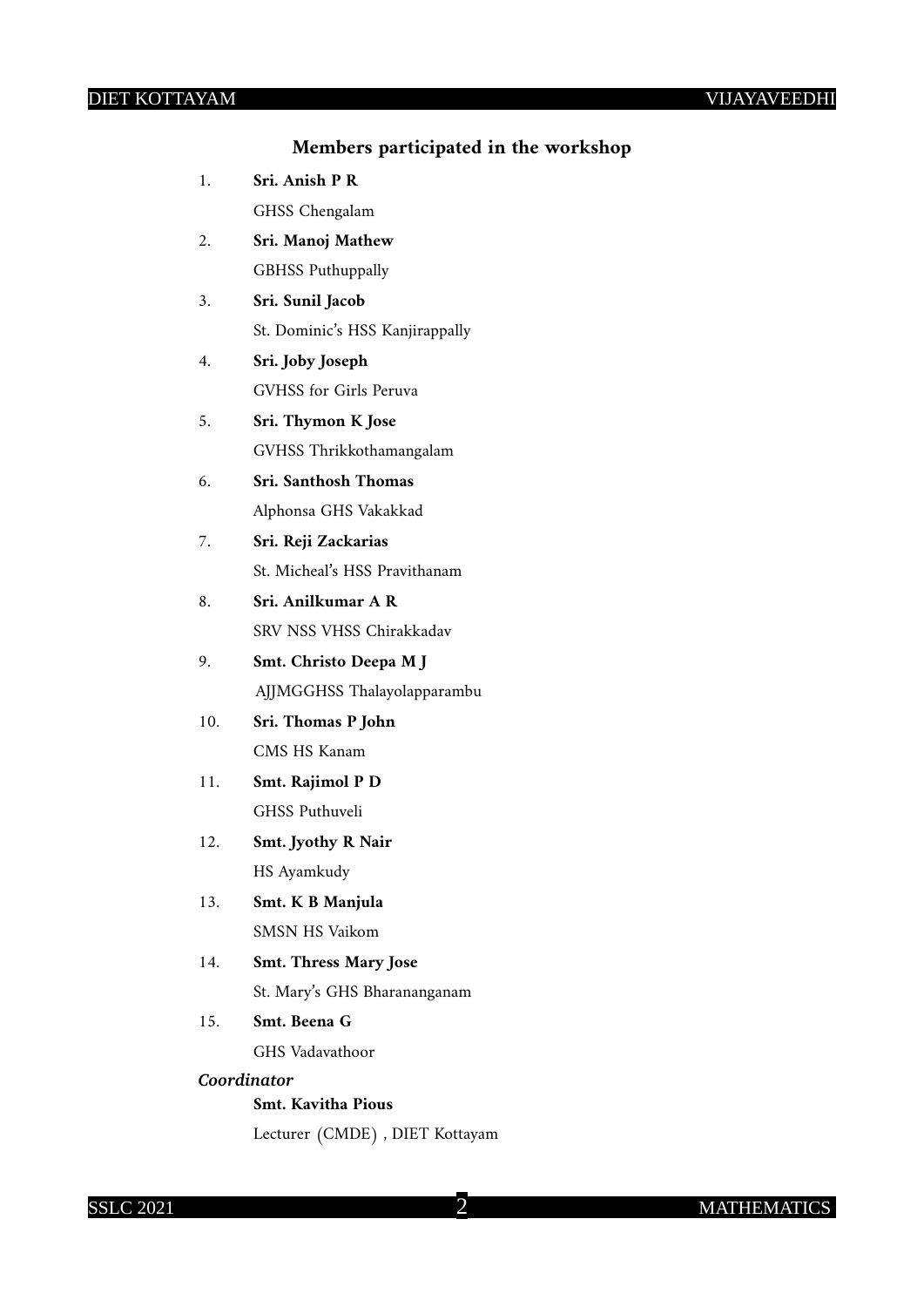## Members participated in the workshop

1. **Sri. Anish P R**
   GHSS Chengalam
2. **Sri. Manoj Mathew**
   GBHSS Puthuppally
3. **Sri. Sunil Jacob**
   St. Dominic's HSS Kanjirappally
4. **Sri. Joby Joseph**
   GVHSS for Girls Peruva
5. **Sri. Thymon K Jose**
   GVHSS Thrikkothamangalam
6. **Sri. Santhosh Thomas**
   Alphonsa GHS Vakakkad
7. **Sri. Reji Zackarias**
   St. Micheal's HSS Pravithanam
8. **Sri. Anilkumar A R**
   SRV NSS VHSS Chirakkadav
9. **Smt. Christo Deepa M J**
   AJJMGGHSS Thalayolapparambu
10. **Sri. Thomas P John**
    CMS HS Kanam
11. **Smt. Rajimol P D**
    GHSS Puthuveli
12. **Smt. Jyothy R Nair**
    HS Ayamkudy
13. **Smt. K B Manjula**
    SMSN HS Vaikom
14. **Smt. Thress Mary Jose**
    St. Mary's GHS Bharananganam
15. **Smt. Beena G**
    GHS Vadavathoor

***Coordinator***

**Smt. Kavitha Pious**

Lecturer (CMDE) , DIET Kottayam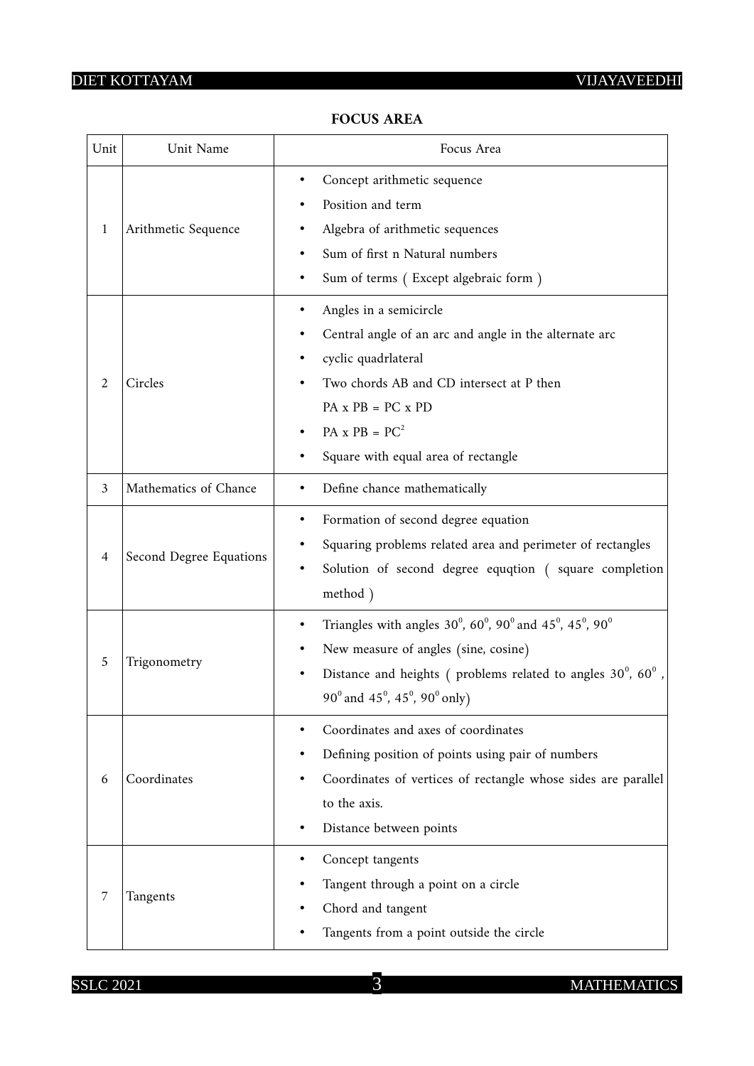## FOCUS AREA

| Unit | Unit Name | Focus Area |
|---|---|---|
| 1 | Arithmetic Sequence | • Concept arithmetic sequence<br>• Position and term<br>• Algebra of arithmetic sequences<br>• Sum of first n Natural numbers<br>• Sum of terms ( Except algebraic form ) |
| 2 | Circles | • Angles in a semicircle<br>• Central angle of an arc and angle in the alternate arc<br>• cyclic quadrlateral<br>• Two chords AB and CD intersect at P then PA x PB = PC x PD<br>• PA x PB = $PC^2$<br>• Square with equal area of rectangle |
| 3 | Mathematics of Chance | • Define chance mathematically |
| 4 | Second Degree Equations | • Formation of second degree equation<br>• Squaring problems related area and perimeter of rectangles<br>• Solution of second degree equqtion ( square completion method ) |
| 5 | Trigonometry | • Triangles with angles $30^0$, $60^0$, $90^0$ and $45^0$, $45^0$, $90^0$<br>• New measure of angles (sine, cosine)<br>• Distance and heights ( problems related to angles $30^0$, $60^0$, $90^0$ and $45^0$, $45^0$, $90^0$ only) |
| 6 | Coordinates | • Coordinates and axes of coordinates<br>• Defining position of points using pair of numbers<br>• Coordinates of vertices of rectangle whose sides are parallel to the axis.<br>• Distance between points |
| 7 | Tangents | • Concept tangents<br>• Tangent through a point on a circle<br>• Chord and tangent<br>• Tangents from a point outside the circle |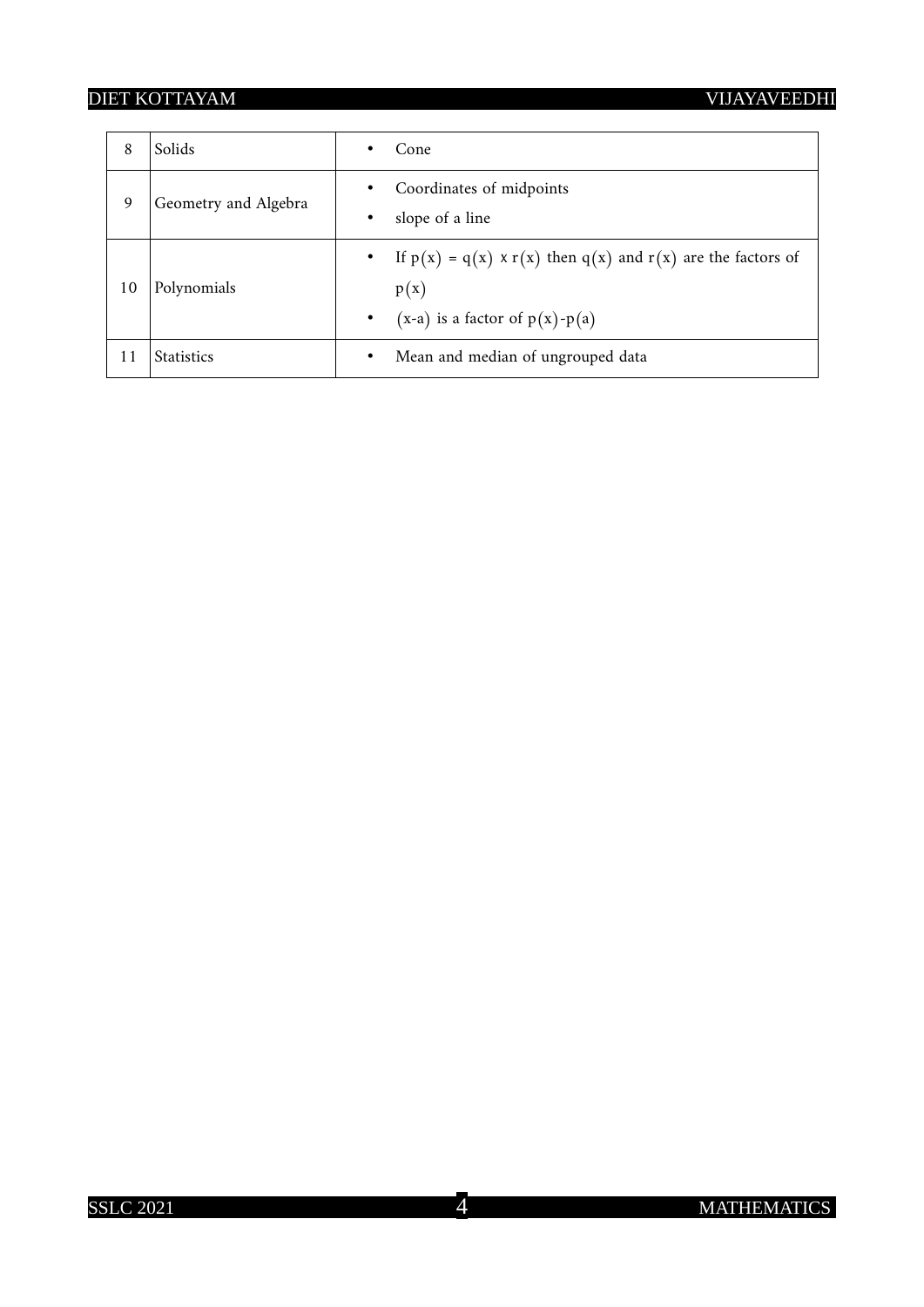| 8 | Solids | • Cone |
|---|---|---|
| 9 | Geometry and Algebra | • Coordinates of midpoints<br>• slope of a line |
| 10 | Polynomials | • If $p(x) = q(x) \times r(x)$ then $q(x)$ and $r(x)$ are the factors of $p(x)$<br>• $(x-a)$ is a factor of $p(x)-p(a)$ |
| 11 | Statistics | • Mean and median of ungrouped data |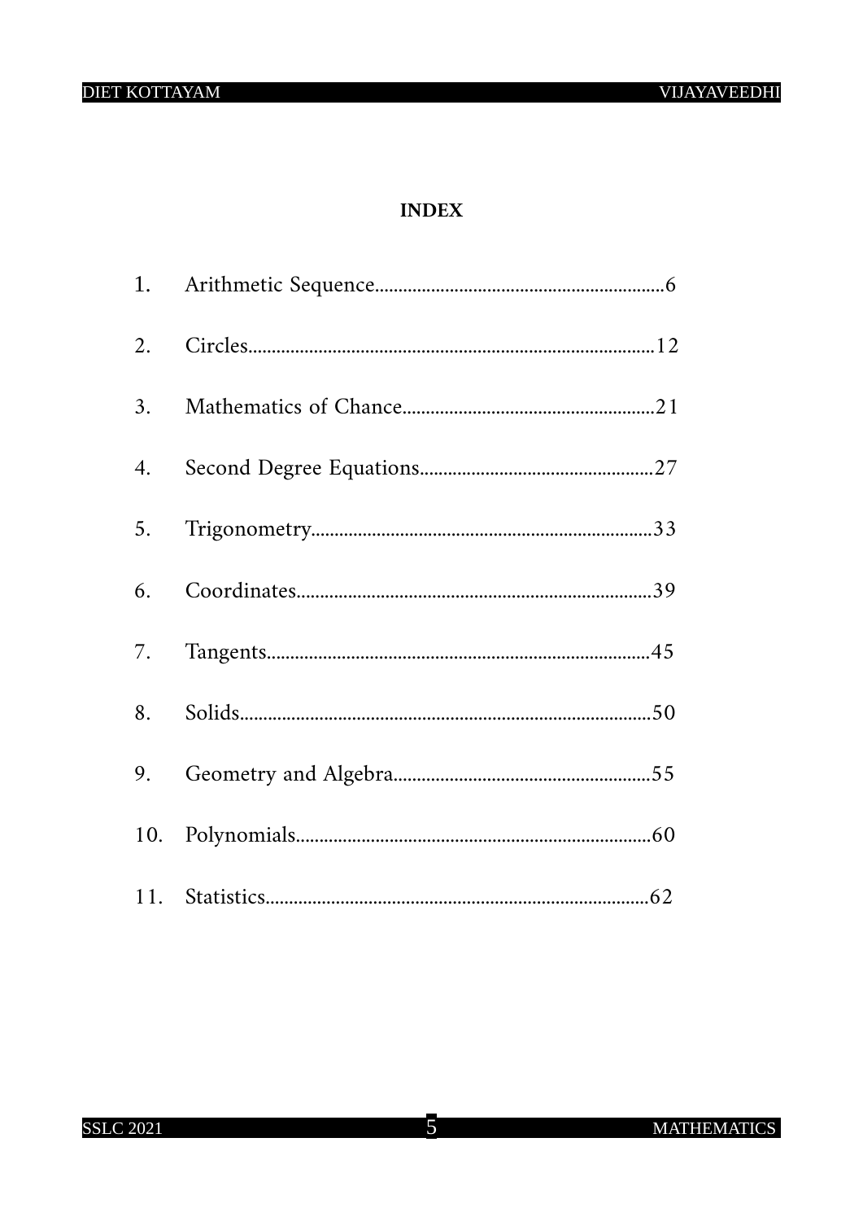# INDEX

1. Arithmetic Sequence.............................................................6
2. Circles......................................................................................12
3. Mathematics of Chance.....................................................21
4. Second Degree Equations.................................................27
5. Trigonometry........................................................................33
6. Coordinates...........................................................................39
7. Tangents.................................................................................45
8. Solids.......................................................................................50
9. Geometry and Algebra......................................................55
10. Polynomials...........................................................................60
11. Statistics.................................................................................62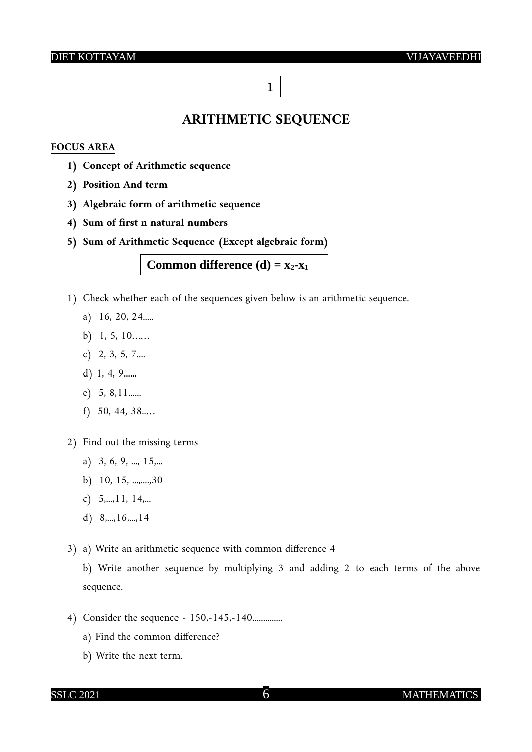**1**

# ARITHMETIC SEQUENCE

**FOCUS AREA**

1) **Concept of Arithmetic sequence**
2) **Position And term**
3) **Algebraic form of arithmetic sequence**
4) **Sum of first n natural numbers**
5) **Sum of Arithmetic Sequence (Except algebraic form)**

**Common difference (d) = $x_2$-$x_1$**

1) Check whether each of the sequences given below is an arithmetic sequence.
   a) 16, 20, 24.....
   b) 1, 5, 10……
   c) 2, 3, 5, 7....
   d) 1, 4, 9......
   e) 5, 8,11......
   f) 50, 44, 38...…

2) Find out the missing terms
   a) 3, 6, 9, ..., 15,...
   b) 10, 15, ...,....,30
   c) 5,...,11, 14,...
   d) 8,...,16,...,14

3) a) Write an arithmetic sequence with common difference 4

   b) Write another sequence by multiplying 3 and adding 2 to each terms of the above sequence.

4) Consider the sequence - 150,-145,-140..............
   a) Find the common difference?
   b) Write the next term.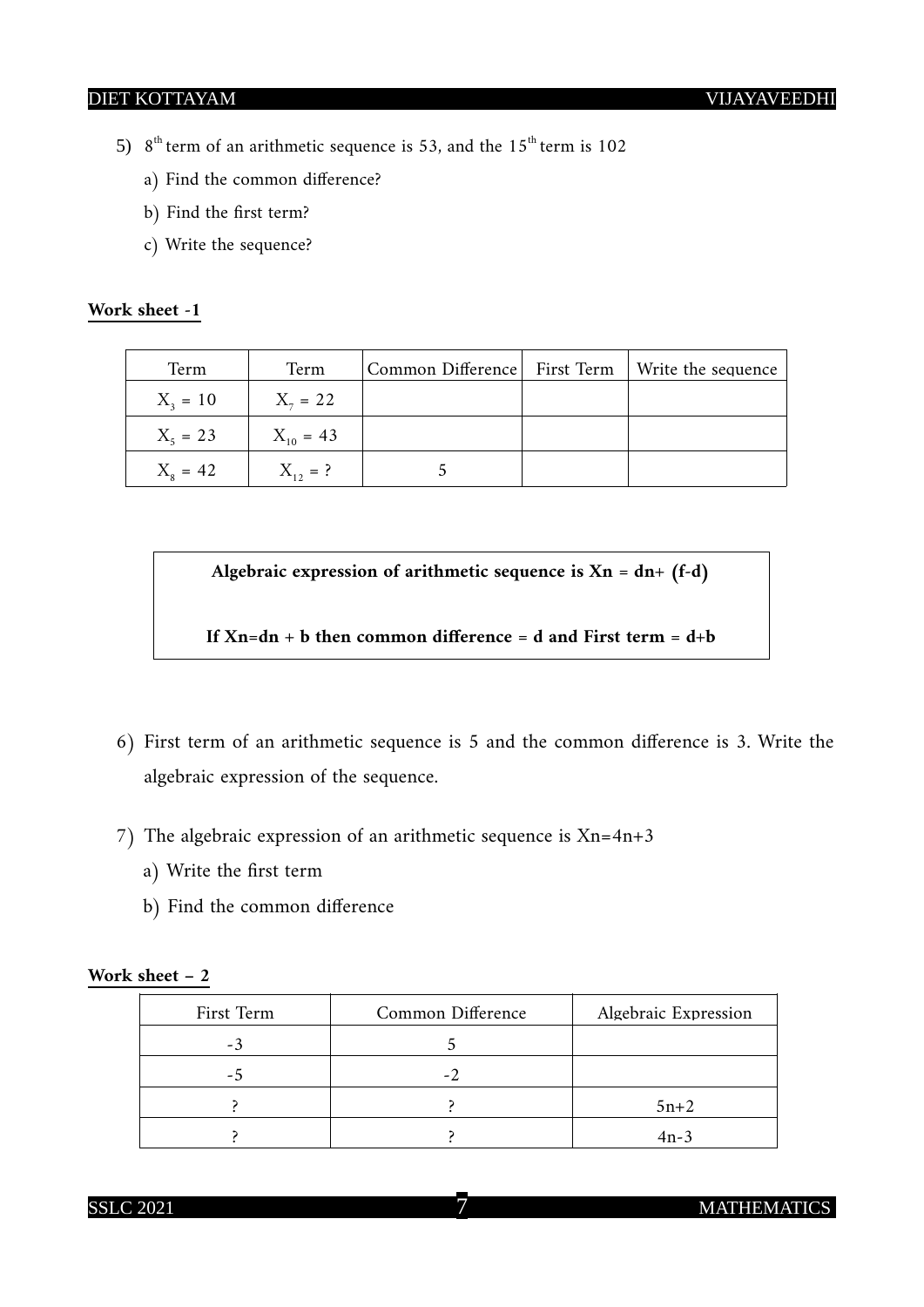5) $8^{th}$ term of an arithmetic sequence is 53, and the $15^{th}$ term is 102

   a) Find the common difference?

   b) Find the first term?

   c) Write the sequence?

**Work sheet -1**

| Term | Term | Common Difference | First Term | Write the sequence |
|---|---|---|---|---|
| $X_3 = 10$ | $X_7 = 22$ | | | |
| $X_5 = 23$ | $X_{10} = 43$ | | | |
| $X_8 = 42$ | $X_{12} = ?$ | 5 | | |

**Algebraic expression of arithmetic sequence is Xn = dn+ (f-d)**

**If Xn=dn + b then common difference = d and First term = d+b**

6) First term of an arithmetic sequence is 5 and the common difference is 3. Write the algebraic expression of the sequence.

7) The algebraic expression of an arithmetic sequence is Xn=4n+3

   a) Write the first term

   b) Find the common difference

**Work sheet – 2**

| First Term | Common Difference | Algebraic Expression |
|---|---|---|
| -3 | 5 | |
| -5 | -2 | |
| ? | ? | 5n+2 |
| ? | ? | 4n-3 |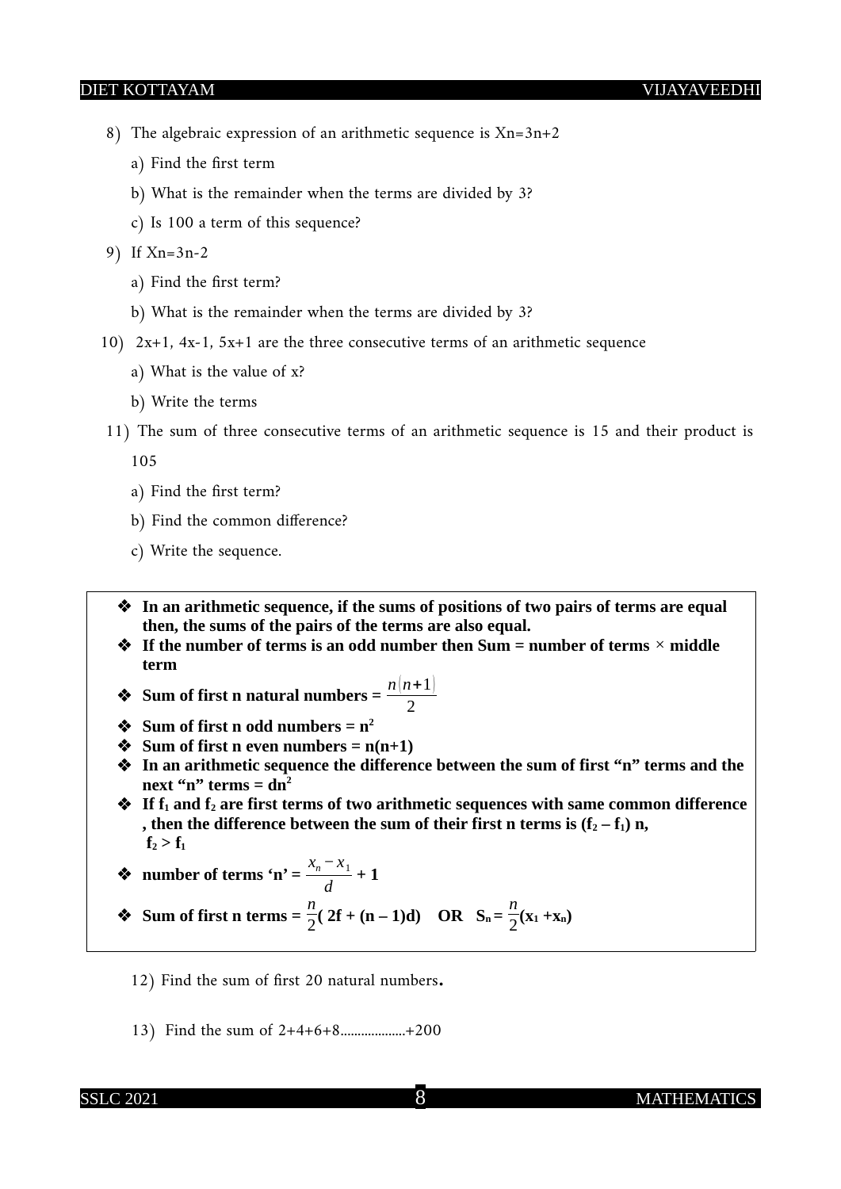8) The algebraic expression of an arithmetic sequence is $X_n=3n+2$

   a) Find the first term

   b) What is the remainder when the terms are divided by 3?

   c) Is 100 a term of this sequence?

9) If $X_n=3n-2$

   a) Find the first term?

   b) What is the remainder when the terms are divided by 3?

10) $2x+1$, $4x-1$, $5x+1$ are the three consecutive terms of an arithmetic sequence

    a) What is the value of x?

    b) Write the terms

11) The sum of three consecutive terms of an arithmetic sequence is 15 and their product is 105

    a) Find the first term?

    b) Find the common difference?

    c) Write the sequence.

- **In an arithmetic sequence, if the sums of positions of two pairs of terms are equal then, the sums of the pairs of the terms are also equal.**
- **If the number of terms is an odd number then Sum = number of terms × middle term**
- **Sum of first n natural numbers =** $\frac{n(n+1)}{2}$
- **Sum of first n odd numbers =** $n^2$
- **Sum of first n even numbers =** $n(n+1)$
- **In an arithmetic sequence the difference between the sum of first "n" terms and the next "n" terms =** $dn^2$
- **If** $f_1$ **and** $f_2$ **are first terms of two arithmetic sequences with same common difference , then the difference between the sum of their first n terms is** $(f_2 - f_1)\,n$, $f_2 > f_1$
- **number of terms 'n' =** $\frac{x_n - x_1}{d} + 1$
- **Sum of first n terms =** $\frac{n}{2}(2f + (n-1)d)$ **OR** $S_n = \frac{n}{2}(x_1 + x_n)$

12) Find the sum of first 20 natural numbers.

13) Find the sum of 2+4+6+8..................+200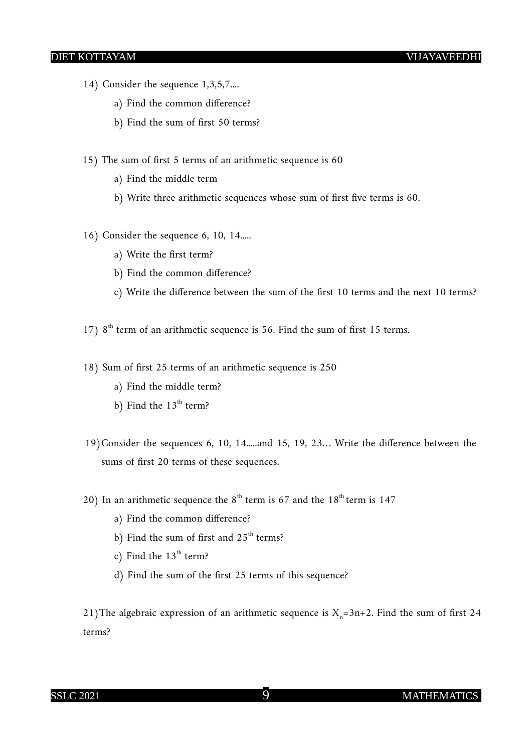14) Consider the sequence 1,3,5,7....

   a) Find the common difference?

   b) Find the sum of first 50 terms?

15) The sum of first 5 terms of an arithmetic sequence is 60

   a) Find the middle term

   b) Write three arithmetic sequences whose sum of first five terms is 60.

16) Consider the sequence 6, 10, 14.....

   a) Write the first term?

   b) Find the common difference?

   c) Write the difference between the sum of the first 10 terms and the next 10 terms?

17) $8^{th}$ term of an arithmetic sequence is 56. Find the sum of first 15 terms.

18) Sum of first 25 terms of an arithmetic sequence is 250

   a) Find the middle term?

   b) Find the $13^{th}$ term?

19) Consider the sequences 6, 10, 14.....and 15, 19, 23... Write the difference between the sums of first 20 terms of these sequences.

20) In an arithmetic sequence the $8^{th}$ term is 67 and the $18^{th}$ term is 147

   a) Find the common difference?

   b) Find the sum of first and $25^{th}$ terms?

   c) Find the $13^{th}$ term?

   d) Find the sum of the first 25 terms of this sequence?

21) The algebraic expression of an arithmetic sequence is $X_n=3n+2$. Find the sum of first 24 terms?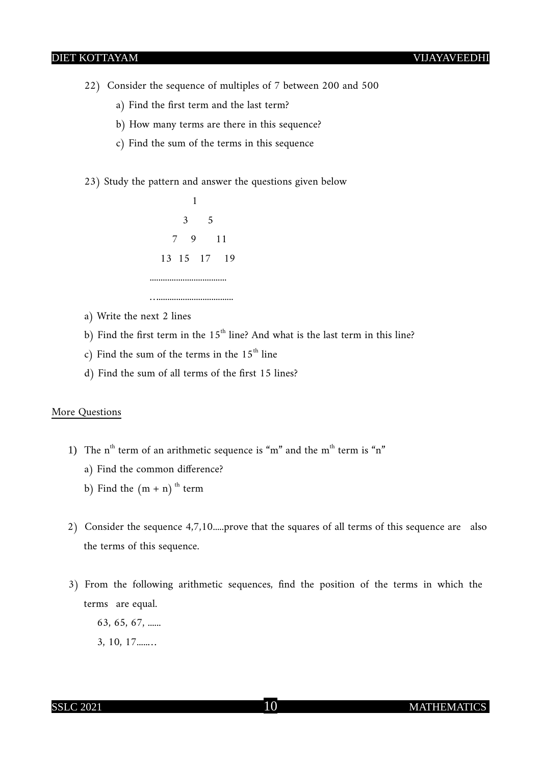22) Consider the sequence of multiples of 7 between 200 and 500

   a) Find the first term and the last term?

   b) How many terms are there in this sequence?

   c) Find the sum of the terms in this sequence

23) Study the pattern and answer the questions given below

```
        1
      3    5
    7   9    11
  13  15  17   19
..................................
…..................................
```

a) Write the next 2 lines

b) Find the first term in the $15^{th}$ line? And what is the last term in this line?

c) Find the sum of the terms in the $15^{th}$ line

d) Find the sum of all terms of the first 15 lines?

<u>More Questions</u>

1) The $n^{th}$ term of an arithmetic sequence is "m" and the $m^{th}$ term is "n"

   a) Find the common difference?

   b) Find the $(m + n)^{th}$ term

2) Consider the sequence 4,7,10.....prove that the squares of all terms of this sequence are also the terms of this sequence.

3) From the following arithmetic sequences, find the position of the terms in which the terms are equal.

   63, 65, 67, ......

   3, 10, 17.......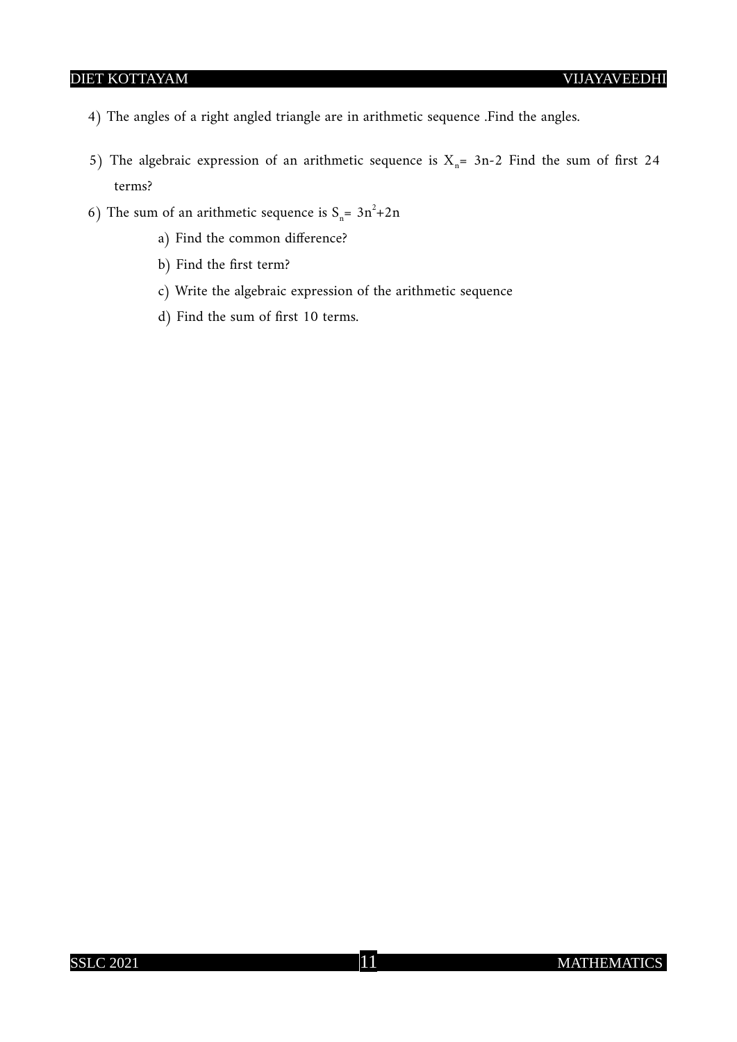4) The angles of a right angled triangle are in arithmetic sequence .Find the angles.

5) The algebraic expression of an arithmetic sequence is $X_n$= 3n-2 Find the sum of first 24 terms?

6) The sum of an arithmetic sequence is $S_n = 3n^2+2n$

   a) Find the common difference?

   b) Find the first term?

   c) Write the algebraic expression of the arithmetic sequence

   d) Find the sum of first 10 terms.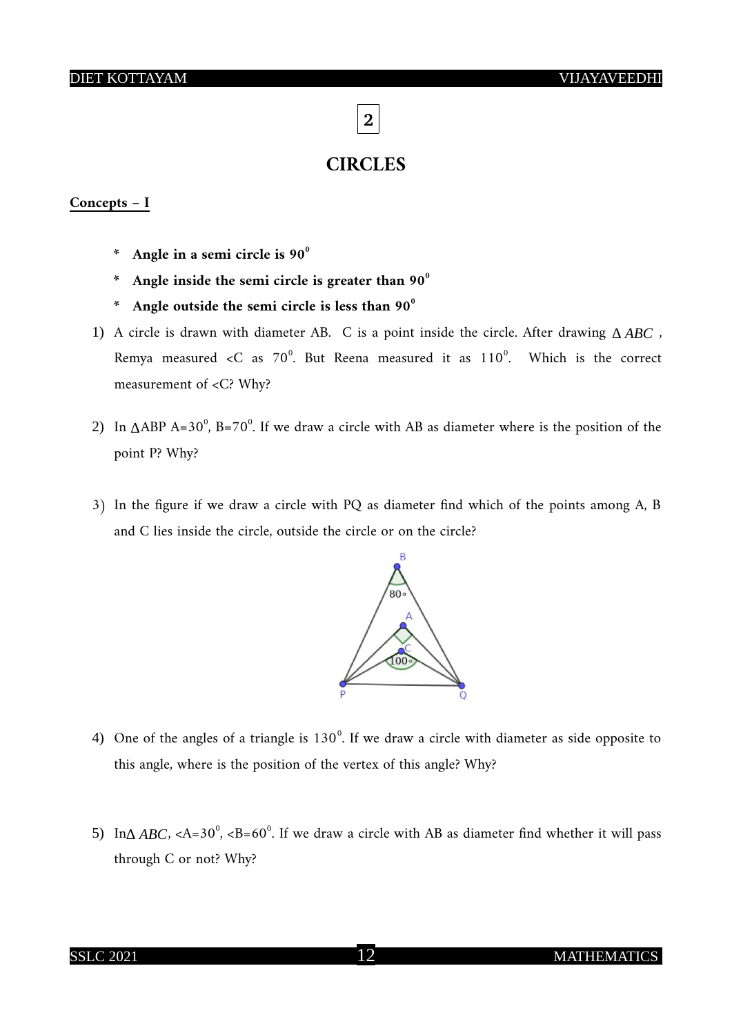# 2

## CIRCLES

**Concepts – I**

- **Angle in a semi circle is $90^0$**
- **Angle inside the semi circle is greater than $90^0$**
- **Angle outside the semi circle is less than $90^0$**

1) A circle is drawn with diameter AB. C is a point inside the circle. After drawing $\Delta ABC$, Remya measured <C as $70^0$. But Reena measured it as $110^0$. Which is the correct measurement of <C? Why?

2) In $\Delta$ABP A=$30^0$, B=$70^0$. If we draw a circle with AB as diameter where is the position of the point P? Why?

3) In the figure if we draw a circle with PQ as diameter find which of the points among A, B and C lies inside the circle, outside the circle or on the circle?

4) One of the angles of a triangle is $130^0$. If we draw a circle with diameter as side opposite to this angle, where is the position of the vertex of this angle? Why?

5) In $\Delta ABC$, <A=$30^0$, <B=$60^0$. If we draw a circle with AB as diameter find whether it will pass through C or not? Why?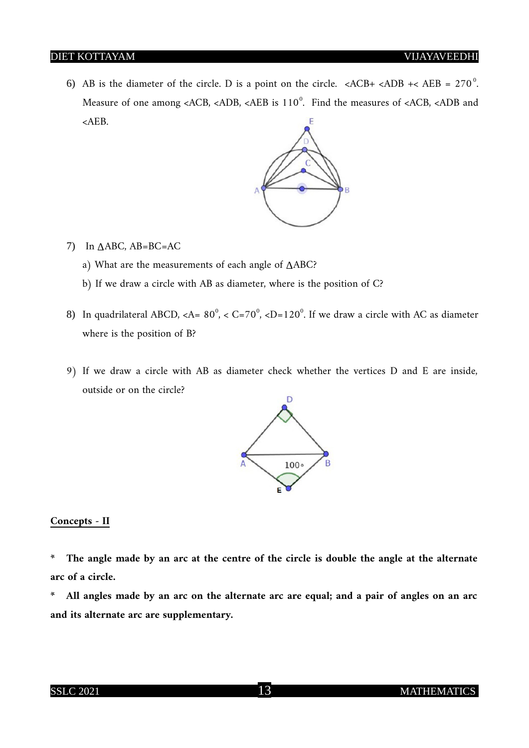6) AB is the diameter of the circle. D is a point on the circle. <ACB+ <ADB +< AEB = $270^0$. Measure of one among <ACB, <ADB, <AEB is $110^0$. Find the measures of <ACB, <ADB and <AEB.

7) In $\Delta$ABC, AB=BC=AC

   a) What are the measurements of each angle of $\Delta$ABC?

   b) If we draw a circle with AB as diameter, where is the position of C?

8) In quadrilateral ABCD, <A= $80^0$, < C=$70^0$, <D=$120^0$. If we draw a circle with AC as diameter where is the position of B?

9) If we draw a circle with AB as diameter check whether the vertices D and E are inside, outside or on the circle?

## Concepts - II

**\* The angle made by an arc at the centre of the circle is double the angle at the alternate arc of a circle.**

**\* All angles made by an arc on the alternate arc are equal; and a pair of angles on an arc and its alternate arc are supplementary.**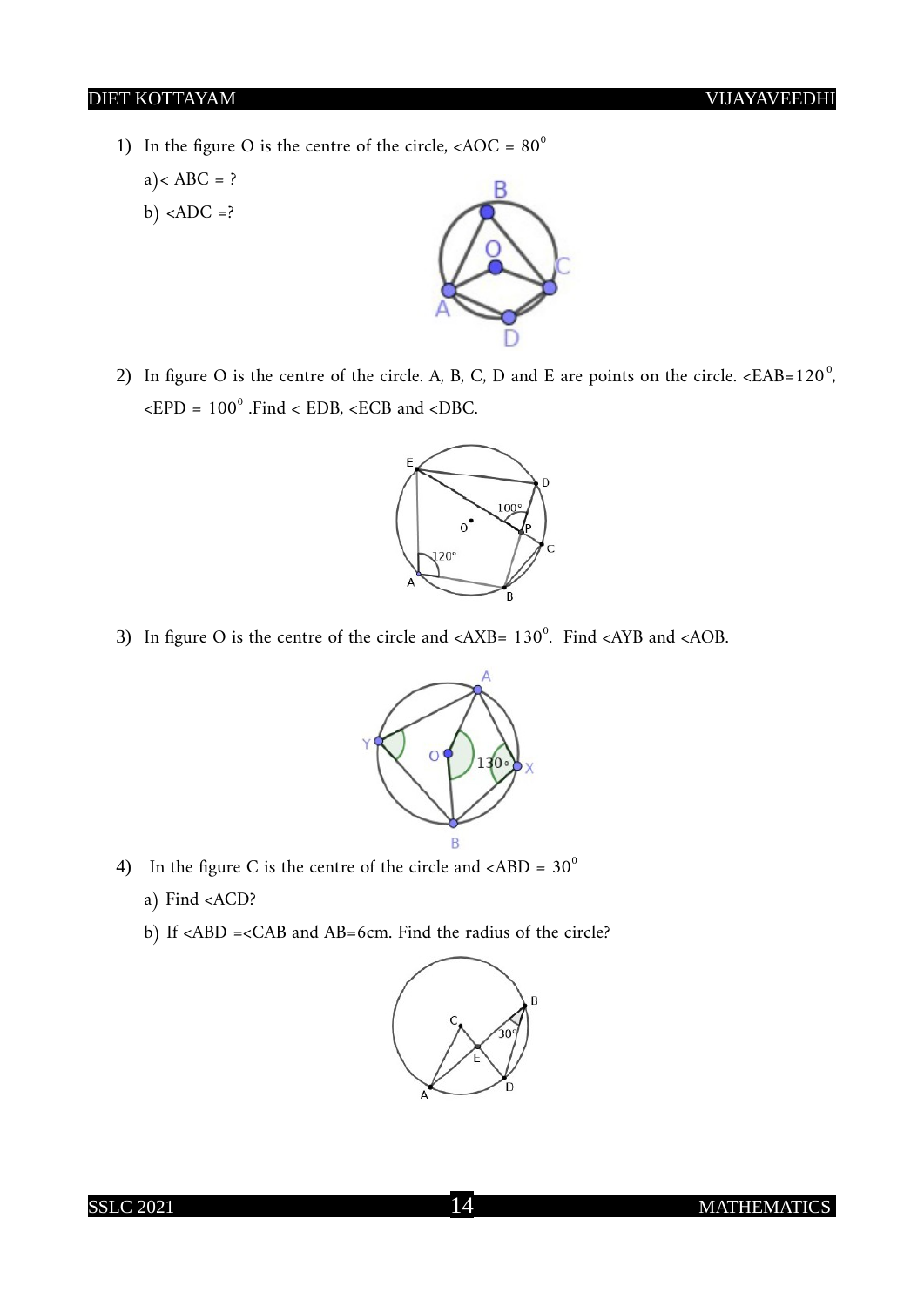1) In the figure O is the centre of the circle, <AOC = $80^0$

   a) < ABC = ?

   b) <ADC =?

2) In figure O is the centre of the circle. A, B, C, D and E are points on the circle. <EAB=$120^0$, <EPD = $100^0$ .Find < EDB, <ECB and <DBC.

3) In figure O is the centre of the circle and <AXB= $130^0$. Find <AYB and <AOB.

4) In the figure C is the centre of the circle and <ABD = $30^0$

   a) Find <ACD?

   b) If <ABD =<CAB and AB=6cm. Find the radius of the circle?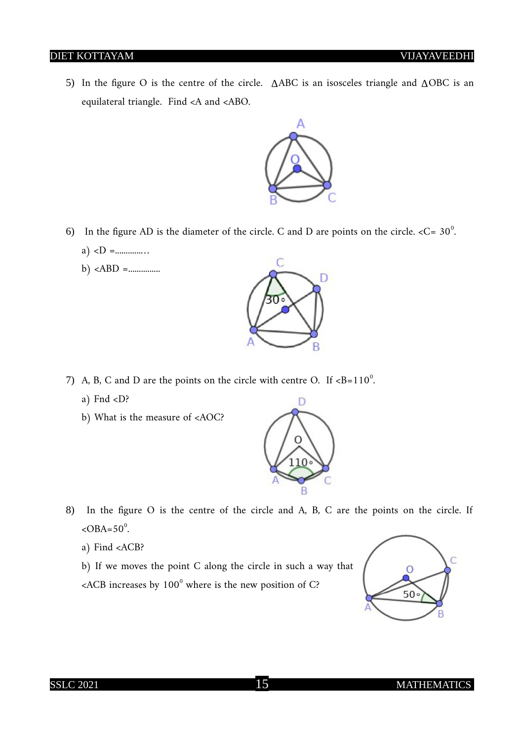5) In the figure O is the centre of the circle. $\Delta$ABC is an isosceles triangle and $\Delta$OBC is an equilateral triangle. Find <A and <ABO.

6) In the figure AD is the diameter of the circle. C and D are points on the circle. <C= $30^0$.

   a) <D =..............

   b) <ABD =...............

7) A, B, C and D are the points on the circle with centre O. If <B=$110^0$.

   a) Fnd <D?

   b) What is the measure of <AOC?

8) In the figure O is the centre of the circle and A, B, C are the points on the circle. If <OBA=$50^0$.

   a) Find <ACB?

   b) If we moves the point C along the circle in such a way that <ACB increases by $100^0$ where is the new position of C?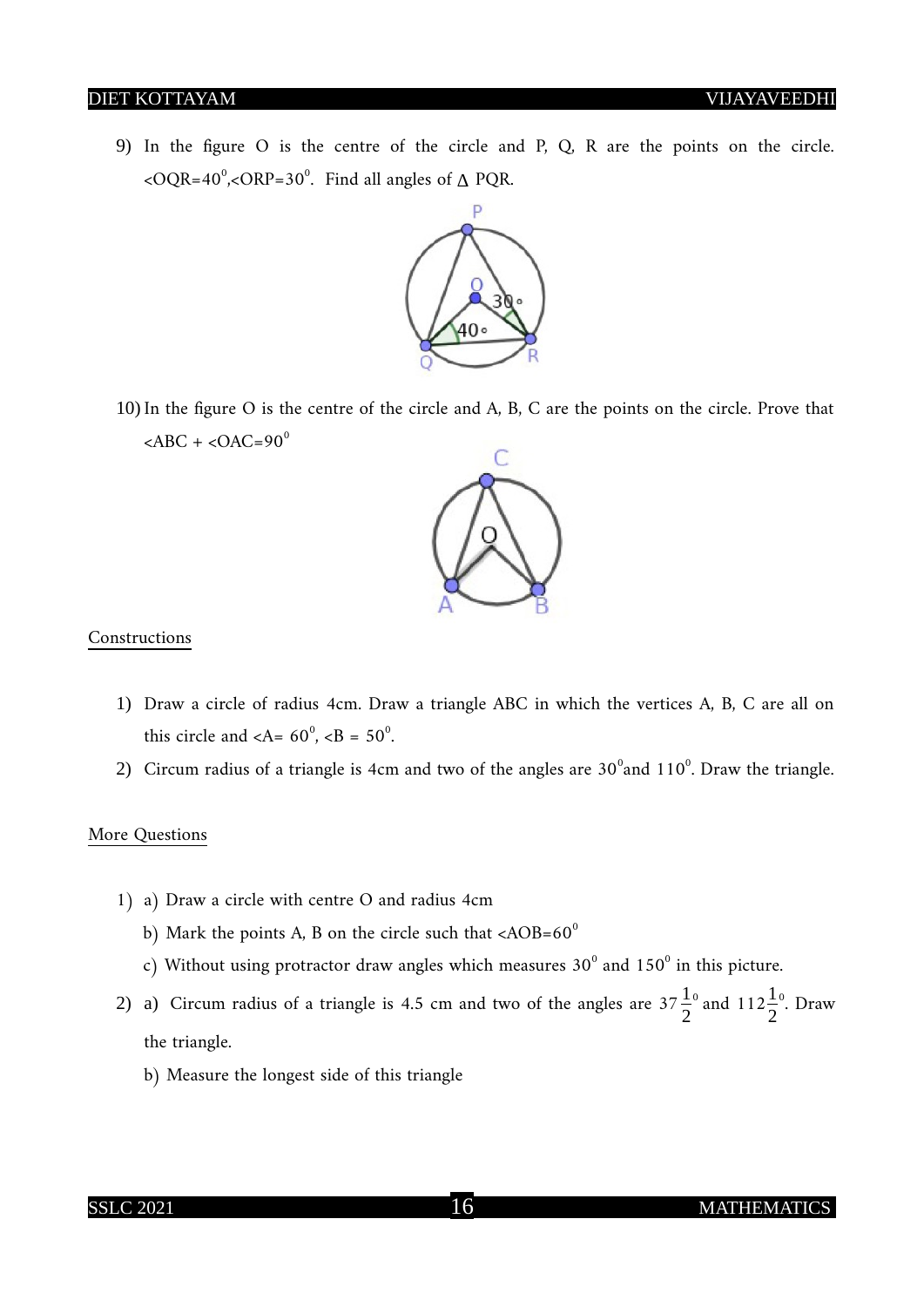9) In the figure O is the centre of the circle and P, Q, R are the points on the circle. $<OQR=40^0$, $<ORP=30^0$. Find all angles of $\Delta$ PQR.

10) In the figure O is the centre of the circle and A, B, C are the points on the circle. Prove that $<ABC + <OAC=90^0$

## Constructions

1) Draw a circle of radius 4cm. Draw a triangle ABC in which the vertices A, B, C are all on this circle and $<A= 60^0$, $<B = 50^0$.
2) Circum radius of a triangle is 4cm and two of the angles are $30^0$and $110^0$. Draw the triangle.

## More Questions

1) a) Draw a circle with centre O and radius 4cm

   b) Mark the points A, B on the circle such that $<AOB=60^0$

   c) Without using protractor draw angles which measures $30^0$ and $150^0$ in this picture.

2) a) Circum radius of a triangle is 4.5 cm and two of the angles are $37\frac{1}{2}^0$ and $112\frac{1}{2}^0$. Draw the triangle.

   b) Measure the longest side of this triangle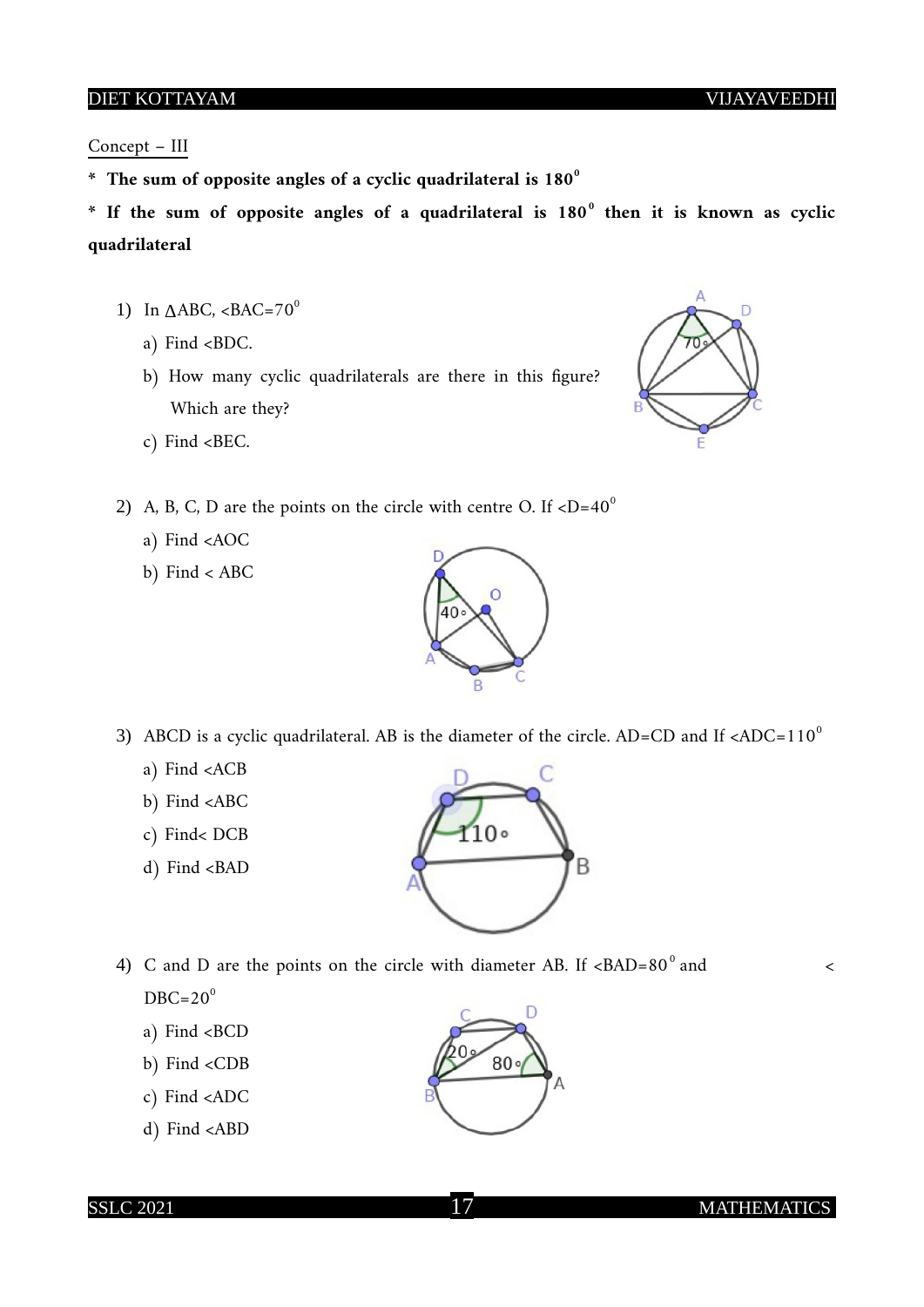Concept – III

* **The sum of opposite angles of a cyclic quadrilateral is $180^0$**

* **If the sum of opposite angles of a quadrilateral is $180^0$ then it is known as cyclic quadrilateral**

1) In $\Delta$ABC, <BAC=$70^0$

   a) Find <BDC.

   b) How many cyclic quadrilaterals are there in this figure? Which are they?

   c) Find <BEC.

2) A, B, C, D are the points on the circle with centre O. If <D=$40^0$

   a) Find <AOC

   b) Find < ABC

3) ABCD is a cyclic quadrilateral. AB is the diameter of the circle. AD=CD and If <ADC=$110^0$

   a) Find <ACB

   b) Find <ABC

   c) Find< DCB

   d) Find <BAD

4) C and D are the points on the circle with diameter AB. If <BAD=$80^0$ and <DBC=$20^0$

   a) Find <BCD

   b) Find <CDB

   c) Find <ADC

   d) Find <ABD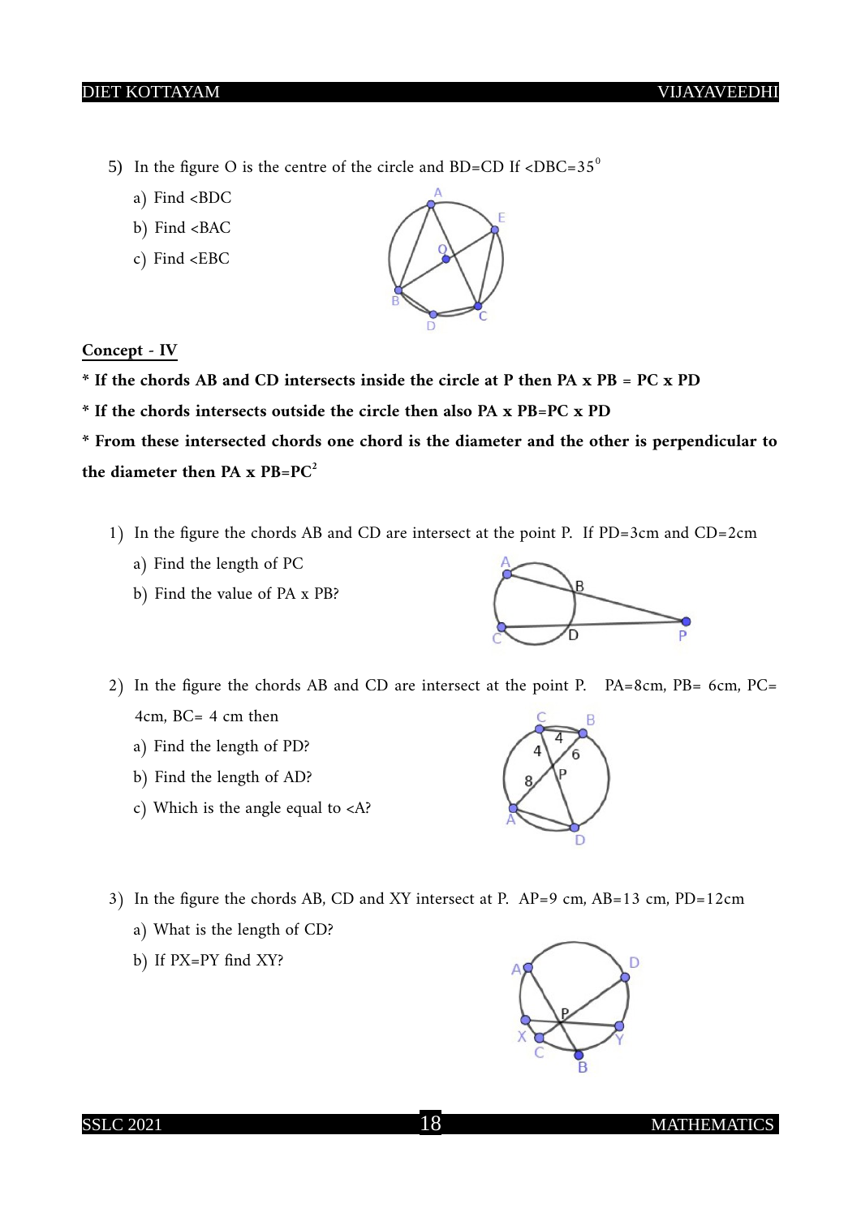5) In the figure O is the centre of the circle and BD=CD If $\angle DBC = 35^0$

a) Find $\angle BDC$

b) Find $\angle BAC$

c) Find $\angle EBC$

**Concept - IV**

**\* If the chords AB and CD intersects inside the circle at P then PA x PB = PC x PD**

**\* If the chords intersects outside the circle then also PA x PB=PC x PD**

**\* From these intersected chords one chord is the diameter and the other is perpendicular to the diameter then PA x PB=$PC^2$**

1) In the figure the chords AB and CD are intersect at the point P. If PD=3cm and CD=2cm

a) Find the length of PC

b) Find the value of PA x PB?

2) In the figure the chords AB and CD are intersect at the point P. PA=8cm, PB= 6cm, PC= 4cm, BC= 4 cm then

a) Find the length of PD?

b) Find the length of AD?

c) Which is the angle equal to $\angle A$?

3) In the figure the chords AB, CD and XY intersect at P. AP=9 cm, AB=13 cm, PD=12cm

a) What is the length of CD?

b) If PX=PY find XY?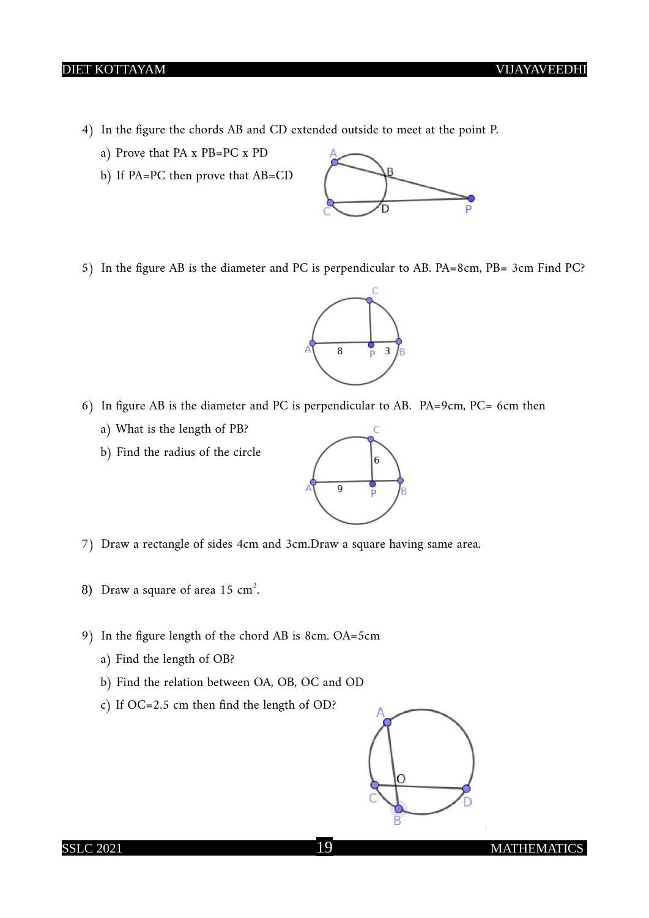4) In the figure the chords AB and CD extended outside to meet at the point P.

   a) Prove that PA x PB=PC x PD

   b) If PA=PC then prove that AB=CD

5) In the figure AB is the diameter and PC is perpendicular to AB. PA=8cm, PB= 3cm Find PC?

6) In figure AB is the diameter and PC is perpendicular to AB. PA=9cm, PC= 6cm then

   a) What is the length of PB?

   b) Find the radius of the circle

7) Draw a rectangle of sides 4cm and 3cm.Draw a square having same area.

8) Draw a square of area 15 $cm^2$.

9) In the figure length of the chord AB is 8cm. OA=5cm

   a) Find the length of OB?

   b) Find the relation between OA, OB, OC and OD

   c) If OC=2.5 cm then find the length of OD?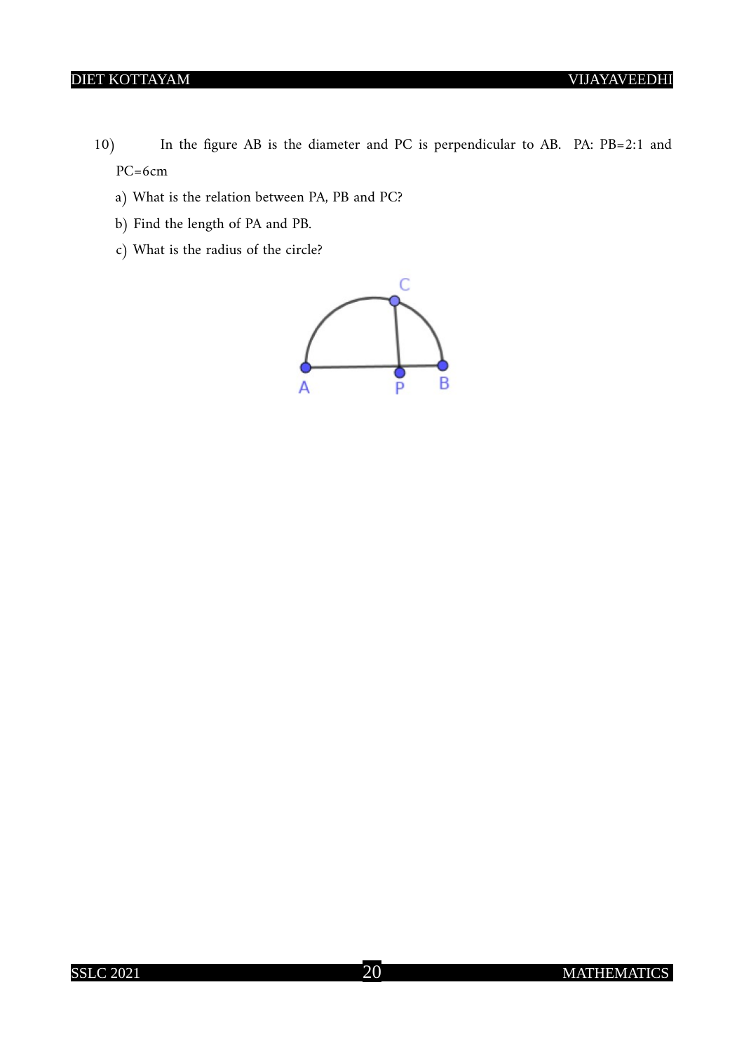10) In the figure AB is the diameter and PC is perpendicular to AB. PA: PB=2:1 and PC=6cm

a) What is the relation between PA, PB and PC?

b) Find the length of PA and PB.

c) What is the radius of the circle?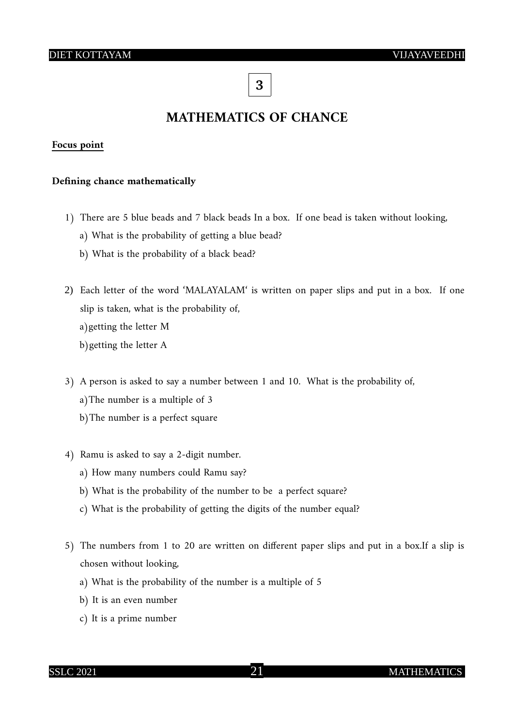# 3

## MATHEMATICS OF CHANCE

**Focus point**

**Defining chance mathematically**

1) There are 5 blue beads and 7 black beads In a box. If one bead is taken without looking,
   a) What is the probability of getting a blue bead?
   b) What is the probability of a black bead?

2) Each letter of the word 'MALAYALAM' is written on paper slips and put in a box. If one slip is taken, what is the probability of,
   a) getting the letter M
   b) getting the letter A

3) A person is asked to say a number between 1 and 10. What is the probability of,
   a) The number is a multiple of 3
   b) The number is a perfect square

4) Ramu is asked to say a 2-digit number.
   a) How many numbers could Ramu say?
   b) What is the probability of the number to be a perfect square?
   c) What is the probability of getting the digits of the number equal?

5) The numbers from 1 to 20 are written on different paper slips and put in a box.If a slip is chosen without looking,
   a) What is the probability of the number is a multiple of 5
   b) It is an even number
   c) It is a prime number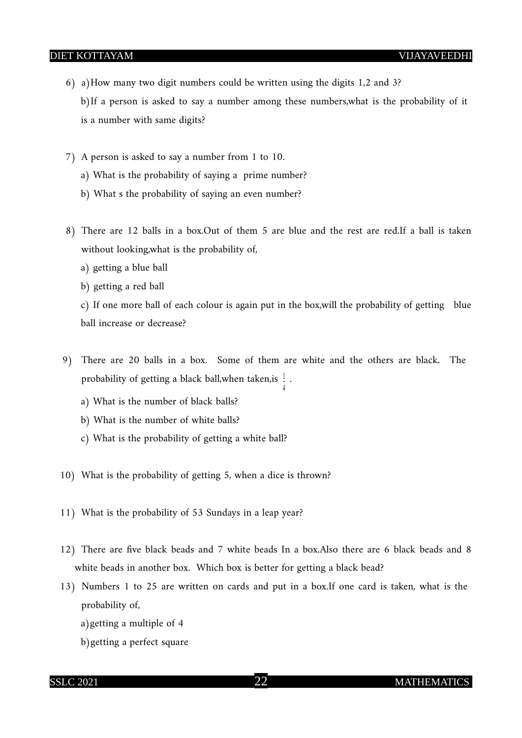6) a) How many two digit numbers could be written using the digits 1,2 and 3?

   b) If a person is asked to say a number among these numbers,what is the probability of it is a number with same digits?

7) A person is asked to say a number from 1 to 10.

   a) What is the probability of saying a prime number?

   b) What s the probability of saying an even number?

8) There are 12 balls in a box.Out of them 5 are blue and the rest are red.If a ball is taken without looking,what is the probability of,

   a) getting a blue ball

   b) getting a red ball

   c) If one more ball of each colour is again put in the box,will the probability of getting blue ball increase or decrease?

9) There are 20 balls in a box. Some of them are white and the others are black. The probability of getting a black ball,when taken,is $\frac{1}{4}$ .

   a) What is the number of black balls?

   b) What is the number of white balls?

   c) What is the probability of getting a white ball?

10) What is the probability of getting 5, when a dice is thrown?

11) What is the probability of 53 Sundays in a leap year?

12) There are five black beads and 7 white beads In a box.Also there are 6 black beads and 8 white beads in another box. Which box is better for getting a black bead?

13) Numbers 1 to 25 are written on cards and put in a box.If one card is taken, what is the probability of,

   a) getting a multiple of 4

   b) getting a perfect square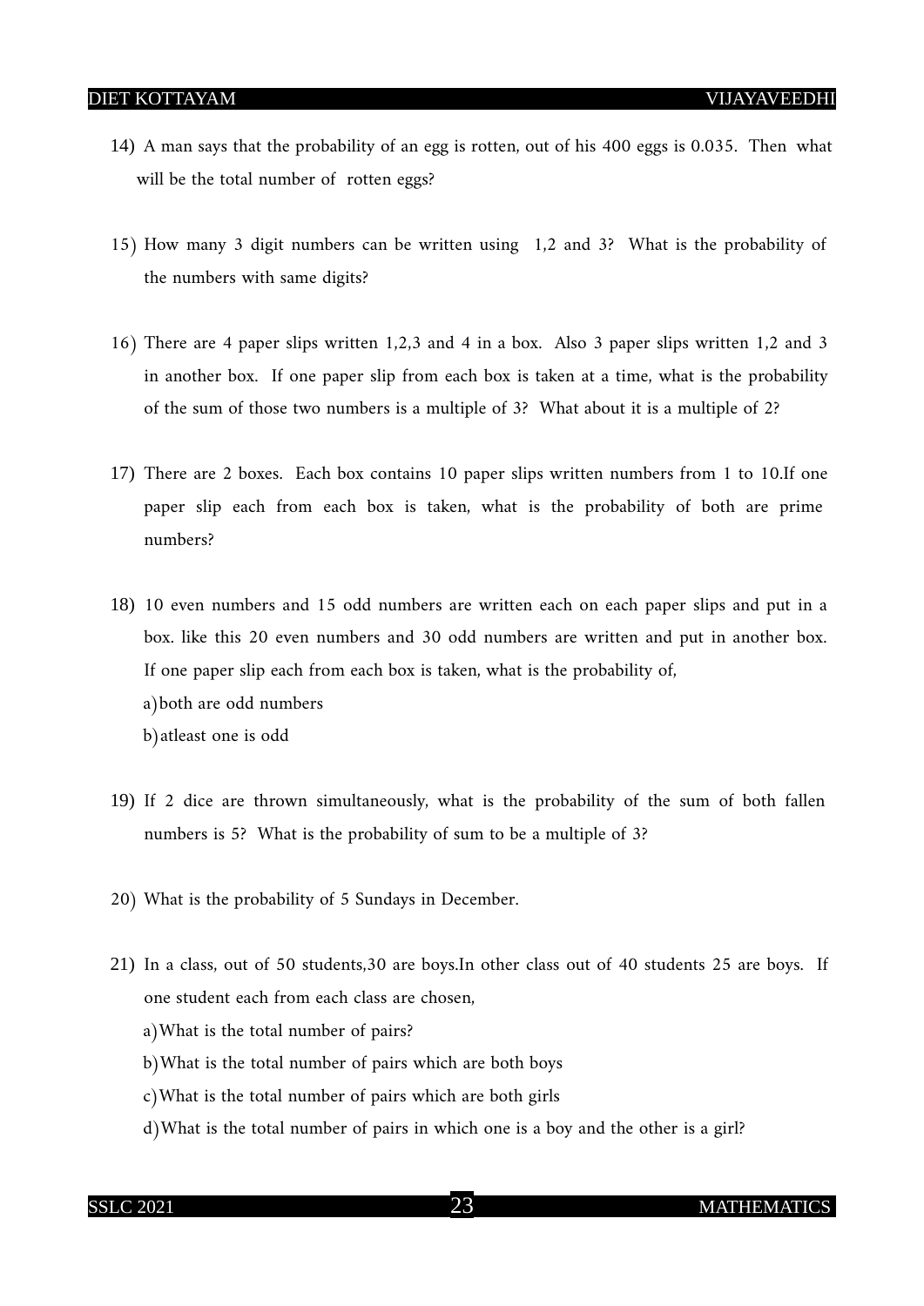14) A man says that the probability of an egg is rotten, out of his 400 eggs is 0.035. Then what will be the total number of rotten eggs?

15) How many 3 digit numbers can be written using 1,2 and 3? What is the probability of the numbers with same digits?

16) There are 4 paper slips written 1,2,3 and 4 in a box. Also 3 paper slips written 1,2 and 3 in another box. If one paper slip from each box is taken at a time, what is the probability of the sum of those two numbers is a multiple of 3? What about it is a multiple of 2?

17) There are 2 boxes. Each box contains 10 paper slips written numbers from 1 to 10.If one paper slip each from each box is taken, what is the probability of both are prime numbers?

18) 10 even numbers and 15 odd numbers are written each on each paper slips and put in a box. like this 20 even numbers and 30 odd numbers are written and put in another box. If one paper slip each from each box is taken, what is the probability of,

a) both are odd numbers

b) atleast one is odd

19) If 2 dice are thrown simultaneously, what is the probability of the sum of both fallen numbers is 5? What is the probability of sum to be a multiple of 3?

20) What is the probability of 5 Sundays in December.

21) In a class, out of 50 students,30 are boys.In other class out of 40 students 25 are boys. If one student each from each class are chosen,

a) What is the total number of pairs?

b) What is the total number of pairs which are both boys

c) What is the total number of pairs which are both girls

d) What is the total number of pairs in which one is a boy and the other is a girl?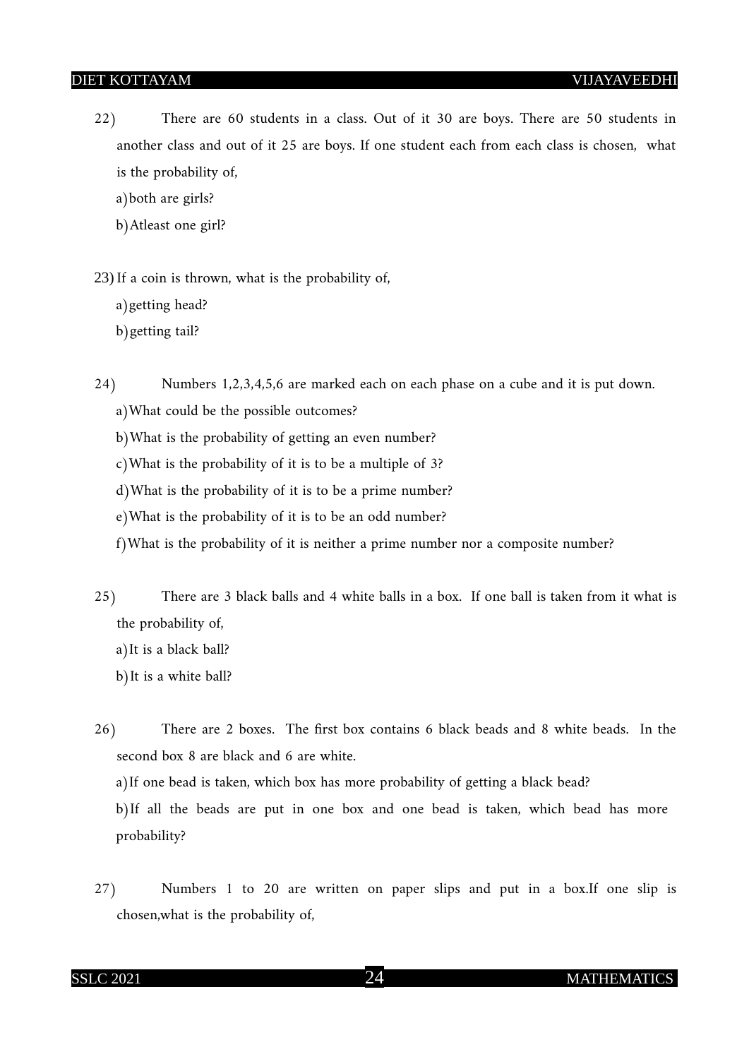22) There are 60 students in a class. Out of it 30 are boys. There are 50 students in another class and out of it 25 are boys. If one student each from each class is chosen, what is the probability of,

a) both are girls?

b) Atleast one girl?

23) If a coin is thrown, what is the probability of,

a) getting head?

b) getting tail?

24) Numbers 1,2,3,4,5,6 are marked each on each phase on a cube and it is put down.

a) What could be the possible outcomes?

b) What is the probability of getting an even number?

c) What is the probability of it is to be a multiple of 3?

d) What is the probability of it is to be a prime number?

e) What is the probability of it is to be an odd number?

f) What is the probability of it is neither a prime number nor a composite number?

25) There are 3 black balls and 4 white balls in a box. If one ball is taken from it what is the probability of,

a) It is a black ball?

b) It is a white ball?

26) There are 2 boxes. The first box contains 6 black beads and 8 white beads. In the second box 8 are black and 6 are white.

a) If one bead is taken, which box has more probability of getting a black bead?

b) If all the beads are put in one box and one bead is taken, which bead has more probability?

27) Numbers 1 to 20 are written on paper slips and put in a box.If one slip is chosen,what is the probability of,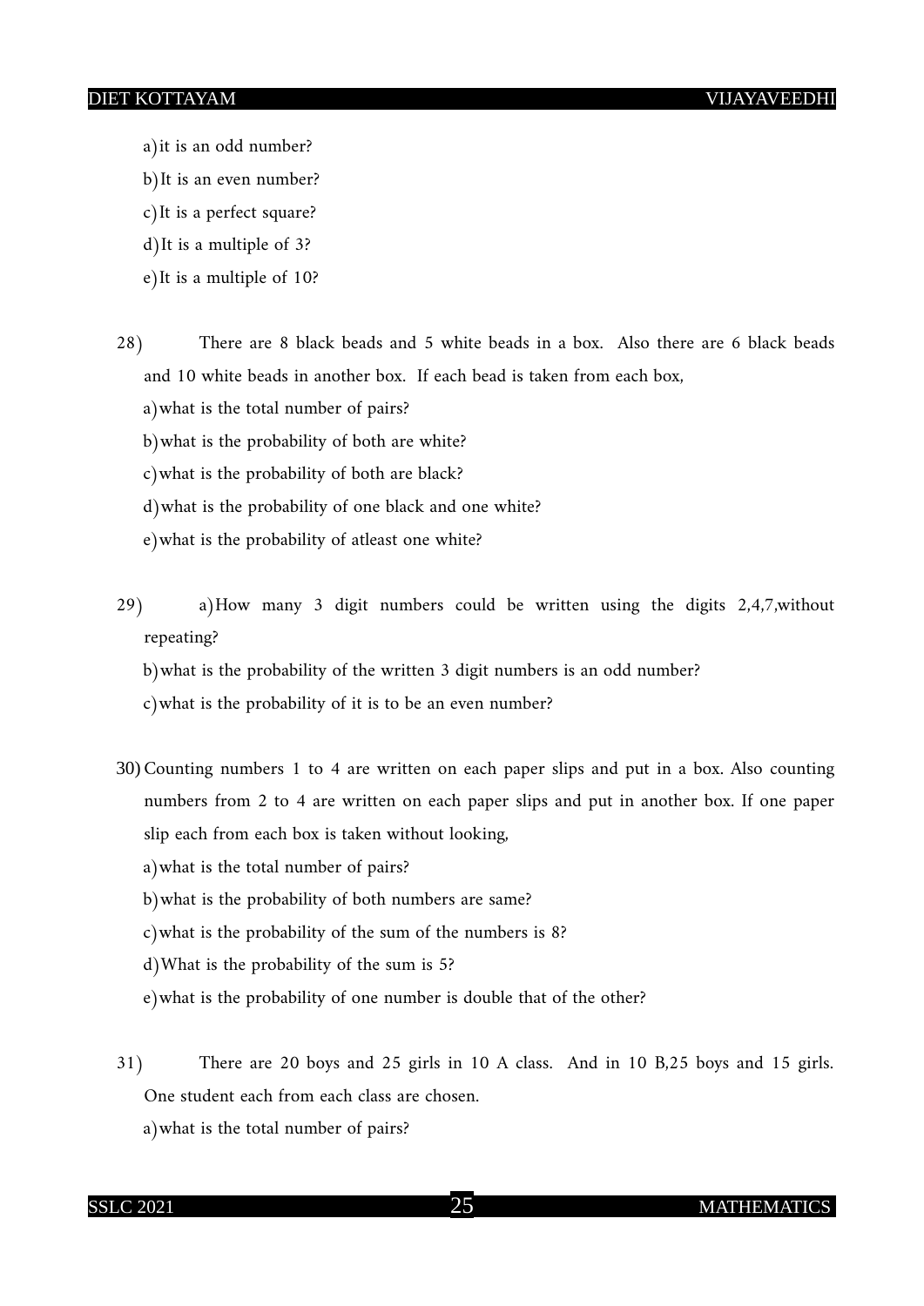a) it is an odd number?

b) It is an even number?

c) It is a perfect square?

d) It is a multiple of 3?

e) It is a multiple of 10?

28) There are 8 black beads and 5 white beads in a box. Also there are 6 black beads and 10 white beads in another box. If each bead is taken from each box,

a) what is the total number of pairs?

b) what is the probability of both are white?

c) what is the probability of both are black?

d) what is the probability of one black and one white?

e) what is the probability of atleast one white?

29) a) How many 3 digit numbers could be written using the digits 2,4,7,without repeating?

b) what is the probability of the written 3 digit numbers is an odd number?

c) what is the probability of it is to be an even number?

30) Counting numbers 1 to 4 are written on each paper slips and put in a box. Also counting numbers from 2 to 4 are written on each paper slips and put in another box. If one paper slip each from each box is taken without looking,

a) what is the total number of pairs?

b) what is the probability of both numbers are same?

c) what is the probability of the sum of the numbers is 8?

d) What is the probability of the sum is 5?

e) what is the probability of one number is double that of the other?

31) There are 20 boys and 25 girls in 10 A class. And in 10 B,25 boys and 15 girls. One student each from each class are chosen.

a) what is the total number of pairs?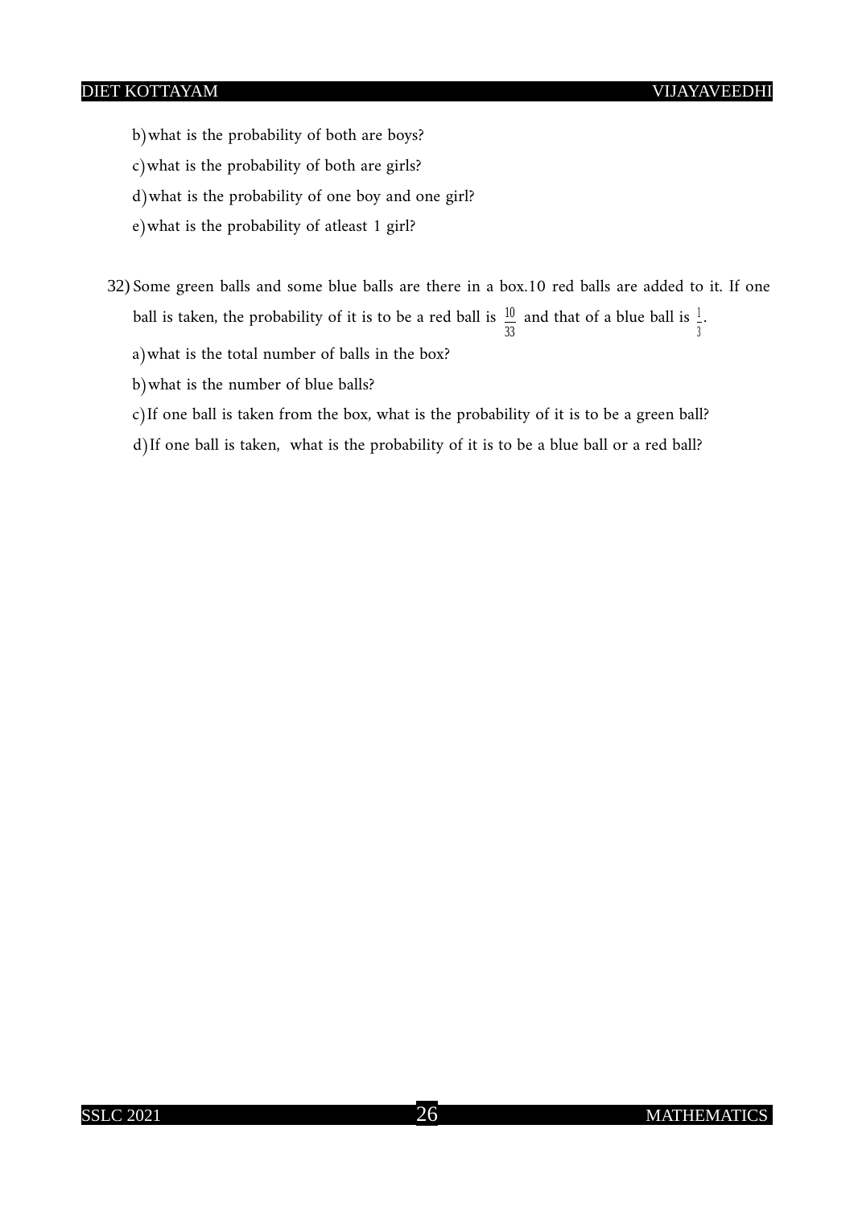b) what is the probability of both are boys?

c) what is the probability of both are girls?

d) what is the probability of one boy and one girl?

e) what is the probability of atleast 1 girl?

32) Some green balls and some blue balls are there in a box.10 red balls are added to it. If one ball is taken, the probability of it is to be a red ball is $\frac{10}{33}$ and that of a blue ball is $\frac{1}{3}$.

a) what is the total number of balls in the box?

b) what is the number of blue balls?

c) If one ball is taken from the box, what is the probability of it is to be a green ball?

d) If one ball is taken, what is the probability of it is to be a blue ball or a red ball?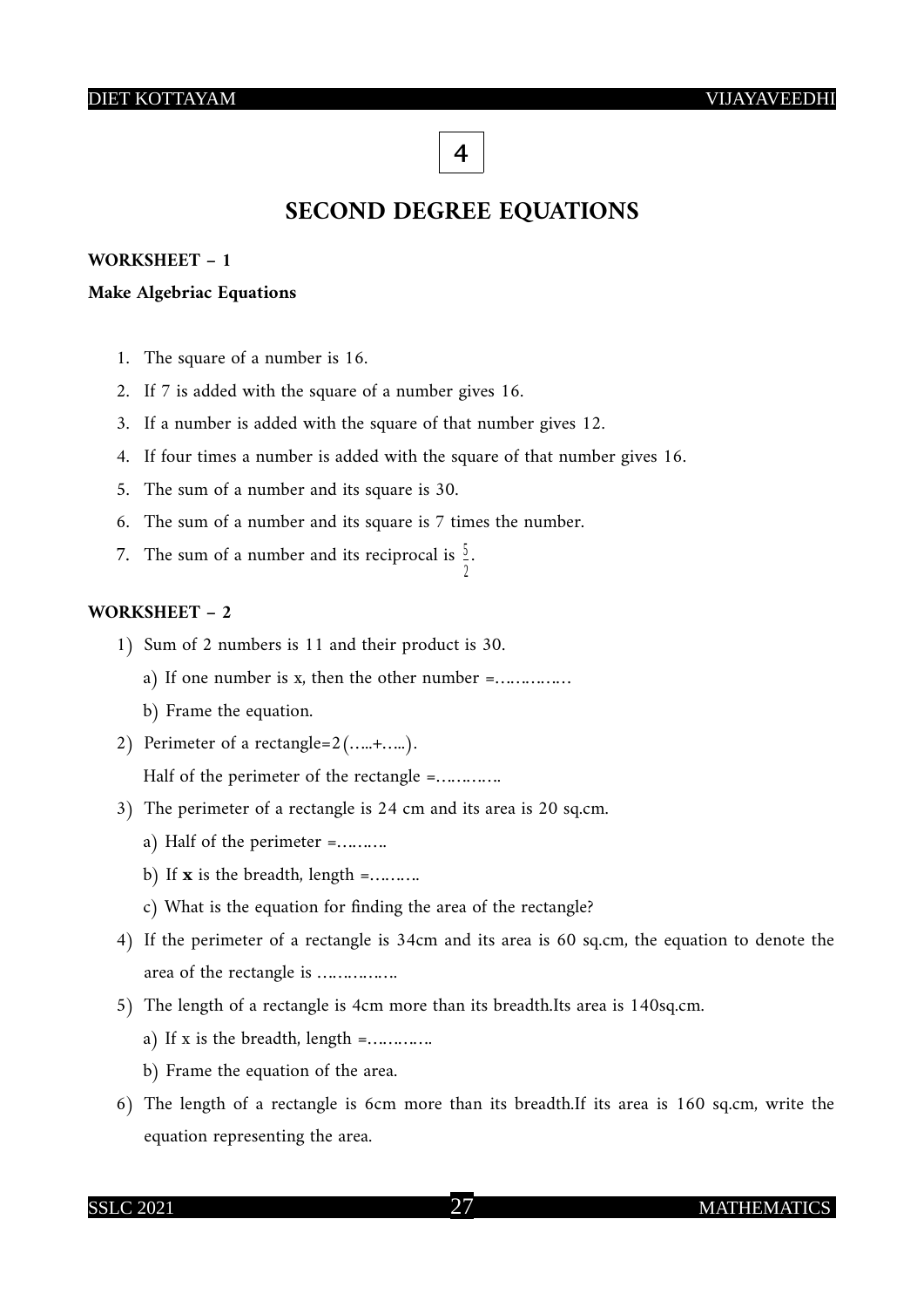4

# SECOND DEGREE EQUATIONS

**WORKSHEET – 1**

**Make Algebriac Equations**

1. The square of a number is 16.
2. If 7 is added with the square of a number gives 16.
3. If a number is added with the square of that number gives 12.
4. If four times a number is added with the square of that number gives 16.
5. The sum of a number and its square is 30.
6. The sum of a number and its square is 7 times the number.
7. The sum of a number and its reciprocal is $\frac{5}{2}$.

**WORKSHEET – 2**

1) Sum of 2 numbers is 11 and their product is 30.
   a) If one number is x, then the other number =……………
   b) Frame the equation.
2) Perimeter of a rectangle=2(…..+…..).
   Half of the perimeter of the rectangle =………….
3) The perimeter of a rectangle is 24 cm and its area is 20 sq.cm.
   a) Half of the perimeter =……….
   b) If **x** is the breadth, length =……….
   c) What is the equation for finding the area of the rectangle?
4) If the perimeter of a rectangle is 34cm and its area is 60 sq.cm, the equation to denote the area of the rectangle is …………….
5) The length of a rectangle is 4cm more than its breadth.Its area is 140sq.cm.
   a) If x is the breadth, length =………….
   b) Frame the equation of the area.
6) The length of a rectangle is 6cm more than its breadth.If its area is 160 sq.cm, write the equation representing the area.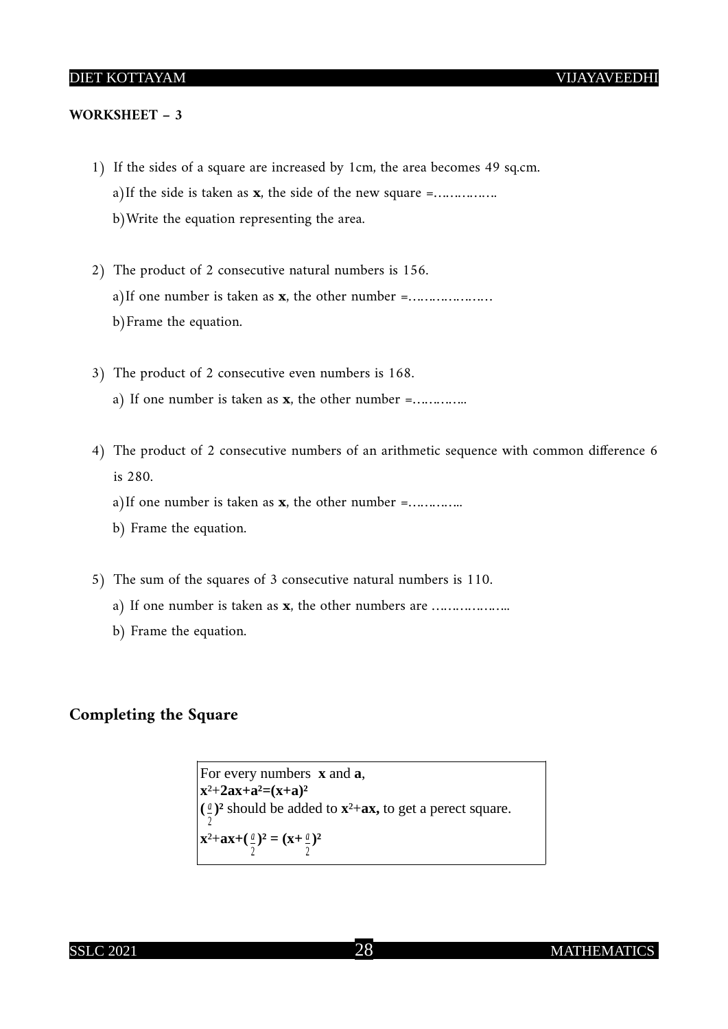**WORKSHEET – 3**

1) If the sides of a square are increased by 1cm, the area becomes 49 sq.cm.
   a) If the side is taken as **x**, the side of the new square =…………….
   b) Write the equation representing the area.

2) The product of 2 consecutive natural numbers is 156.
   a) If one number is taken as **x**, the other number =…………………
   b) Frame the equation.

3) The product of 2 consecutive even numbers is 168.
   a) If one number is taken as **x**, the other number =…………..

4) The product of 2 consecutive numbers of an arithmetic sequence with common difference 6 is 280.
   a) If one number is taken as **x**, the other number =…………..
   b) Frame the equation.

5) The sum of the squares of 3 consecutive natural numbers is 110.
   a) If one number is taken as **x**, the other numbers are ………………..
   b) Frame the equation.

## Completing the Square

For every numbers **x** and **a**,

$x^2+2ax+a^2=(x+a)^2$

$(\frac{a}{2})^2$ should be added to $x^2+ax$, to get a perect square.

$x^2+ax+(\frac{a}{2})^2 = (x+\frac{a}{2})^2$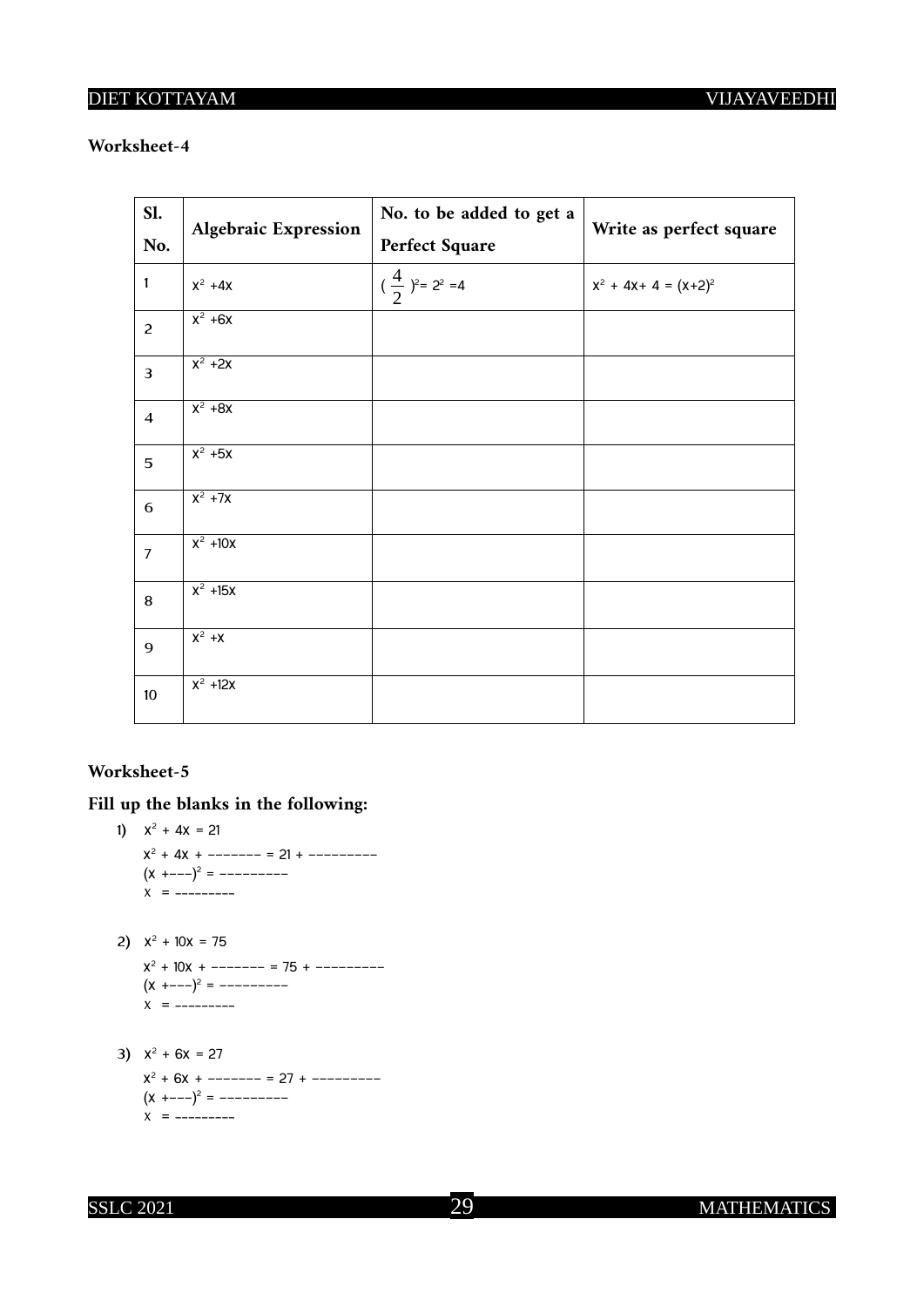**Worksheet-4**

| Sl. No. | Algebraic Expression | No. to be added to get a Perfect Square | Write as perfect square |
|---|---|---|---|
| 1 | $x^2 + 4x$ | $(\frac{4}{2})^2 = 2^2 = 4$ | $x^2 + 4x + 4 = (x+2)^2$ |
| 2 | $x^2 + 6x$ | | |
| 3 | $x^2 + 2x$ | | |
| 4 | $x^2 + 8x$ | | |
| 5 | $x^2 + 5x$ | | |
| 6 | $x^2 + 7x$ | | |
| 7 | $x^2 + 10x$ | | |
| 8 | $x^2 + 15x$ | | |
| 9 | $x^2 + x$ | | |
| 10 | $x^2 + 12x$ | | |

**Worksheet-5**

**Fill up the blanks in the following:**

1) $x^2 + 4x = 21$

   $x^2 + 4x +$ -------- $= 21 +$ ----------

   $(x +$---$)^2 =$ ----------

   $x =$ ---------

2) $x^2 + 10x = 75$

   $x^2 + 10x +$ -------- $= 75 +$ ----------

   $(x +$---$)^2 =$ ----------

   $x =$ ---------

3) $x^2 + 6x = 27$

   $x^2 + 6x +$ -------- $= 27 +$ ----------

   $(x +$---$)^2 =$ ----------

   $x =$ ---------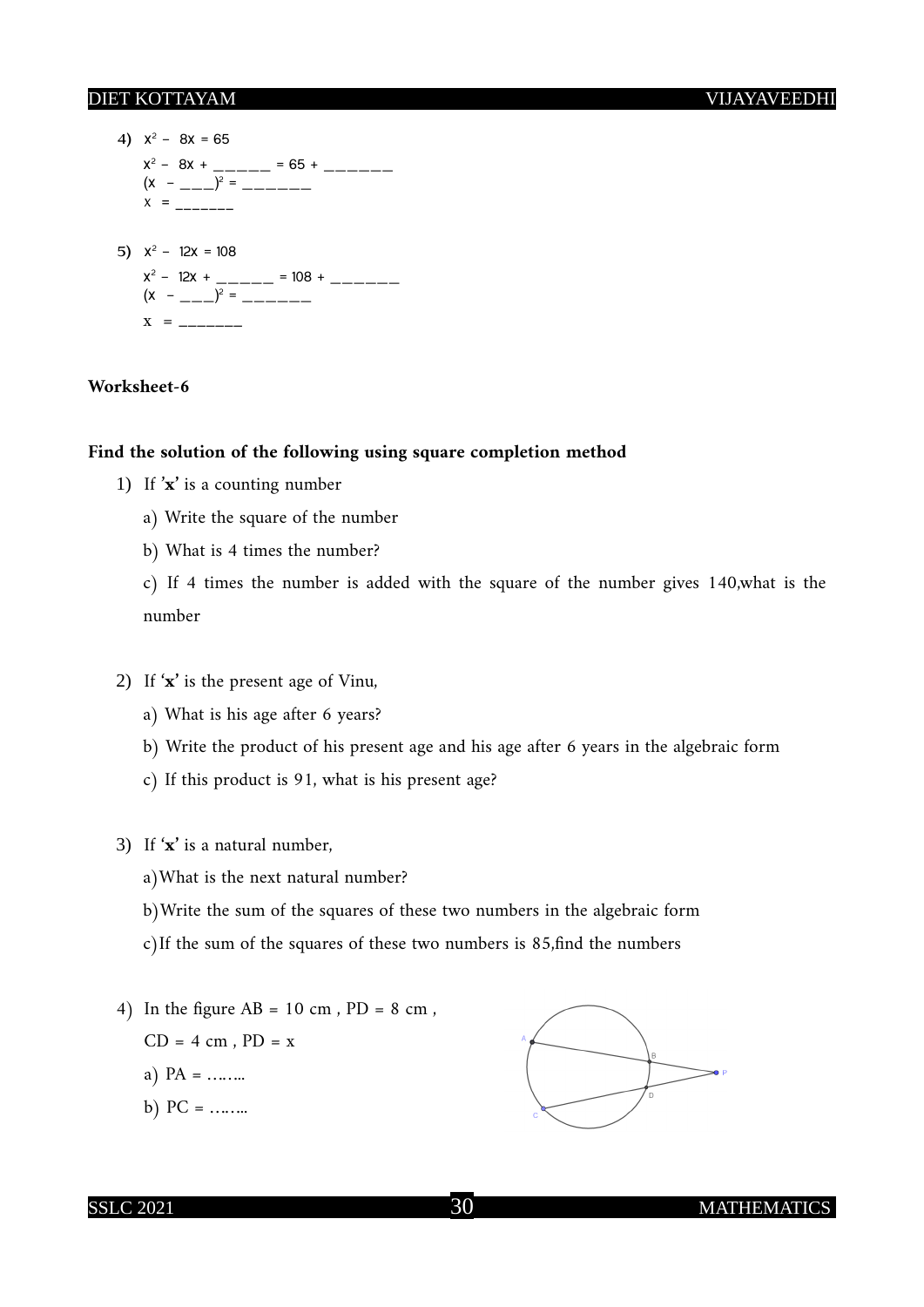4) $x^2 - 8x = 65$

$x^2 - 8x +$ ______ $= 65 +$ _______

$(x - $ ___$)^2 =$ _______

$x =$ _______

5) $x^2 - 12x = 108$

$x^2 - 12x +$ ______ $= 108 +$ _______

$(x - $ ___$)^2 =$ _______

$x =$ _______

**Worksheet-6**

**Find the solution of the following using square completion method**

1) If **'x'** is a counting number

   a) Write the square of the number

   b) What is 4 times the number?

   c) If 4 times the number is added with the square of the number gives 140,what is the number

2) If **'x'** is the present age of Vinu,

   a) What is his age after 6 years?

   b) Write the product of his present age and his age after 6 years in the algebraic form

   c) If this product is 91, what is his present age?

3) If **'x'** is a natural number,

   a) What is the next natural number?

   b) Write the sum of the squares of these two numbers in the algebraic form

   c) If the sum of the squares of these two numbers is 85,find the numbers

4) In the figure AB = 10 cm , PD = 8 cm ,

   CD = 4 cm , PD = x

   a) PA = ……..

   b) PC = ……..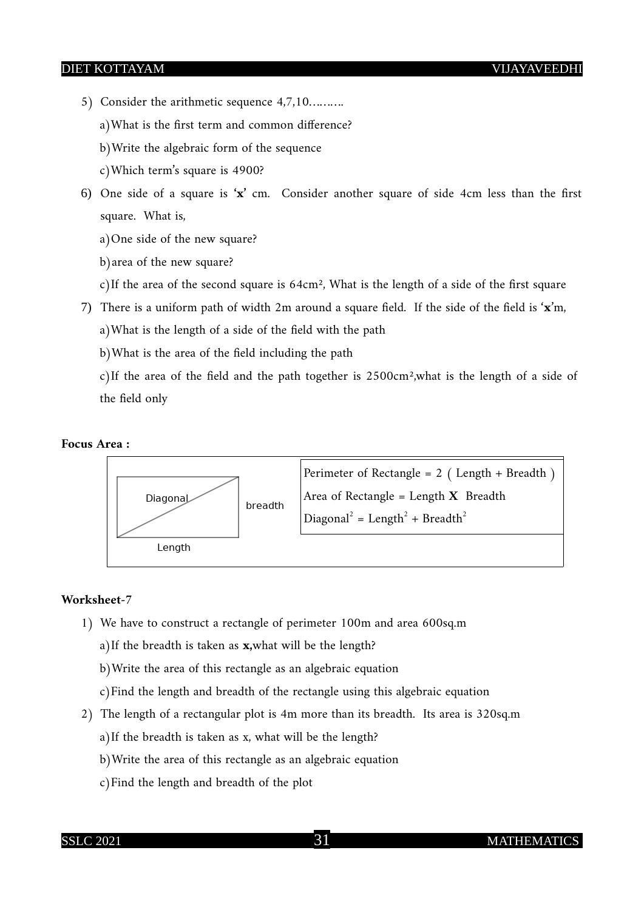5) Consider the arithmetic sequence 4,7,10……….

   a) What is the first term and common difference?

   b) Write the algebraic form of the sequence

   c) Which term's square is 4900?

6) One side of a square is '**x**' cm. Consider another square of side 4cm less than the first square. What is,

   a) One side of the new square?

   b) area of the new square?

   c) If the area of the second square is $64cm^2$, What is the length of a side of the first square

7) There is a uniform path of width 2m around a square field. If the side of the field is '**x**'m,

   a) What is the length of a side of the field with the path

   b) What is the area of the field including the path

   c) If the area of the field and the path together is $2500cm^2$, what is the length of a side of the field only

**Focus Area :**

Diagonal, breadth, Length

Perimeter of Rectangle = 2 ( Length + Breadth )

Area of Rectangle = Length **X** Breadth

$\text{Diagonal}^2 = \text{Length}^2 + \text{Breadth}^2$

**Worksheet**-7

1) We have to construct a rectangle of perimeter 100m and area 600sq.m

   a) If the breadth is taken as **x,** what will be the length?

   b) Write the area of this rectangle as an algebraic equation

   c) Find the length and breadth of the rectangle using this algebraic equation

2) The length of a rectangular plot is 4m more than its breadth. Its area is 320sq.m

   a) If the breadth is taken as x, what will be the length?

   b) Write the area of this rectangle as an algebraic equation

   c) Find the length and breadth of the plot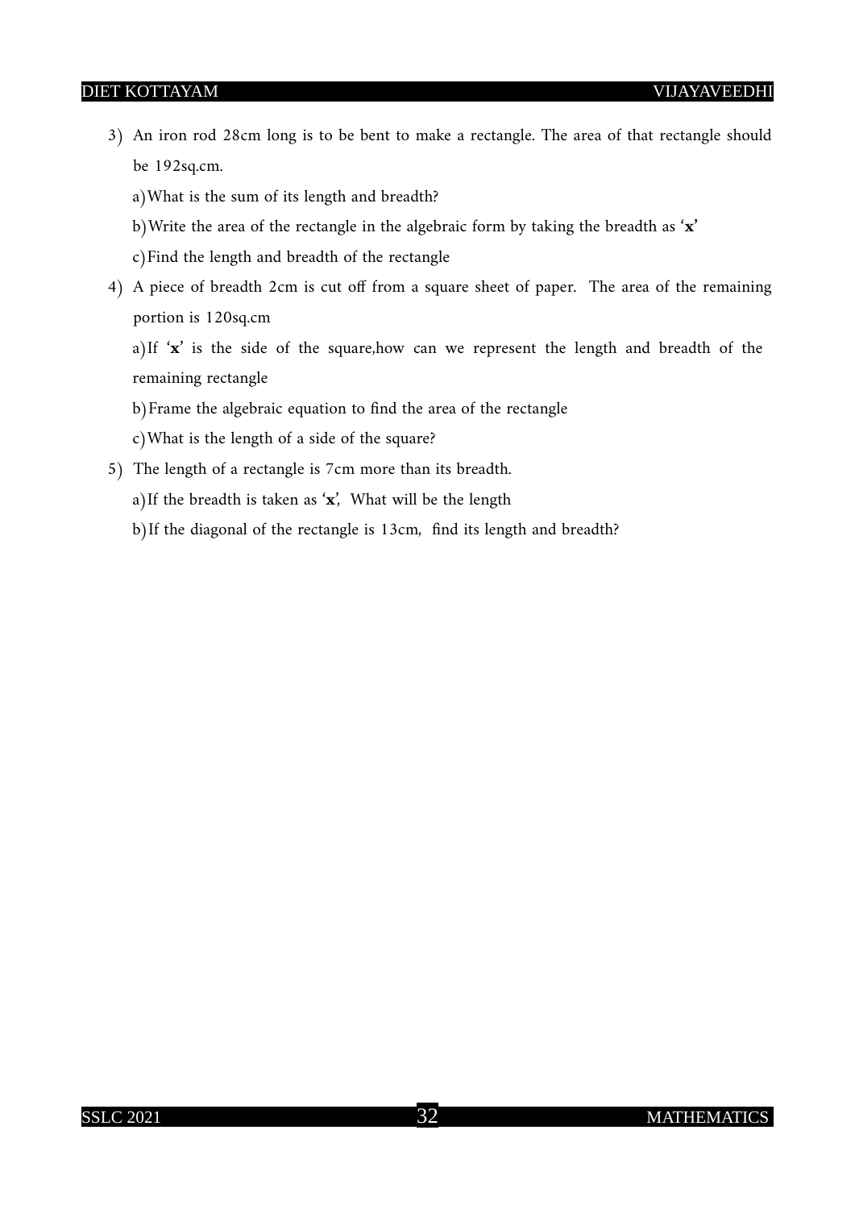3) An iron rod 28cm long is to be bent to make a rectangle. The area of that rectangle should be 192sq.cm.

   a) What is the sum of its length and breadth?

   b) Write the area of the rectangle in the algebraic form by taking the breadth as '**x**'

   c) Find the length and breadth of the rectangle

4) A piece of breadth 2cm is cut off from a square sheet of paper. The area of the remaining portion is 120sq.cm

   a) If '**x**' is the side of the square,how can we represent the length and breadth of the remaining rectangle

   b) Frame the algebraic equation to find the area of the rectangle

   c) What is the length of a side of the square?

5) The length of a rectangle is 7cm more than its breadth.

   a) If the breadth is taken as '**x**', What will be the length

   b) If the diagonal of the rectangle is 13cm, find its length and breadth?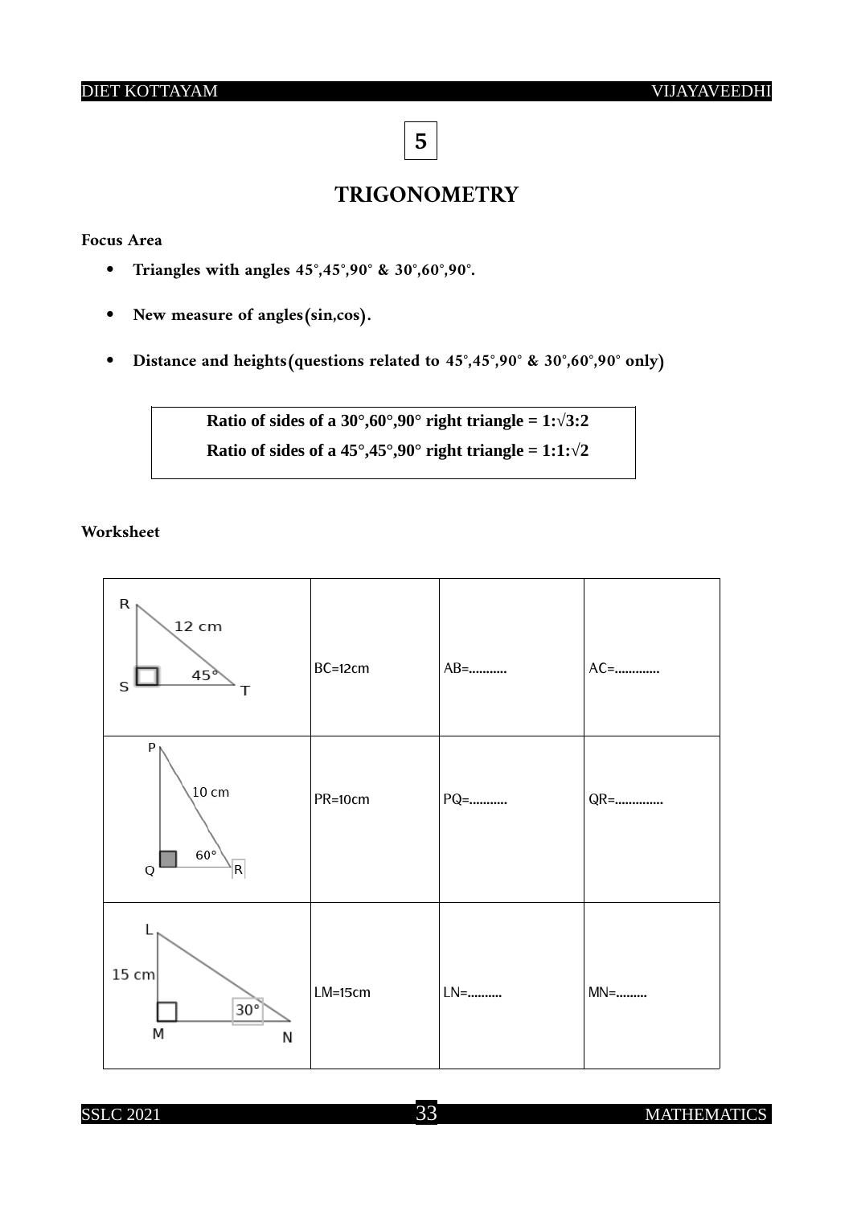## 5

# TRIGONOMETRY

**Focus Area**

- **Triangles with angles 45°,45°,90° & 30°,60°,90°.**
- **New measure of angles(sin,cos).**
- **Distance and heights(questions related to 45°,45°,90° & 30°,60°,90° only)**

| **Ratio of sides of a 30°,60°,90° right triangle = 1:√3:2** <br> **Ratio of sides of a 45°,45°,90° right triangle = 1:1:√2** |
|---|

**Worksheet**

| | | | |
|---|---|---|---|
| R, S, T; 12 cm; 45° | BC=12cm | AB=.......... | AC=............ |
| P, Q, R; 10 cm; 60° | PR=10cm | PQ=.......... | QR=............. |
| L, M, N; 15 cm; 30° | LM=15cm | LN=......... | MN=........ |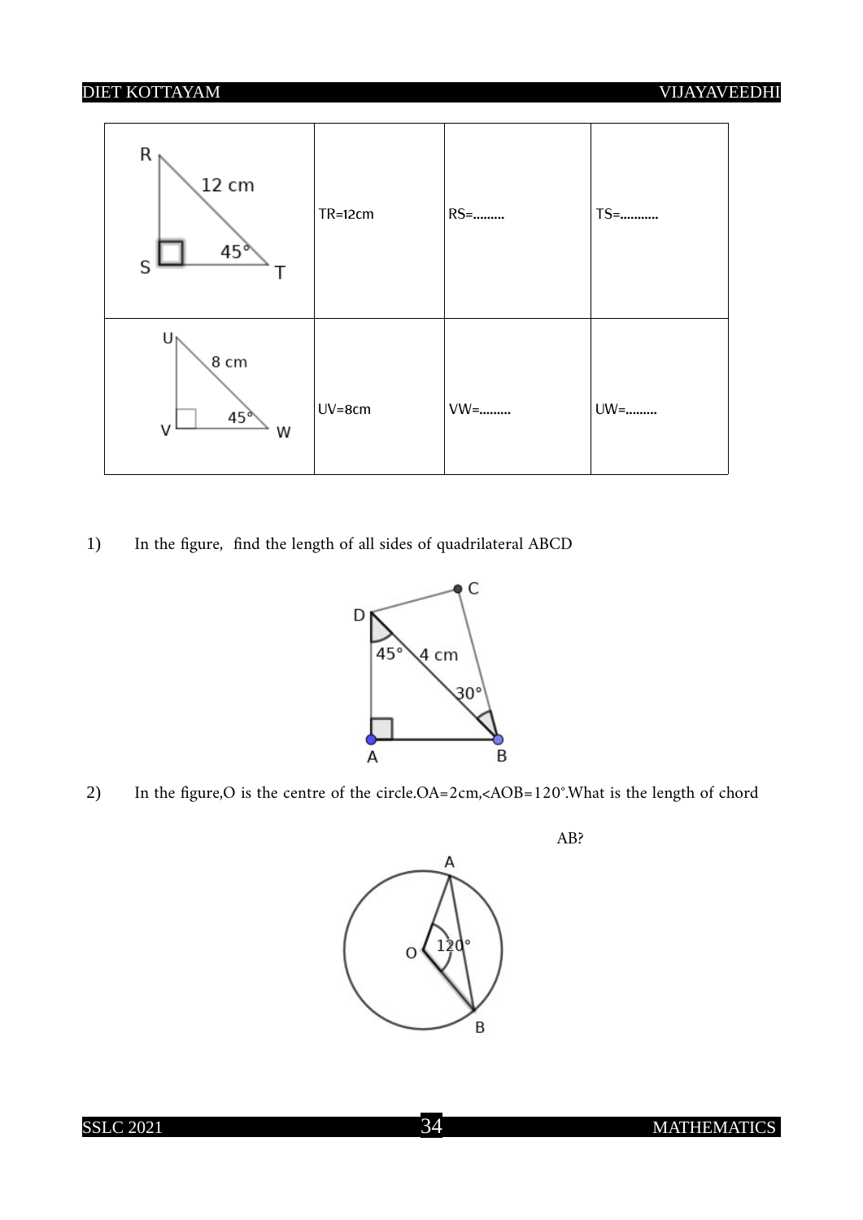| | | | |
|---|---|---|---|
| | TR=12cm | RS=……… | TS=……….. |
| | UV=8cm | VW=……… | UW=……… |

1) In the figure, find the length of all sides of quadrilateral ABCD

2) In the figure, O is the centre of the circle. OA=2cm, <AOB=120°. What is the length of chord AB?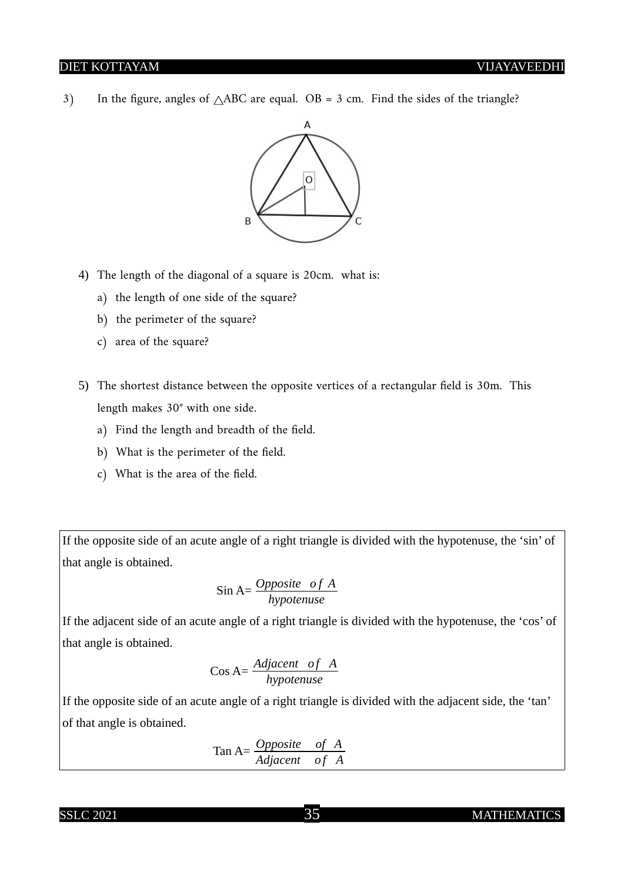3) In the figure, angles of $\triangle ABC$ are equal. OB = 3 cm. Find the sides of the triangle?

4) The length of the diagonal of a square is 20cm. what is:

   a) the length of one side of the square?

   b) the perimeter of the square?

   c) area of the square?

5) The shortest distance between the opposite vertices of a rectangular field is 30m. This length makes 30° with one side.

   a) Find the length and breadth of the field.

   b) What is the perimeter of the field.

   c) What is the area of the field.

If the opposite side of an acute angle of a right triangle is divided with the hypotenuse, the 'sin' of that angle is obtained.

$$\text{Sin } A = \frac{\text{Opposite of } A}{\text{hypotenuse}}$$

If the adjacent side of an acute angle of a right triangle is divided with the hypotenuse, the 'cos' of that angle is obtained.

$$\text{Cos } A = \frac{\text{Adjacent of } A}{\text{hypotenuse}}$$

If the opposite side of an acute angle of a right triangle is divided with the adjacent side, the 'tan' of that angle is obtained.

$$\text{Tan } A = \frac{\text{Opposite of } A}{\text{Adjacent of } A}$$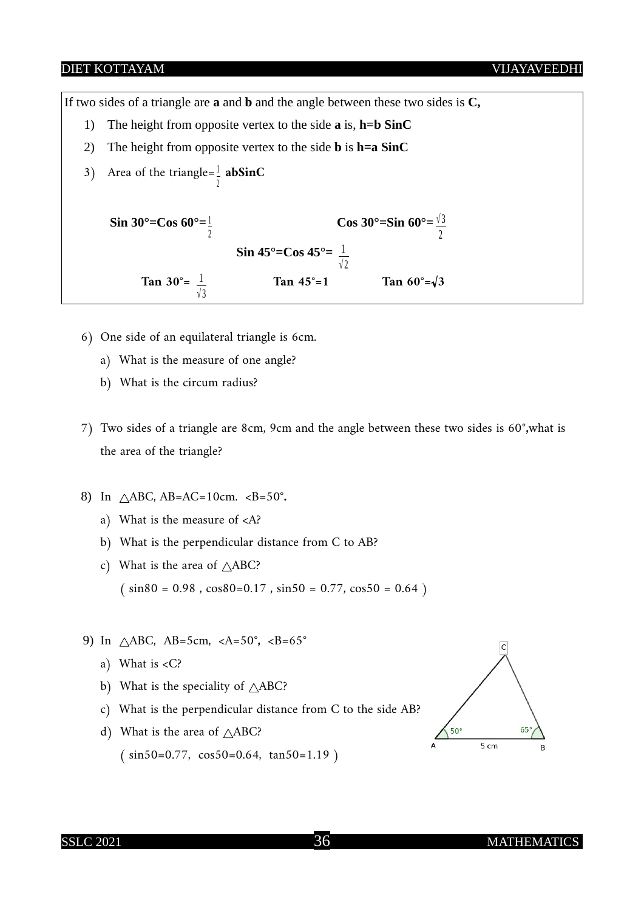If two sides of a triangle are **a** and **b** and the angle between these two sides is **C,**

1) The height from opposite vertex to the side **a** is, **h=b SinC**
2) The height from opposite vertex to the side **b** is **h=a SinC**
3) Area of the triangle= $\frac{1}{2}$ **abSinC**

**Sin 30°=Cos 60°=** $\frac{1}{2}$ **Cos 30°=Sin 60°=** $\frac{\sqrt{3}}{2}$

**Sin 45°=Cos 45°=** $\frac{1}{\sqrt{2}}$

**Tan 30°=** $\frac{1}{\sqrt{3}}$ **Tan 45°=1** **Tan 60°=** $\sqrt{3}$

6) One side of an equilateral triangle is 6cm.
   a) What is the measure of one angle?
   b) What is the circum radius?

7) Two sides of a triangle are 8cm, 9cm and the angle between these two sides is 60°,what is the area of the triangle?

8) In △ABC, AB=AC=10cm. <B=50°.
   a) What is the measure of <A?
   b) What is the perpendicular distance from C to AB?
   c) What is the area of △ABC?

   ( sin80 = 0.98 , cos80=0.17 , sin50 = 0.77, cos50 = 0.64 )

9) In △ABC, AB=5cm, <A=50°, <B=65°
   a) What is <C?
   b) What is the speciality of △ABC?
   c) What is the perpendicular distance from C to the side AB?
   d) What is the area of △ABC?

   ( sin50=0.77, cos50=0.64, tan50=1.19 )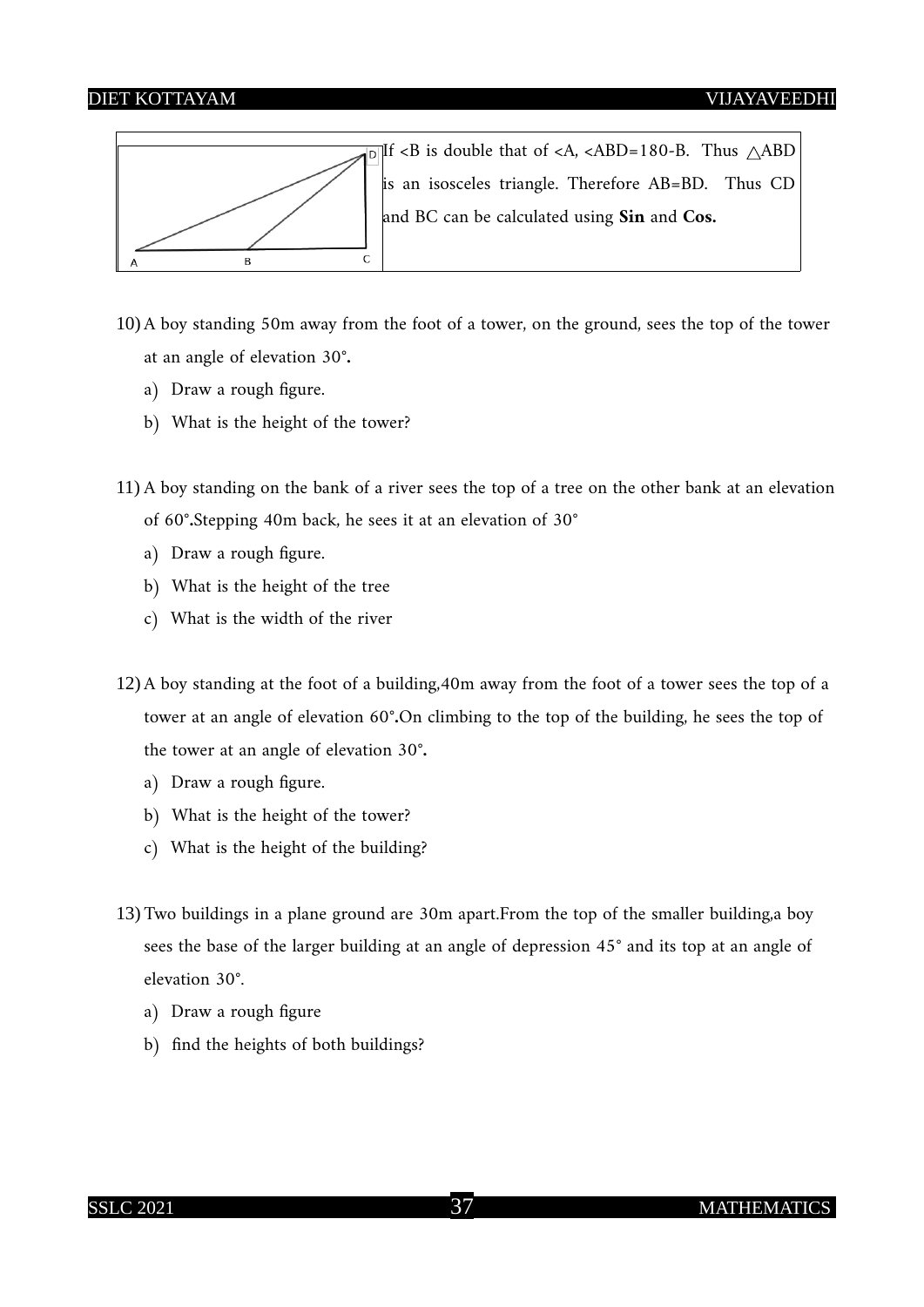If <B is double that of <A, <ABD=180-B. Thus △ABD is an isosceles triangle. Therefore AB=BD. Thus CD and BC can be calculated using **Sin** and **Cos.**

10) A boy standing 50m away from the foot of a tower, on the ground, sees the top of the tower at an angle of elevation 30°**.**
    a) Draw a rough figure.
    b) What is the height of the tower?

11) A boy standing on the bank of a river sees the top of a tree on the other bank at an elevation of 60°**.**Stepping 40m back, he sees it at an elevation of 30°
    a) Draw a rough figure.
    b) What is the height of the tree
    c) What is the width of the river

12) A boy standing at the foot of a building,40m away from the foot of a tower sees the top of a tower at an angle of elevation 60°**.**On climbing to the top of the building, he sees the top of the tower at an angle of elevation 30°**.**
    a) Draw a rough figure.
    b) What is the height of the tower?
    c) What is the height of the building?

13) Two buildings in a plane ground are 30m apart.From the top of the smaller building,a boy sees the base of the larger building at an angle of depression 45° and its top at an angle of elevation 30°.
    a) Draw a rough figure
    b) find the heights of both buildings?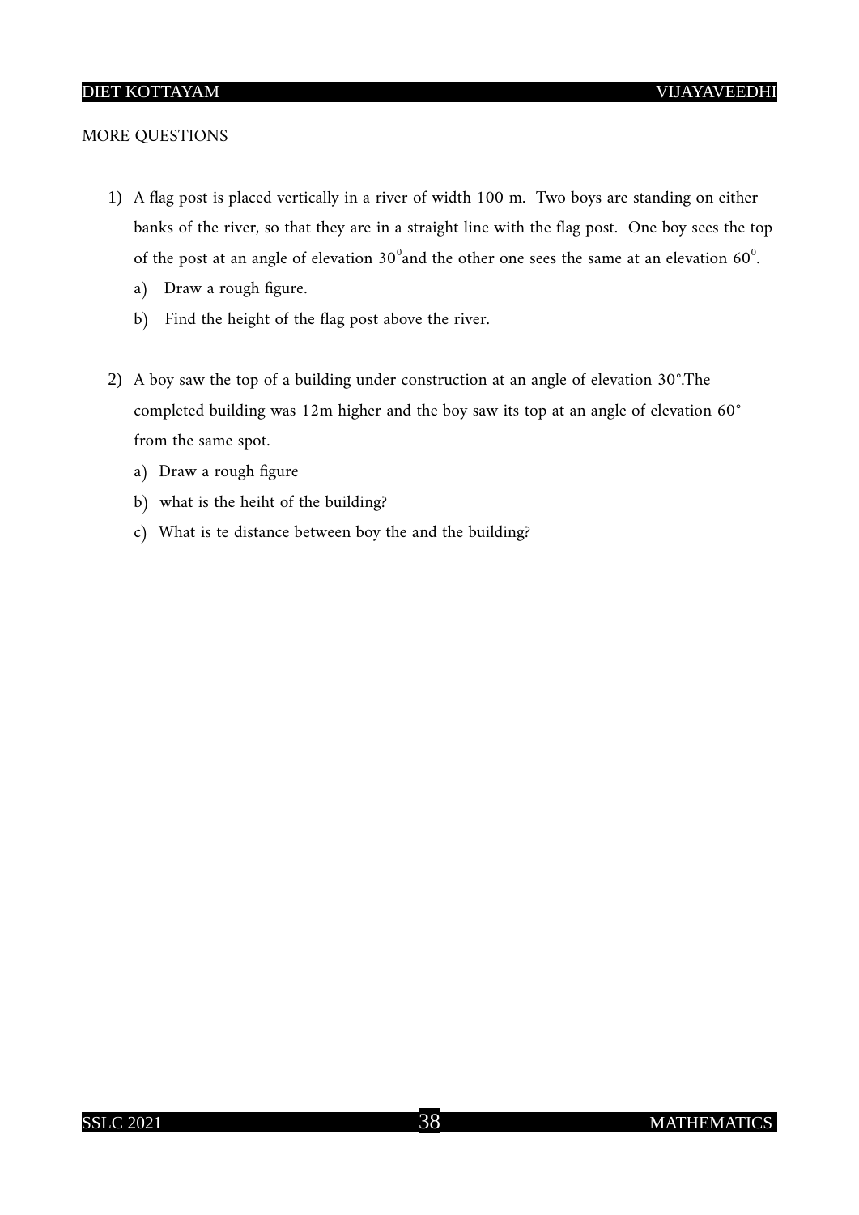MORE QUESTIONS

1) A flag post is placed vertically in a river of width 100 m. Two boys are standing on either banks of the river, so that they are in a straight line with the flag post. One boy sees the top of the post at an angle of elevation $30^0$and the other one sees the same at an elevation $60^0$.
   a) Draw a rough figure.
   b) Find the height of the flag post above the river.

2) A boy saw the top of a building under construction at an angle of elevation $30°$.The completed building was 12m higher and the boy saw its top at an angle of elevation $60°$ from the same spot.
   a) Draw a rough figure
   b) what is the heiht of the building?
   c) What is te distance between boy the and the building?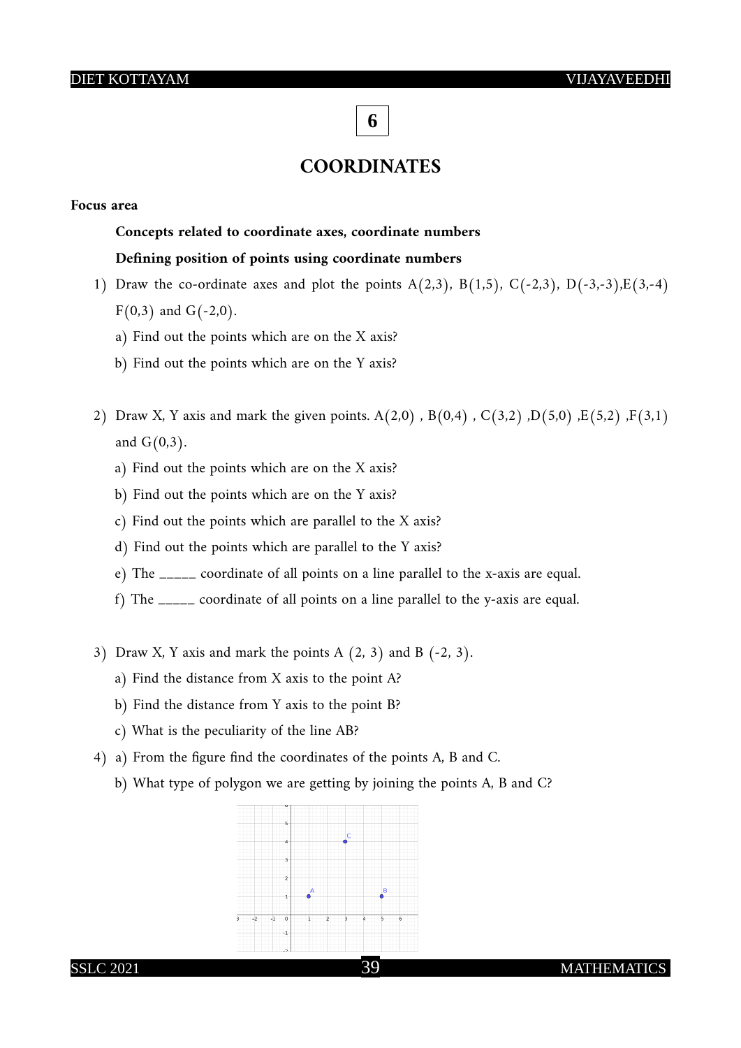# 6

## COORDINATES

**Focus area**

**Concepts related to coordinate axes, coordinate numbers**

**Defining position of points using coordinate numbers**

1) Draw the co-ordinate axes and plot the points A(2,3), B(1,5), C(-2,3), D(-3,-3), E(3,-4) F(0,3) and G(-2,0).

   a) Find out the points which are on the X axis?

   b) Find out the points which are on the Y axis?

2) Draw X, Y axis and mark the given points. A(2,0) , B(0,4) , C(3,2) , D(5,0) , E(5,2) , F(3,1) and G(0,3).

   a) Find out the points which are on the X axis?

   b) Find out the points which are on the Y axis?

   c) Find out the points which are parallel to the X axis?

   d) Find out the points which are parallel to the Y axis?

   e) The _____ coordinate of all points on a line parallel to the x-axis are equal.

   f) The _____ coordinate of all points on a line parallel to the y-axis are equal.

3) Draw X, Y axis and mark the points A (2, 3) and B (-2, 3).

   a) Find the distance from X axis to the point A?

   b) Find the distance from Y axis to the point B?

   c) What is the peculiarity of the line AB?

4) a) From the figure find the coordinates of the points A, B and C.

   b) What type of polygon we are getting by joining the points A, B and C?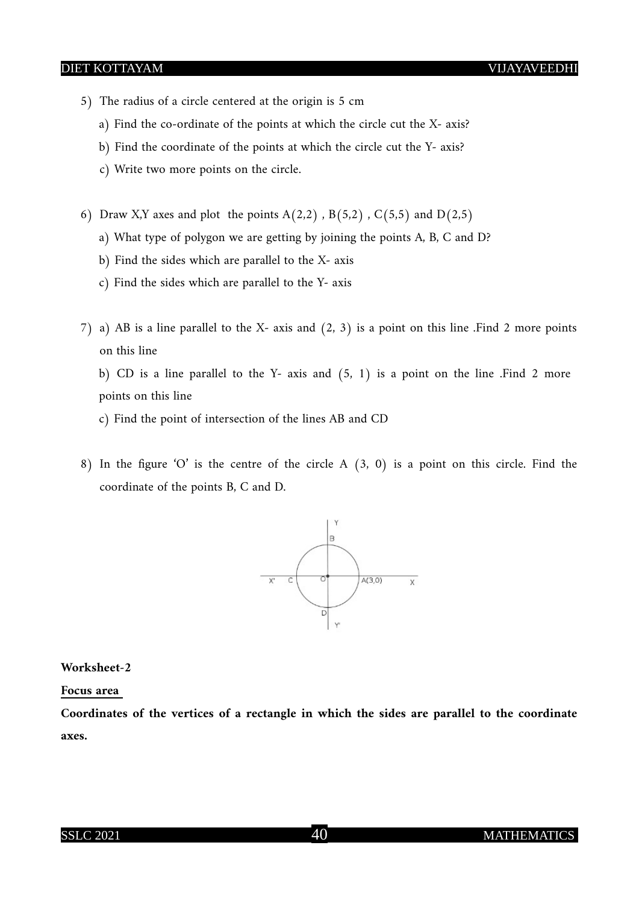5) The radius of a circle centered at the origin is 5 cm

   a) Find the co-ordinate of the points at which the circle cut the X- axis?

   b) Find the coordinate of the points at which the circle cut the Y- axis?

   c) Write two more points on the circle.

6) Draw X,Y axes and plot the points $A(2,2)$ , $B(5,2)$ , $C(5,5)$ and $D(2,5)$

   a) What type of polygon we are getting by joining the points A, B, C and D?

   b) Find the sides which are parallel to the X- axis

   c) Find the sides which are parallel to the Y- axis

7) a) AB is a line parallel to the X- axis and $(2, 3)$ is a point on this line .Find 2 more points on this line

   b) CD is a line parallel to the Y- axis and $(5, 1)$ is a point on the line .Find 2 more points on this line

   c) Find the point of intersection of the lines AB and CD

8) In the figure 'O' is the centre of the circle A $(3, 0)$ is a point on this circle. Find the coordinate of the points B, C and D.

**Worksheet-2**

**Focus area**

**Coordinates of the vertices of a rectangle in which the sides are parallel to the coordinate axes.**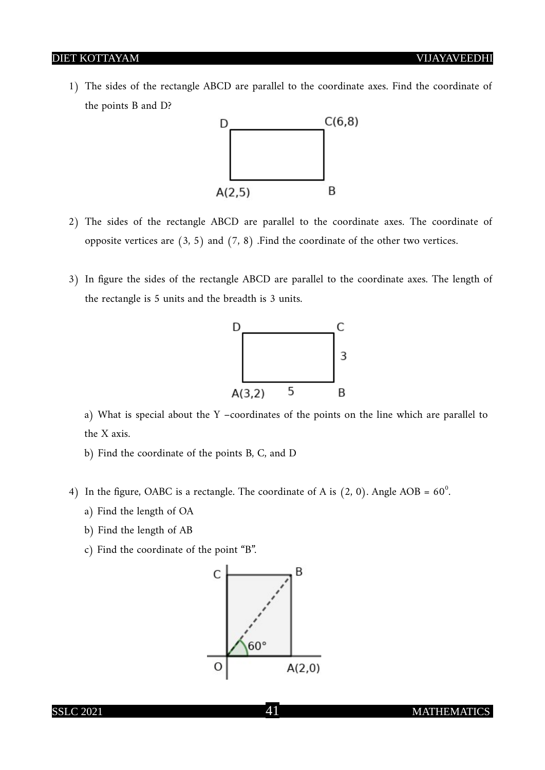1) The sides of the rectangle ABCD are parallel to the coordinate axes. Find the coordinate of the points B and D?

2) The sides of the rectangle ABCD are parallel to the coordinate axes. The coordinate of opposite vertices are $(3, 5)$ and $(7, 8)$ .Find the coordinate of the other two vertices.

3) In figure the sides of the rectangle ABCD are parallel to the coordinate axes. The length of the rectangle is 5 units and the breadth is 3 units.

   a) What is special about the Y –coordinates of the points on the line which are parallel to the X axis.

   b) Find the coordinate of the points B, C, and D

4) In the figure, OABC is a rectangle. The coordinate of A is $(2, 0)$. Angle AOB = $60^0$.

   a) Find the length of OA

   b) Find the length of AB

   c) Find the coordinate of the point "B".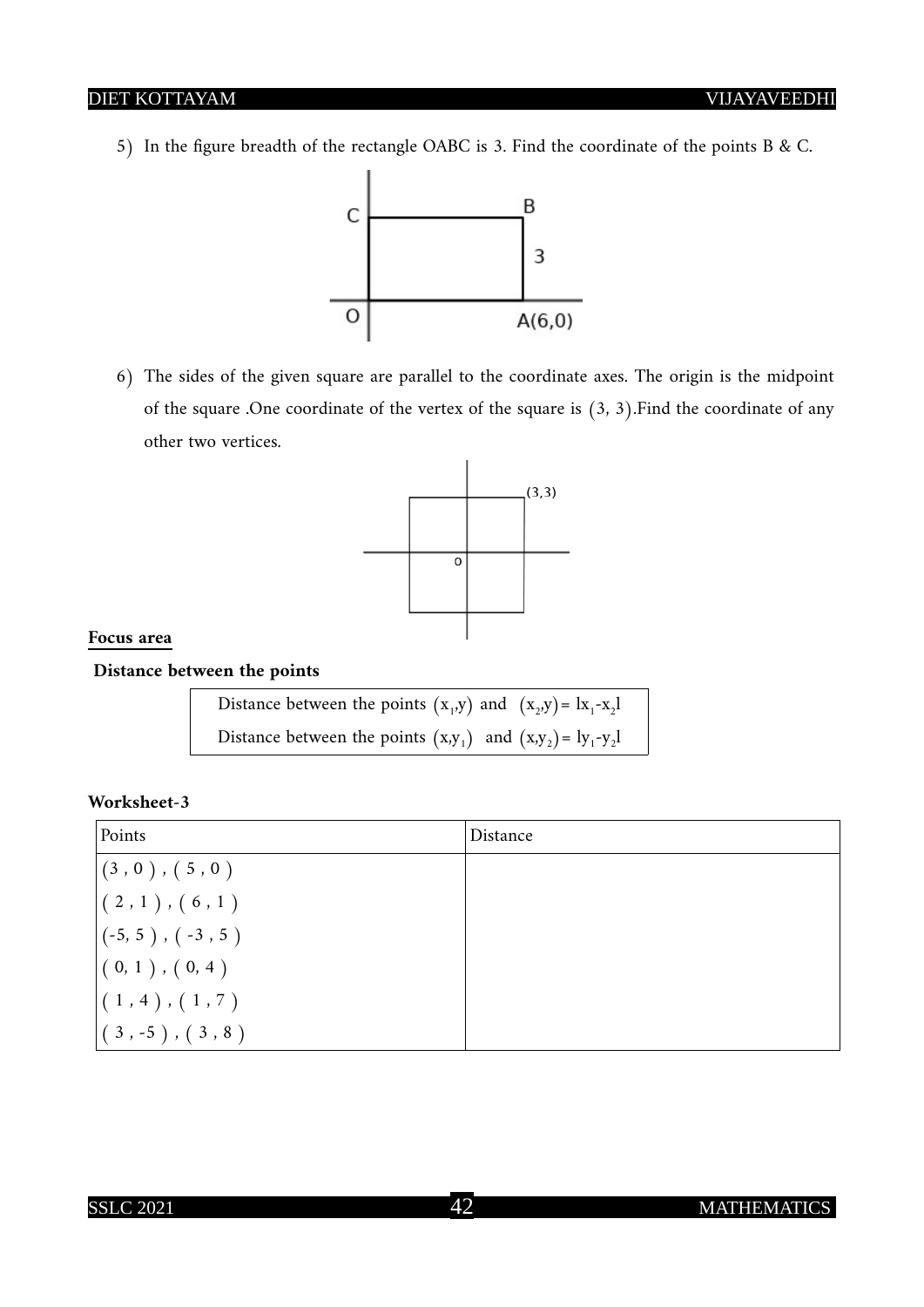5) In the figure breadth of the rectangle OABC is 3. Find the coordinate of the points B & C.

6) The sides of the given square are parallel to the coordinate axes. The origin is the midpoint of the square .One coordinate of the vertex of the square is $(3, 3)$.Find the coordinate of any other two vertices.

**Focus area**

**Distance between the points**

| |
|---|
| Distance between the points $(x_1,y)$ and $(x_2,y) = |x_1-x_2|$ |
| Distance between the points $(x,y_1)$ and $(x,y_2) = |y_1-y_2|$ |

**Worksheet-3**

| Points | Distance |
|---|---|
| ( 3 , 0 ) , ( 5 , 0 ) | |
| ( 2 , 1 ) , ( 6 , 1 ) | |
| (-5, 5 ) , ( -3 , 5 ) | |
| ( 0, 1 ) , ( 0, 4 ) | |
| ( 1 , 4 ) , ( 1 , 7 ) | |
| ( 3 , -5 ) , ( 3 , 8 ) | |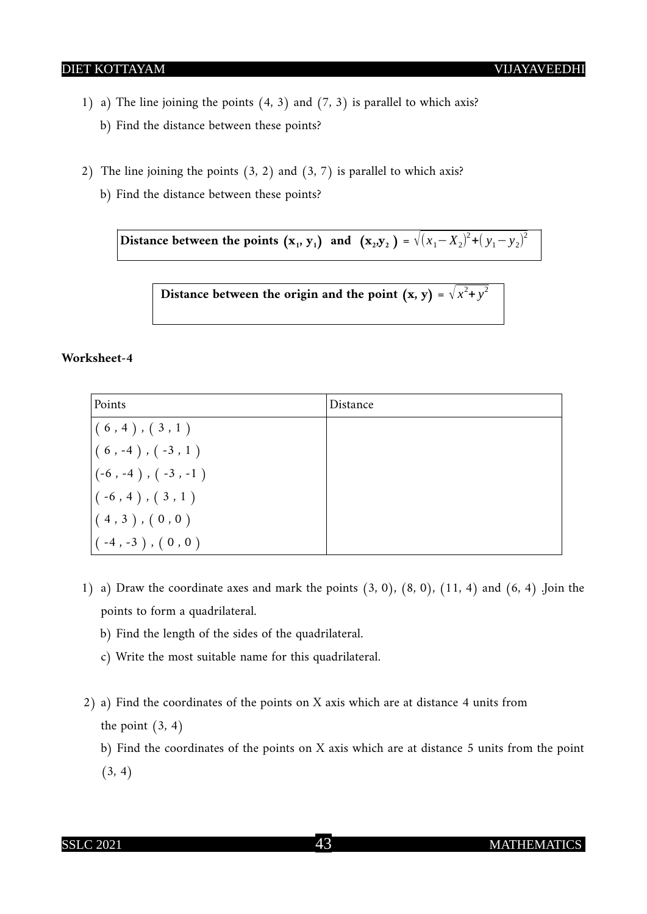1) a) The line joining the points $(4, 3)$ and $(7, 3)$ is parallel to which axis?

   b) Find the distance between these points?

2) The line joining the points $(3, 2)$ and $(3, 7)$ is parallel to which axis?

   b) Find the distance between these points?

**Distance between the points $(x_1, y_1)$ and $(x_2, y_2)$** = $\sqrt{(x_1 - X_2)^2 + (y_1 - y_2)^2}$

**Distance between the origin and the point $(x, y)$** = $\sqrt{x^2 + y^2}$

**Worksheet-4**

| Points | Distance |
|---|---|
| ( 6 , 4 ) , ( 3 , 1 ) | |
| ( 6 , -4 ) , ( -3 , 1 ) | |
| (-6 , -4 ) , ( -3 , -1 ) | |
| ( -6 , 4 ) , ( 3 , 1 ) | |
| ( 4 , 3 ) , ( 0 , 0 ) | |
| ( -4 , -3 ) , ( 0 , 0 ) | |

1) a) Draw the coordinate axes and mark the points $(3, 0)$, $(8, 0)$, $(11, 4)$ and $(6, 4)$ .Join the points to form a quadrilateral.

   b) Find the length of the sides of the quadrilateral.

   c) Write the most suitable name for this quadrilateral.

2) a) Find the coordinates of the points on X axis which are at distance 4 units from the point $(3, 4)$

   b) Find the coordinates of the points on X axis which are at distance 5 units from the point $(3, 4)$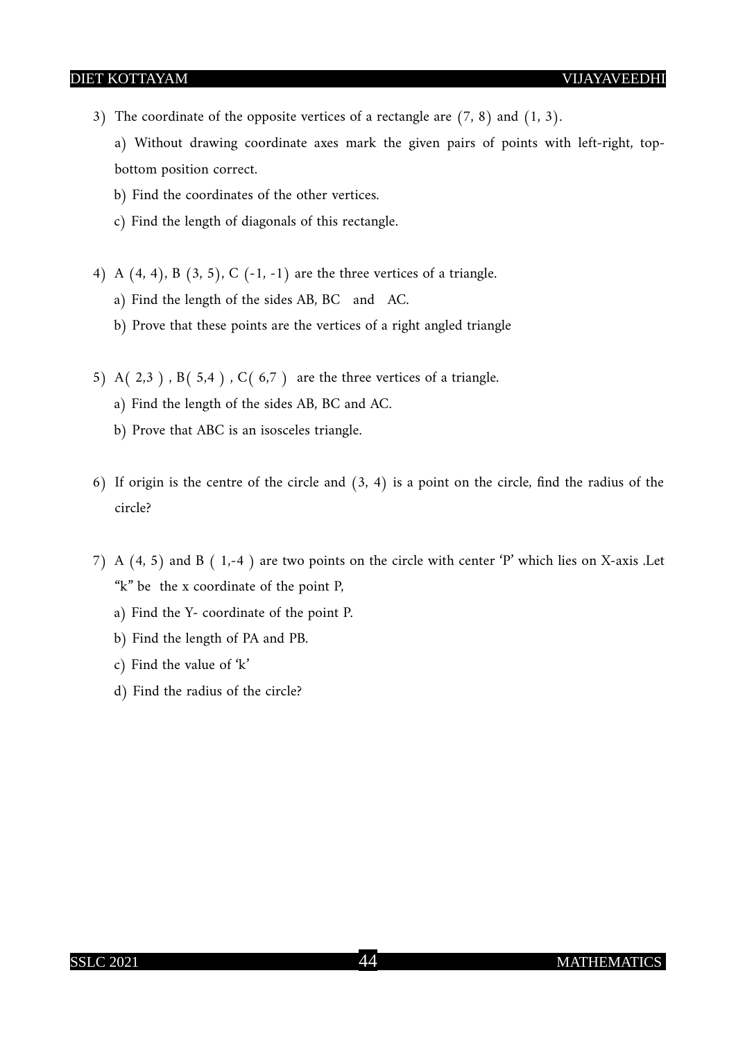3) The coordinate of the opposite vertices of a rectangle are $(7, 8)$ and $(1, 3)$.

   a) Without drawing coordinate axes mark the given pairs of points with left-right, top-bottom position correct.

   b) Find the coordinates of the other vertices.

   c) Find the length of diagonals of this rectangle.

4) A $(4, 4)$, B $(3, 5)$, C $(-1, -1)$ are the three vertices of a triangle.

   a) Find the length of the sides AB, BC and AC.

   b) Prove that these points are the vertices of a right angled triangle

5) A$(2,3)$ , B$(5,4)$ , C$(6,7)$ are the three vertices of a triangle.

   a) Find the length of the sides AB, BC and AC.

   b) Prove that ABC is an isosceles triangle.

6) If origin is the centre of the circle and $(3, 4)$ is a point on the circle, find the radius of the circle?

7) A $(4, 5)$ and B $(1,-4)$ are two points on the circle with center 'P' which lies on X-axis .Let "k" be the x coordinate of the point P,

   a) Find the Y- coordinate of the point P.

   b) Find the length of PA and PB.

   c) Find the value of 'k'

   d) Find the radius of the circle?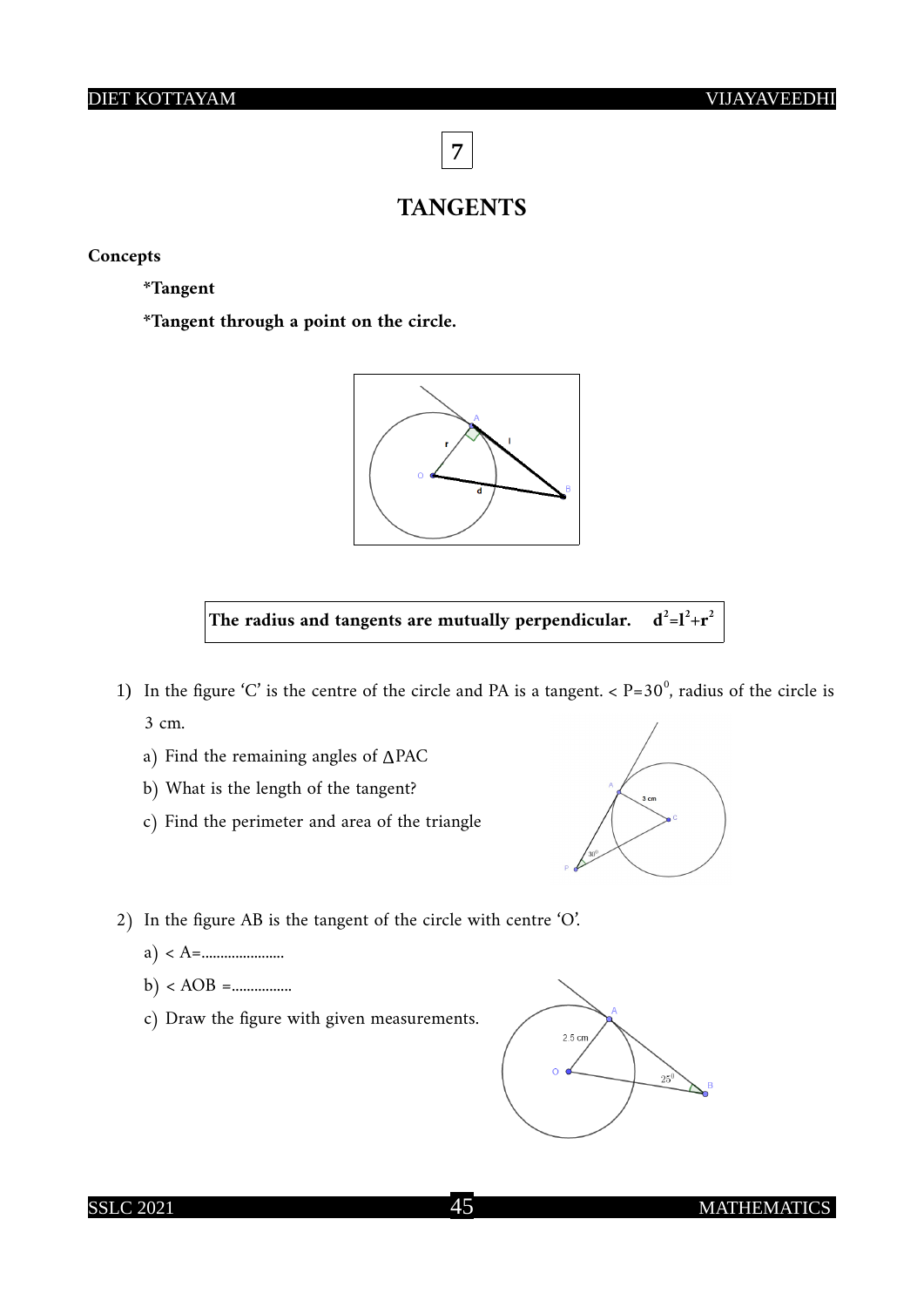# 7

## TANGENTS

**Concepts**

**\*Tangent**

**\*Tangent through a point on the circle.**

**The radius and tangents are mutually perpendicular.** $\mathbf{d^2=l^2+r^2}$

1) In the figure 'C' is the centre of the circle and PA is a tangent. $\angle P=30^0$, radius of the circle is 3 cm.

   a) Find the remaining angles of $\Delta$PAC

   b) What is the length of the tangent?

   c) Find the perimeter and area of the triangle

2) In the figure AB is the tangent of the circle with centre 'O'.

   a) $\angle$ A=......................

   b) $\angle$ AOB =................

   c) Draw the figure with given measurements.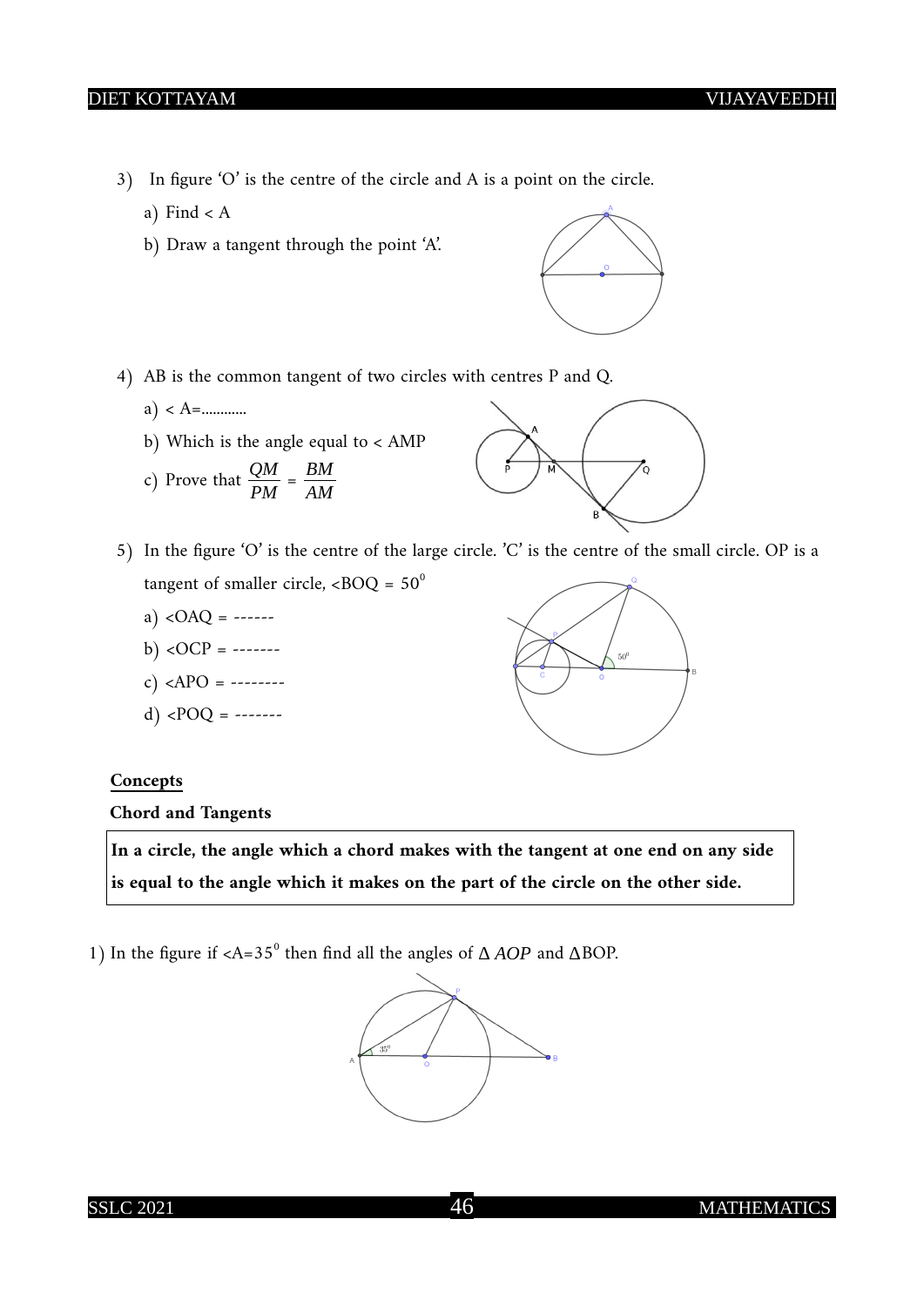3) In figure 'O' is the centre of the circle and A is a point on the circle.

a) Find < A

b) Draw a tangent through the point 'A'.

4) AB is the common tangent of two circles with centres P and Q.

a) < A=............

b) Which is the angle equal to < AMP

c) Prove that $\dfrac{QM}{PM} = \dfrac{BM}{AM}$

5) In the figure 'O' is the centre of the large circle. 'C' is the centre of the small circle. OP is a tangent of smaller circle, <BOQ = $50^0$

a) <OAQ = ------

b) <OCP = -------

c) <APO = --------

d) <POQ = -------

**Concepts**

**Chord and Tangents**

| **In a circle, the angle which a chord makes with the tangent at one end on any side is equal to the angle which it makes on the part of the circle on the other side.** |
|---|

1) In the figure if <A=$35^0$ then find all the angles of $\Delta\ AOP$ and $\Delta$BOP.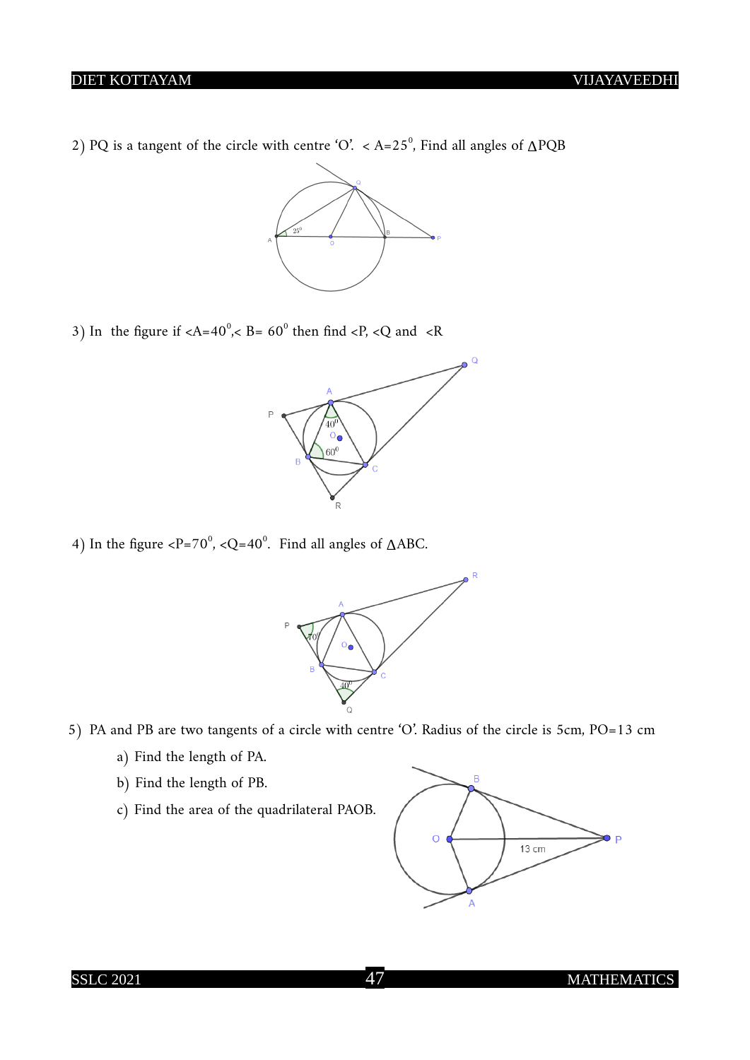2) PQ is a tangent of the circle with centre 'O'. $\angle A=25^0$, Find all angles of $\Delta$PQB

3) In the figure if $\angle A=40^0$, $\angle B= 60^0$ then find $\angle P$, $\angle Q$ and $\angle R$

4) In the figure $\angle P=70^0$, $\angle Q=40^0$. Find all angles of $\Delta$ABC.

5) PA and PB are two tangents of a circle with centre 'O'. Radius of the circle is 5cm, PO=13 cm

a) Find the length of PA.

b) Find the length of PB.

c) Find the area of the quadrilateral PAOB.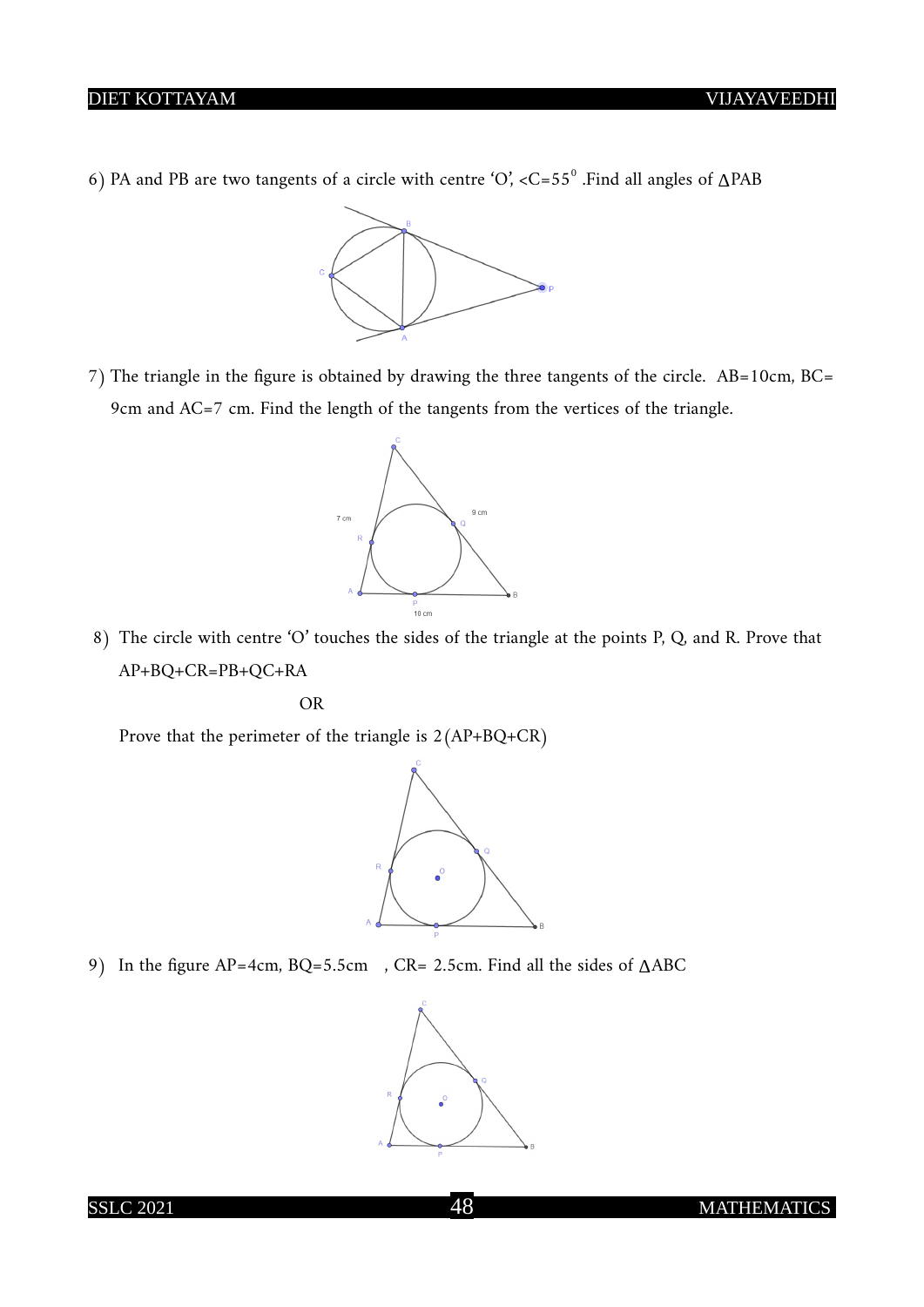6) PA and PB are two tangents of a circle with centre 'O', $\angle C = 55^0$ .Find all angles of $\Delta PAB$

7) The triangle in the figure is obtained by drawing the three tangents of the circle. AB=10cm, BC= 9cm and AC=7 cm. Find the length of the tangents from the vertices of the triangle.

8) The circle with centre 'O' touches the sides of the triangle at the points P, Q, and R. Prove that AP+BQ+CR=PB+QC+RA

OR

Prove that the perimeter of the triangle is 2(AP+BQ+CR)

9) In the figure AP=4cm, BQ=5.5cm , CR= 2.5cm. Find all the sides of $\Delta ABC$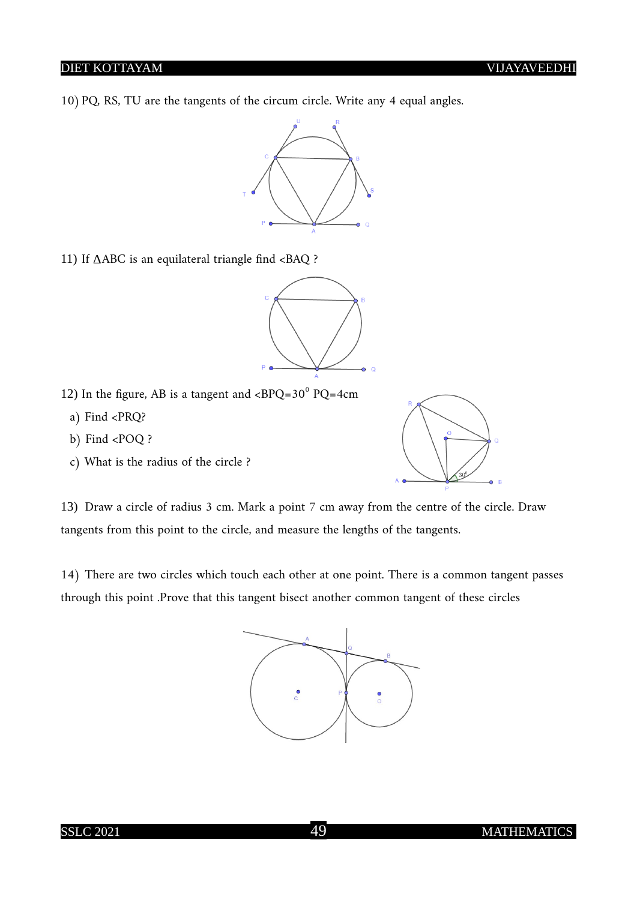10) PQ, RS, TU are the tangents of the circum circle. Write any 4 equal angles.

11) If $\Delta ABC$ is an equilateral triangle find $\angle BAQ$ ?

12) In the figure, AB is a tangent and $\angle BPQ = 30^0$ PQ=4cm

a) Find $\angle PRQ$?

b) Find $\angle POQ$ ?

c) What is the radius of the circle ?

13) Draw a circle of radius 3 cm. Mark a point 7 cm away from the centre of the circle. Draw tangents from this point to the circle, and measure the lengths of the tangents.

14) There are two circles which touch each other at one point. There is a common tangent passes through this point .Prove that this tangent bisect another common tangent of these circles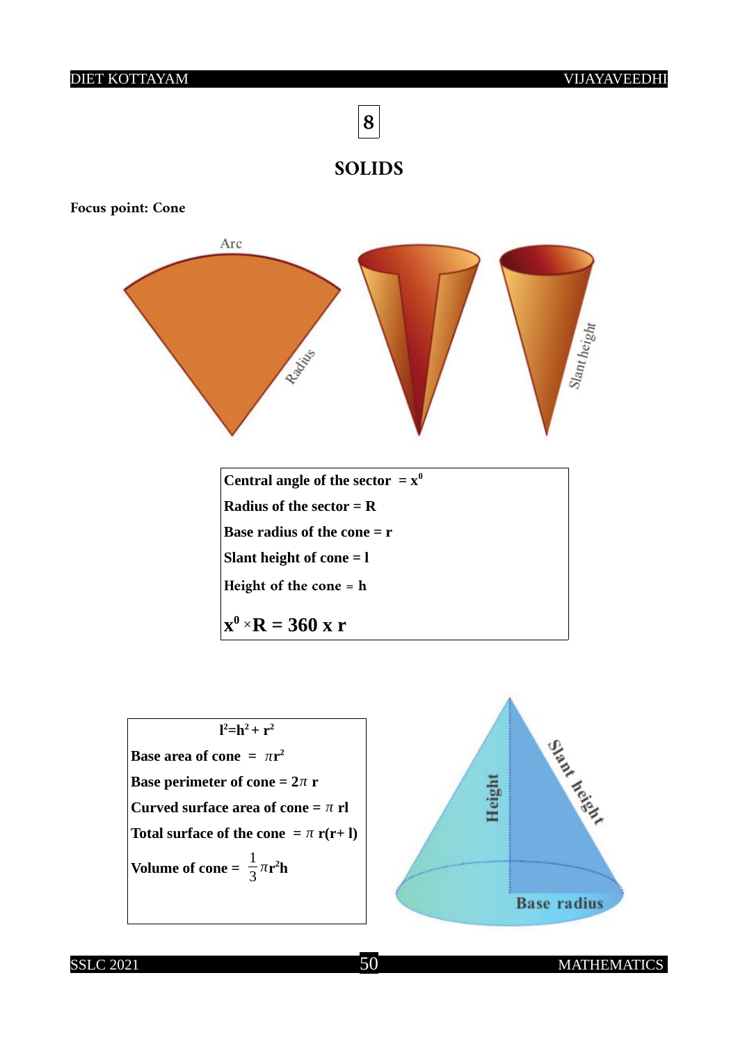# 8

## SOLIDS

**Focus point: Cone**

**Central angle of the sector** $= x^0$

**Radius of the sector = R**

**Base radius of the cone = r**

**Slant height of cone = l**

**Height of the cone = h**

$$x^0 \times R = 360 \times r$$

$$l^2 = h^2 + r^2$$

**Base area of cone** $= \pi r^2$

**Base perimeter of cone** $= 2\pi r$

**Curved surface area of cone** $= \pi rl$

**Total surface of the cone** $= \pi r(r + l)$

**Volume of cone** $= \frac{1}{3}\pi r^2 h$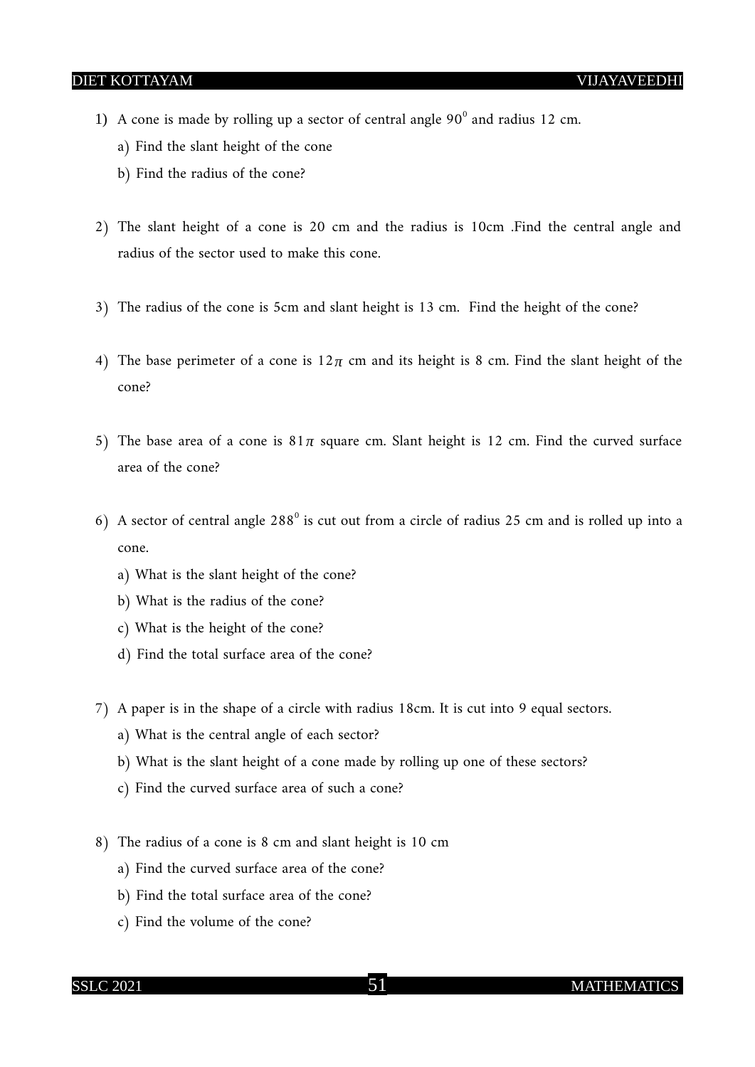1) A cone is made by rolling up a sector of central angle $90^0$ and radius 12 cm.

   a) Find the slant height of the cone

   b) Find the radius of the cone?

2) The slant height of a cone is 20 cm and the radius is 10cm .Find the central angle and radius of the sector used to make this cone.

3) The radius of the cone is 5cm and slant height is 13 cm. Find the height of the cone?

4) The base perimeter of a cone is $12\pi$ cm and its height is 8 cm. Find the slant height of the cone?

5) The base area of a cone is $81\pi$ square cm. Slant height is 12 cm. Find the curved surface area of the cone?

6) A sector of central angle $288^0$ is cut out from a circle of radius 25 cm and is rolled up into a cone.

   a) What is the slant height of the cone?

   b) What is the radius of the cone?

   c) What is the height of the cone?

   d) Find the total surface area of the cone?

7) A paper is in the shape of a circle with radius 18cm. It is cut into 9 equal sectors.

   a) What is the central angle of each sector?

   b) What is the slant height of a cone made by rolling up one of these sectors?

   c) Find the curved surface area of such a cone?

8) The radius of a cone is 8 cm and slant height is 10 cm

   a) Find the curved surface area of the cone?

   b) Find the total surface area of the cone?

   c) Find the volume of the cone?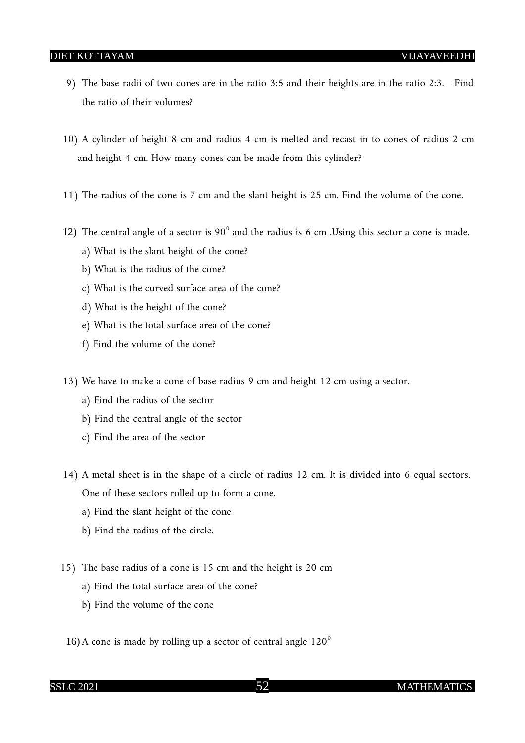9) The base radii of two cones are in the ratio 3:5 and their heights are in the ratio 2:3. Find the ratio of their volumes?

10) A cylinder of height 8 cm and radius 4 cm is melted and recast in to cones of radius 2 cm and height 4 cm. How many cones can be made from this cylinder?

11) The radius of the cone is 7 cm and the slant height is 25 cm. Find the volume of the cone.

12) The central angle of a sector is $90^0$ and the radius is 6 cm .Using this sector a cone is made.
   a) What is the slant height of the cone?
   b) What is the radius of the cone?
   c) What is the curved surface area of the cone?
   d) What is the height of the cone?
   e) What is the total surface area of the cone?
   f) Find the volume of the cone?

13) We have to make a cone of base radius 9 cm and height 12 cm using a sector.
   a) Find the radius of the sector
   b) Find the central angle of the sector
   c) Find the area of the sector

14) A metal sheet is in the shape of a circle of radius 12 cm. It is divided into 6 equal sectors. One of these sectors rolled up to form a cone.
   a) Find the slant height of the cone
   b) Find the radius of the circle.

15) The base radius of a cone is 15 cm and the height is 20 cm
   a) Find the total surface area of the cone?
   b) Find the volume of the cone

16) A cone is made by rolling up a sector of central angle $120^0$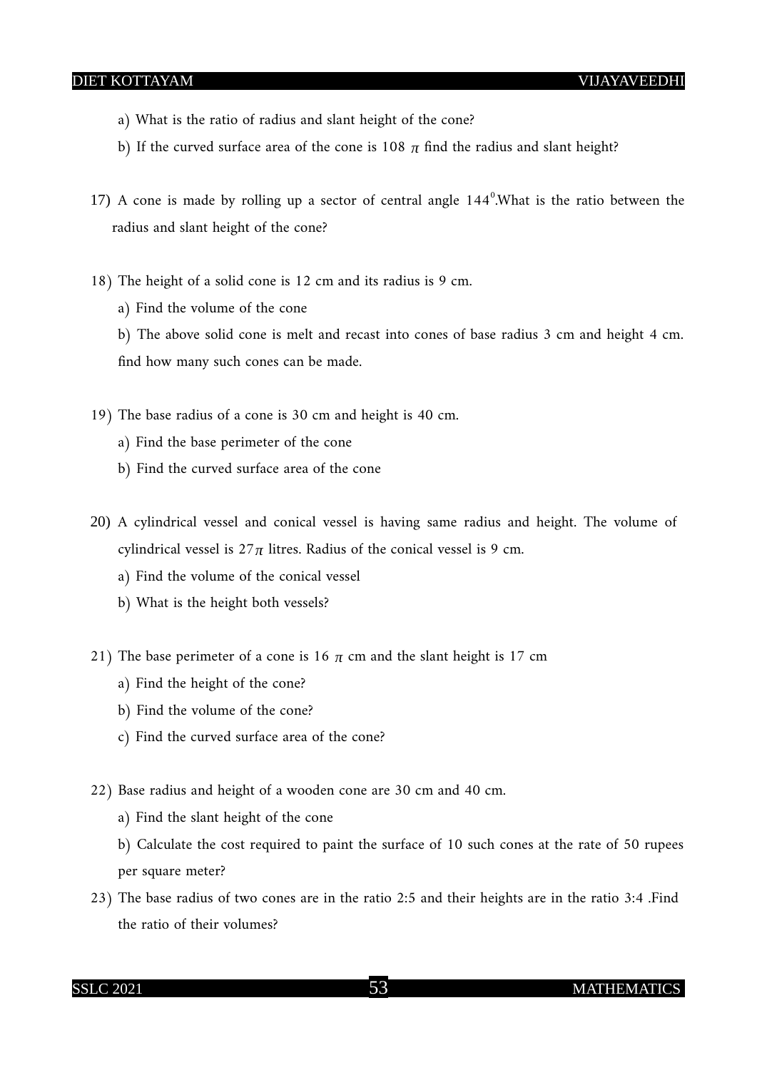a) What is the ratio of radius and slant height of the cone?

b) If the curved surface area of the cone is $108\pi$ find the radius and slant height?

17) A cone is made by rolling up a sector of central angle $144^0$.What is the ratio between the radius and slant height of the cone?

18) The height of a solid cone is 12 cm and its radius is 9 cm.

a) Find the volume of the cone

b) The above solid cone is melt and recast into cones of base radius 3 cm and height 4 cm. find how many such cones can be made.

19) The base radius of a cone is 30 cm and height is 40 cm.

a) Find the base perimeter of the cone

b) Find the curved surface area of the cone

20) A cylindrical vessel and conical vessel is having same radius and height. The volume of cylindrical vessel is $27\pi$ litres. Radius of the conical vessel is 9 cm.

a) Find the volume of the conical vessel

b) What is the height both vessels?

21) The base perimeter of a cone is $16\pi$ cm and the slant height is 17 cm

a) Find the height of the cone?

b) Find the volume of the cone?

c) Find the curved surface area of the cone?

22) Base radius and height of a wooden cone are 30 cm and 40 cm.

a) Find the slant height of the cone

b) Calculate the cost required to paint the surface of 10 such cones at the rate of 50 rupees per square meter?

23) The base radius of two cones are in the ratio 2:5 and their heights are in the ratio 3:4 .Find the ratio of their volumes?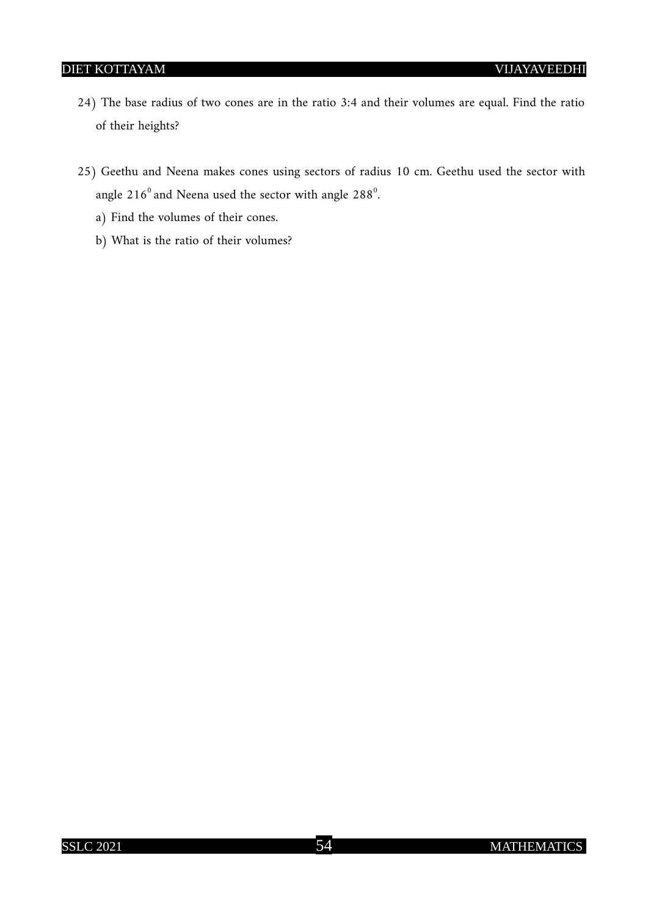24) The base radius of two cones are in the ratio 3:4 and their volumes are equal. Find the ratio of their heights?

25) Geethu and Neena makes cones using sectors of radius 10 cm. Geethu used the sector with angle $216^0$ and Neena used the sector with angle $288^0$.

a) Find the volumes of their cones.

b) What is the ratio of their volumes?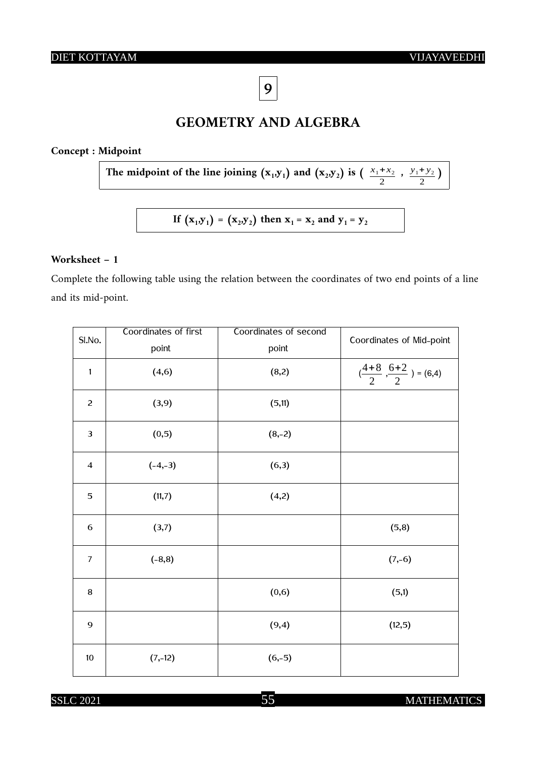# 9

# GEOMETRY AND ALGEBRA

**Concept : Midpoint**

**The midpoint of the line joining $(x_1,y_1)$ and $(x_2,y_2)$ is $\left(\frac{x_1+x_2}{2}, \frac{y_1+y_2}{2}\right)$**

**If $(x_1,y_1) = (x_2,y_2)$ then $x_1 = x_2$ and $y_1 = y_2$**

**Worksheet – 1**

Complete the following table using the relation between the coordinates of two end points of a line and its mid-point.

| Sl.No. | Coordinates of first point | Coordinates of second point | Coordinates of Mid-point |
|---|---|---|---|
| 1 | (4,6) | (8,2) | $\left(\frac{4+8}{2}, \frac{6+2}{2}\right)$ = (6,4) |
| 2 | (3,9) | (5,11) | |
| 3 | (0,5) | (8,-2) | |
| 4 | (-4,-3) | (6,3) | |
| 5 | (11,7) | (4,2) | |
| 6 | (3,7) | | (5,8) |
| 7 | (-8,8) | | (7,-6) |
| 8 | | (0,6) | (5,1) |
| 9 | | (9,4) | (12,5) |
| 10 | (7,-12) | (6,-5) | |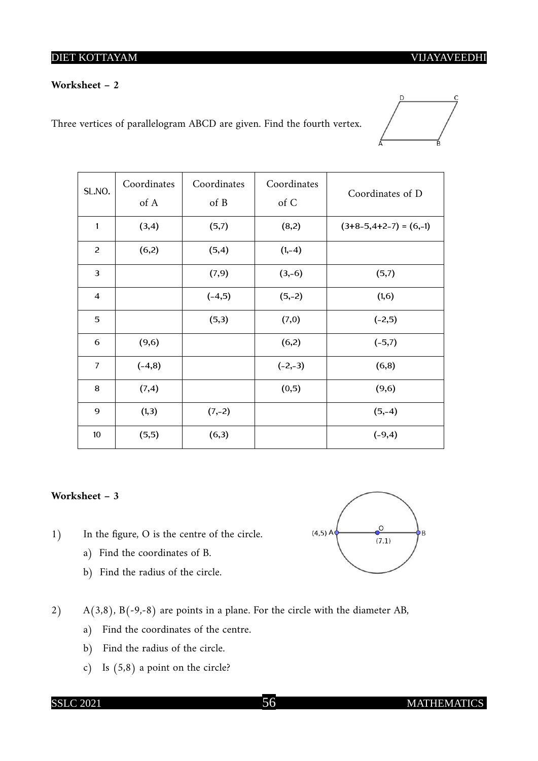**Worksheet – 2**

Three vertices of parallelogram ABCD are given. Find the fourth vertex.

| SL.NO. | Coordinates of A | Coordinates of B | Coordinates of C | Coordinates of D |
|---|---|---|---|---|
| 1 | (3,4) | (5,7) | (8,2) | (3+8-5,4+2-7) = (6,-1) |
| 2 | (6,2) | (5,4) | (1,-4) | |
| 3 | | (7,9) | (3,-6) | (5,7) |
| 4 | | (-4,5) | (5,-2) | (1,6) |
| 5 | | (5,3) | (7,0) | (-2,5) |
| 6 | (9,6) | | (6,2) | (-5,7) |
| 7 | (-4,8) | | (-2,-3) | (6,8) |
| 8 | (7,4) | | (0,5) | (9,6) |
| 9 | (1,3) | (7,-2) | | (5,-4) |
| 10 | (5,5) | (6,3) | | (-9,4) |

**Worksheet – 3**

1) In the figure, O is the centre of the circle.

   a) Find the coordinates of B.

   b) Find the radius of the circle.

   (4,5) A, O (7,1), B

2) A(3,8), B(-9,-8) are points in a plane. For the circle with the diameter AB,

   a) Find the coordinates of the centre.

   b) Find the radius of the circle.

   c) Is (5,8) a point on the circle?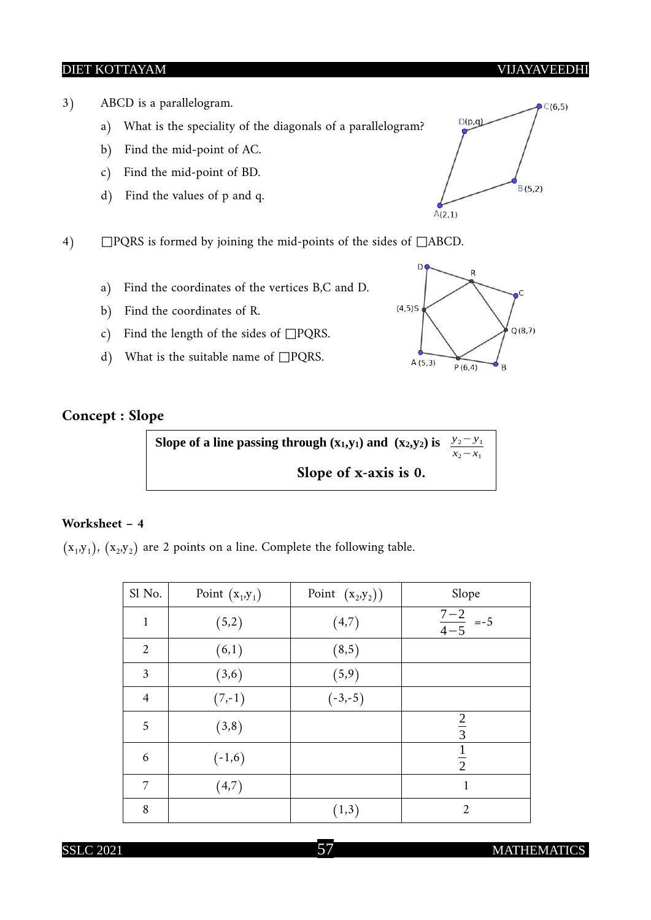3) ABCD is a parallelogram.

a) What is the speciality of the diagonals of a parallelogram?

b) Find the mid-point of AC.

c) Find the mid-point of BD.

d) Find the values of p and q.

D(p,q) C(6,5) B(5,2) A(2,1)

4) □PQRS is formed by joining the mid-points of the sides of □ABCD.

a) Find the coordinates of the vertices B,C and D.

b) Find the coordinates of R.

c) Find the length of the sides of □PQRS.

d) What is the suitable name of □PQRS.

D R C (4,5)S Q(8,7) A (5,3) P (6,4) B

## Concept : Slope

**Slope of a line passing through $(x_1,y_1)$ and $(x_2,y_2)$ is** $\frac{y_2-y_1}{x_2-x_1}$

**Slope of x-axis is 0.**

### Worksheet – 4

$(x_1,y_1)$, $(x_2,y_2)$ are 2 points on a line. Complete the following table.

| Sl No. | Point $(x_1,y_1)$ | Point $(x_2,y_2)$ | Slope |
|---|---|---|---|
| 1 | (5,2) | (4,7) | $\frac{7-2}{4-5}$ =-5 |
| 2 | (6,1) | (8,5) | |
| 3 | (3,6) | (5,9) | |
| 4 | (7,-1) | (-3,-5) | |
| 5 | (3,8) | | $\frac{2}{3}$ |
| 6 | (-1,6) | | $\frac{1}{2}$ |
| 7 | (4,7) | | 1 |
| 8 | | (1,3) | 2 |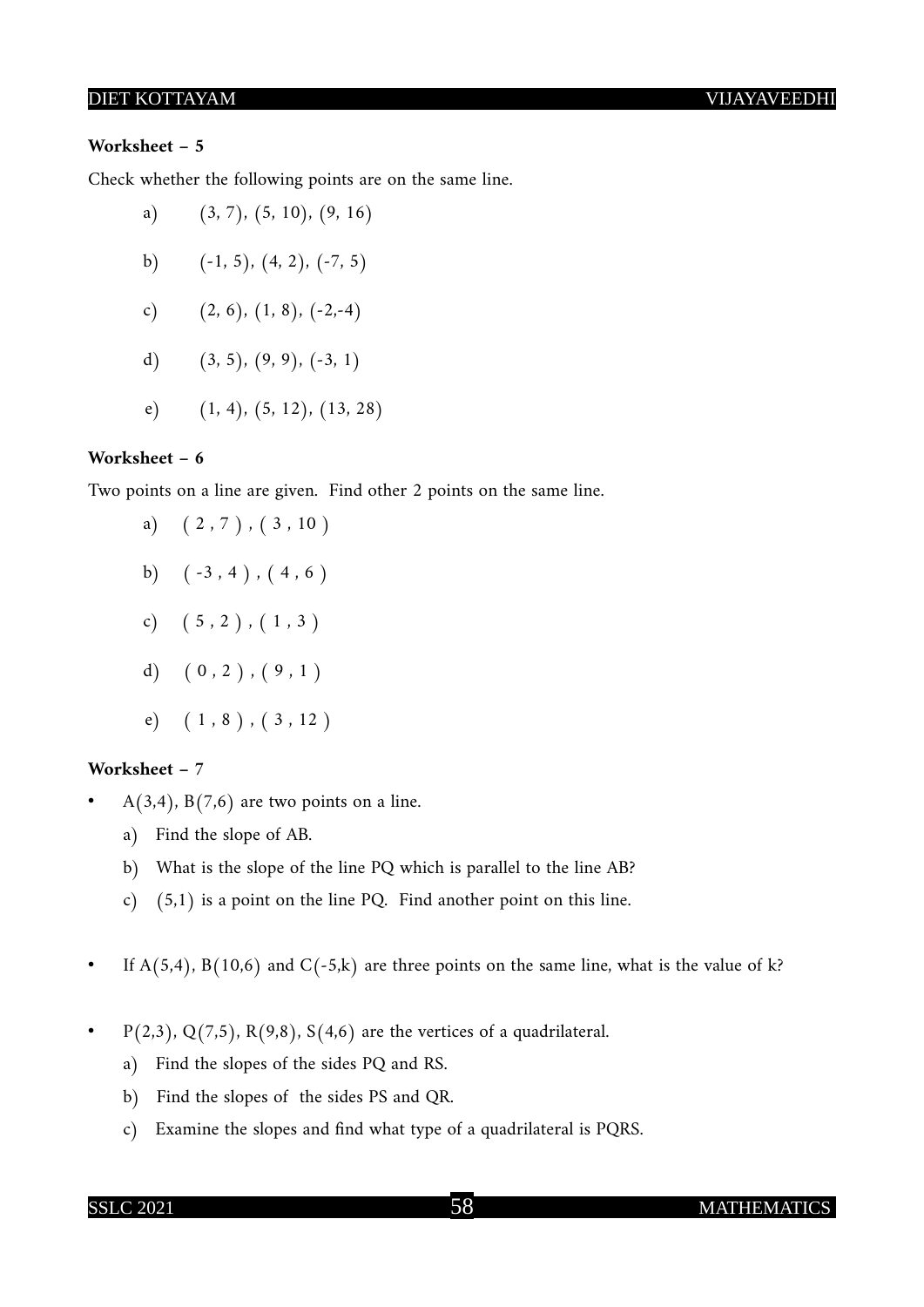**Worksheet – 5**

Check whether the following points are on the same line.

a) $(3, 7)$, $(5, 10)$, $(9, 16)$

b) $(-1, 5)$, $(4, 2)$, $(-7, 5)$

c) $(2, 6)$, $(1, 8)$, $(-2,-4)$

d) $(3, 5)$, $(9, 9)$, $(-3, 1)$

e) $(1, 4)$, $(5, 12)$, $(13, 28)$

**Worksheet – 6**

Two points on a line are given. Find other 2 points on the same line.

a) $(2, 7)$, $(3, 10)$

b) $(-3, 4)$, $(4, 6)$

c) $(5, 2)$, $(1, 3)$

d) $(0, 2)$, $(9, 1)$

e) $(1, 8)$, $(3, 12)$

**Worksheet – 7**

- $A(3,4)$, $B(7,6)$ are two points on a line.
  a) Find the slope of AB.
  b) What is the slope of the line PQ which is parallel to the line AB?
  c) $(5,1)$ is a point on the line PQ. Find another point on this line.

- If $A(5,4)$, $B(10,6)$ and $C(-5,k)$ are three points on the same line, what is the value of k?

- $P(2,3)$, $Q(7,5)$, $R(9,8)$, $S(4,6)$ are the vertices of a quadrilateral.
  a) Find the slopes of the sides PQ and RS.
  b) Find the slopes of the sides PS and QR.
  c) Examine the slopes and find what type of a quadrilateral is PQRS.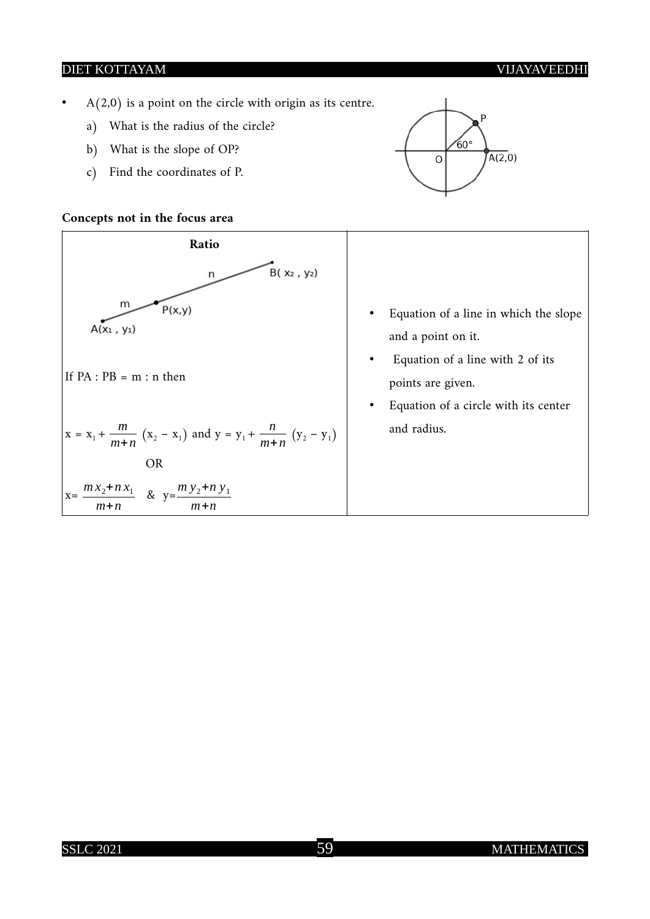- $A(2,0)$ is a point on the circle with origin as its centre.
    a) What is the radius of the circle?
    b) What is the slope of OP?
    c) Find the coordinates of P.

**Concepts not in the focus area**

| **Ratio** | |
|---|---|
| If PA : PB = m : n then <br><br> $x = x_1 + \frac{m}{m+n}(x_2 - x_1)$ and $y = y_1 + \frac{n}{m+n}(y_2 - y_1)$ <br><br> OR <br><br> $x = \frac{m x_2 + n x_1}{m+n}$ & $y = \frac{m y_2 + n y_1}{m+n}$ | • Equation of a line in which the slope and a point on it. <br> • Equation of a line with 2 of its points are given. <br> • Equation of a circle with its center and radius. |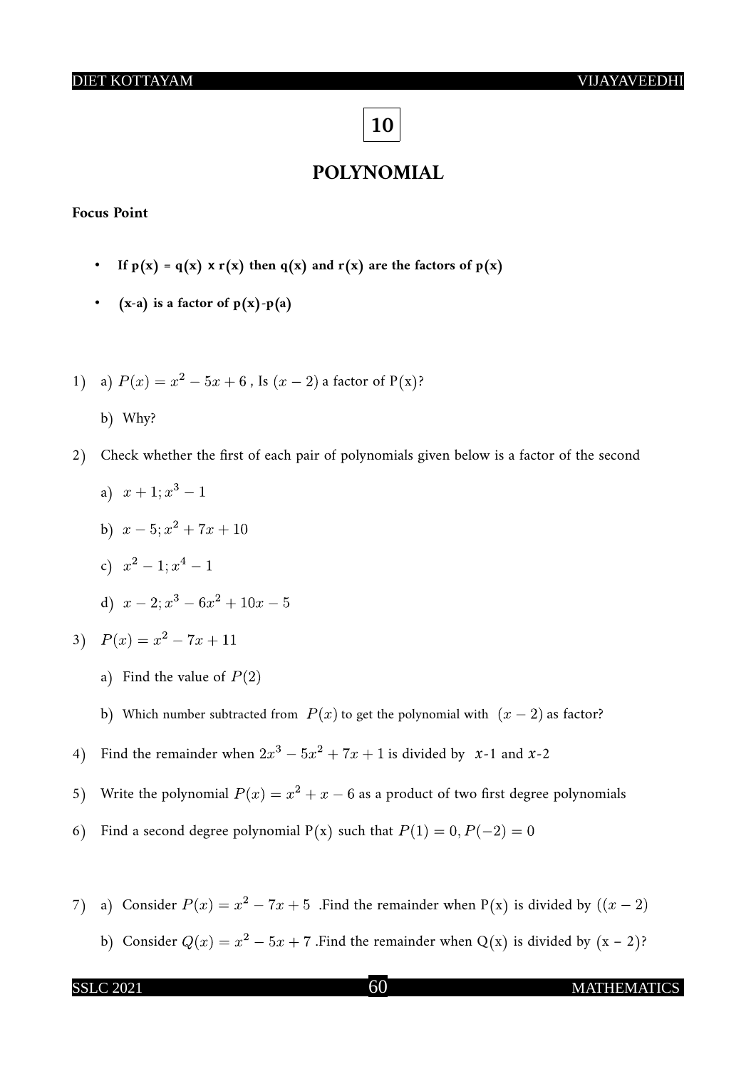# 10

## POLYNOMIAL

**Focus Point**

- **If p(x) = q(x) x r(x) then q(x) and r(x) are the factors of p(x)**
- **(x-a) is a factor of p(x)-p(a)**

1) a) $P(x) = x^2 - 5x + 6$ , Is $(x-2)$ a factor of P(x)?

   b) Why?

2) Check whether the first of each pair of polynomials given below is a factor of the second

   a) $x+1; x^3 - 1$

   b) $x-5; x^2 + 7x + 10$

   c) $x^2 - 1; x^4 - 1$

   d) $x-2; x^3 - 6x^2 + 10x - 5$

3) $P(x) = x^2 - 7x + 11$

   a) Find the value of $P(2)$

   b) Which number subtracted from $P(x)$ to get the polynomial with $(x-2)$ as factor?

4) Find the remainder when $2x^3 - 5x^2 + 7x + 1$ is divided by $x$-1 and $x$-2

5) Write the polynomial $P(x) = x^2 + x - 6$ as a product of two first degree polynomials

6) Find a second degree polynomial P(x) such that $P(1) = 0, P(-2) = 0$

7) a) Consider $P(x) = x^2 - 7x + 5$ .Find the remainder when P(x) is divided by $((x-2)$

   b) Consider $Q(x) = x^2 - 5x + 7$ .Find the remainder when Q(x) is divided by (x – 2)?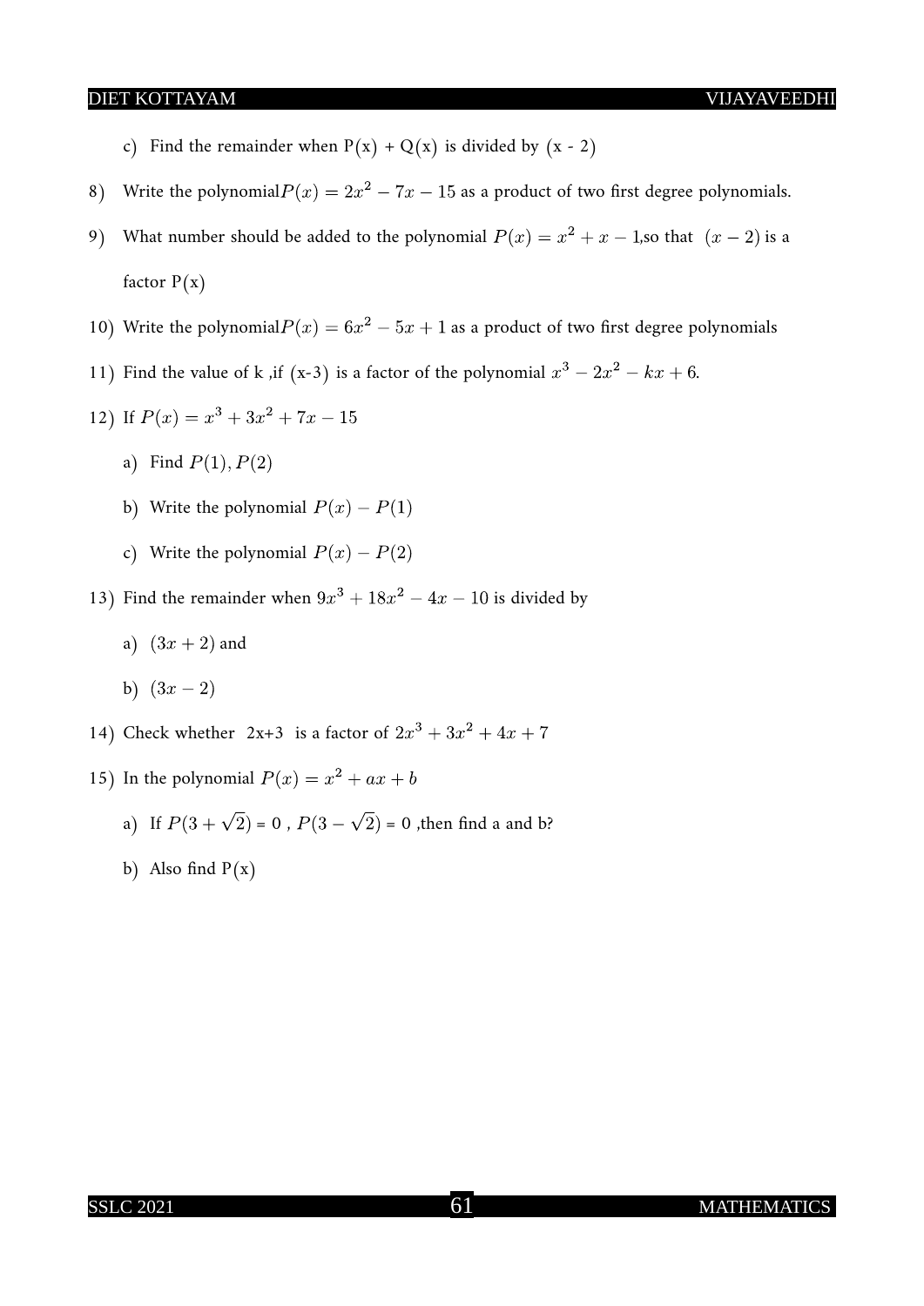c) Find the remainder when P(x) + Q(x) is divided by (x - 2)

8) Write the polynomial $P(x) = 2x^2 - 7x - 15$ as a product of two first degree polynomials.

9) What number should be added to the polynomial $P(x) = x^2 + x - 1$,so that $(x - 2)$ is a factor P(x)

10) Write the polynomial $P(x) = 6x^2 - 5x + 1$ as a product of two first degree polynomials

11) Find the value of k ,if (x-3) is a factor of the polynomial $x^3 - 2x^2 - kx + 6$.

12) If $P(x) = x^3 + 3x^2 + 7x - 15$

   a) Find $P(1), P(2)$

   b) Write the polynomial $P(x) - P(1)$

   c) Write the polynomial $P(x) - P(2)$

13) Find the remainder when $9x^3 + 18x^2 - 4x - 10$ is divided by

   a) $(3x + 2)$ and

   b) $(3x - 2)$

14) Check whether 2x+3 is a factor of $2x^3 + 3x^2 + 4x + 7$

15) In the polynomial $P(x) = x^2 + ax + b$

   a) If $P(3 + \sqrt{2}) = 0$ , $P(3 - \sqrt{2}) = 0$ ,then find a and b?

   b) Also find P(x)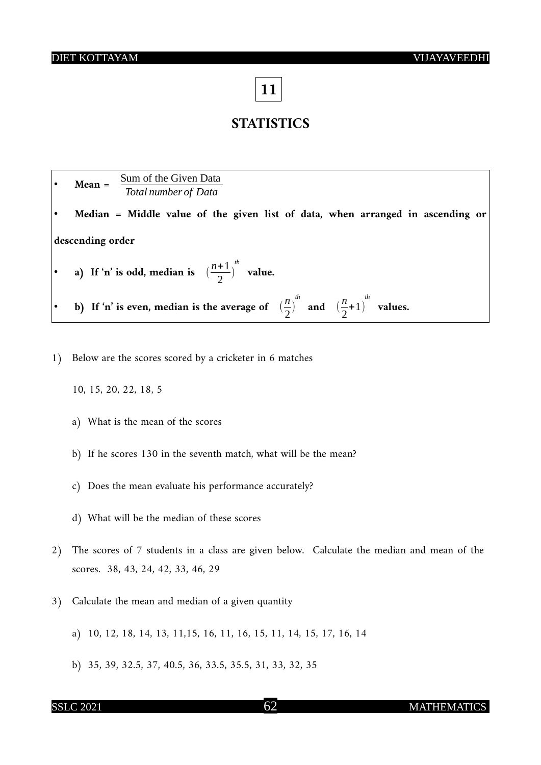## 11

# STATISTICS

- **Mean** = $\frac{\text{Sum of the Given Data}}{\textit{Total number of Data}}$
- **Median = Middle value of the given list of data, when arranged in ascending or descending order**
- **a) If 'n' is odd, median is** $\left(\frac{n+1}{2}\right)^{th}$ **value.**
- **b) If 'n' is even, median is the average of** $\left(\frac{n}{2}\right)^{th}$ **and** $\left(\frac{n}{2}+1\right)^{th}$ **values.**

1) Below are the scores scored by a cricketer in 6 matches

   10, 15, 20, 22, 18, 5

   a) What is the mean of the scores

   b) If he scores 130 in the seventh match, what will be the mean?

   c) Does the mean evaluate his performance accurately?

   d) What will be the median of these scores

2) The scores of 7 students in a class are given below. Calculate the median and mean of the scores. 38, 43, 24, 42, 33, 46, 29

3) Calculate the mean and median of a given quantity

   a) 10, 12, 18, 14, 13, 11,15, 16, 11, 16, 15, 11, 14, 15, 17, 16, 14

   b) 35, 39, 32.5, 37, 40.5, 36, 33.5, 35.5, 31, 33, 32, 35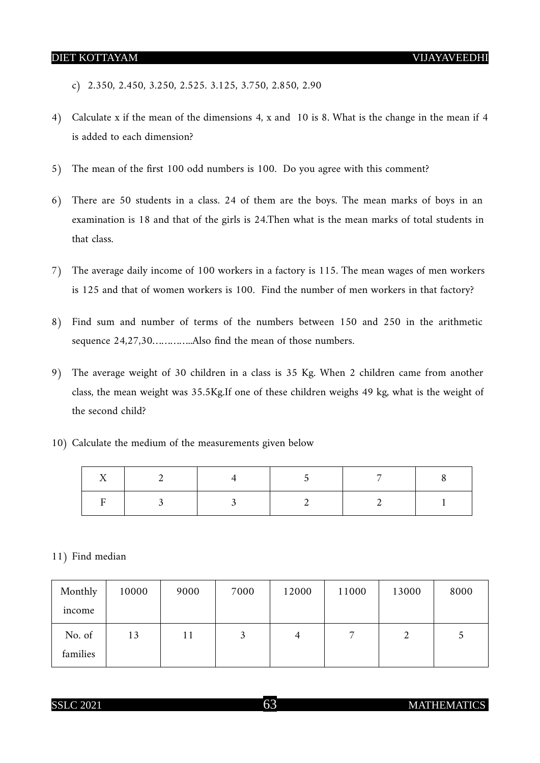c) 2.350, 2.450, 3.250, 2.525. 3.125, 3.750, 2.850, 2.90

4) Calculate x if the mean of the dimensions 4, x and 10 is 8. What is the change in the mean if 4 is added to each dimension?

5) The mean of the first 100 odd numbers is 100. Do you agree with this comment?

6) There are 50 students in a class. 24 of them are the boys. The mean marks of boys in an examination is 18 and that of the girls is 24.Then what is the mean marks of total students in that class.

7) The average daily income of 100 workers in a factory is 115. The mean wages of men workers is 125 and that of women workers is 100. Find the number of men workers in that factory?

8) Find sum and number of terms of the numbers between 150 and 250 in the arithmetic sequence 24,27,30…………..Also find the mean of those numbers.

9) The average weight of 30 children in a class is 35 Kg. When 2 children came from another class, the mean weight was 35.5Kg.If one of these children weighs 49 kg, what is the weight of the second child?

10) Calculate the medium of the measurements given below

| X | 2 | 4 | 5 | 7 | 8 |
|---|---|---|---|---|---|
| F | 3 | 3 | 2 | 2 | 1 |

11) Find median

| Monthly income | 10000 | 9000 | 7000 | 12000 | 11000 | 13000 | 8000 |
|---|---|---|---|---|---|---|---|
| No. of families | 13 | 11 | 3 | 4 | 7 | 2 | 5 |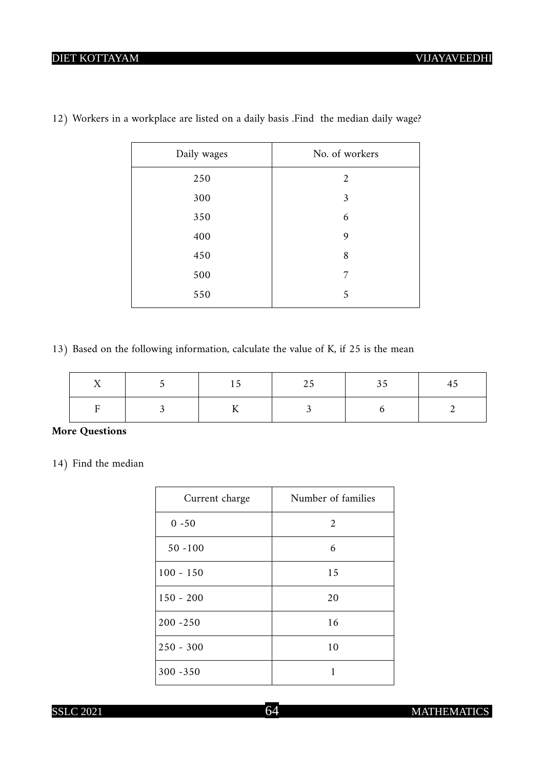12) Workers in a workplace are listed on a daily basis .Find  the median daily wage?

| Daily wages | No. of workers |
| --- | --- |
| 250 | 2 |
| 300 | 3 |
| 350 | 6 |
| 400 | 9 |
| 450 | 8 |
| 500 | 7 |
| 550 | 5 |

13) Based on the following information, calculate the value of K, if 25 is the mean

| X | 5 | 15 | 25 | 35 | 45 |
| --- | --- | --- | --- | --- | --- |
| F | 3 | K | 3 | 6 | 2 |

**More Questions**

14) Find the median

| Current charge | Number of families |
| --- | --- |
| 0 -50 | 2 |
| 50 -100 | 6 |
| 100 - 150 | 15 |
| 150 - 200 | 20 |
| 200 -250 | 16 |
| 250 - 300 | 10 |
| 300 -350 | 1 |